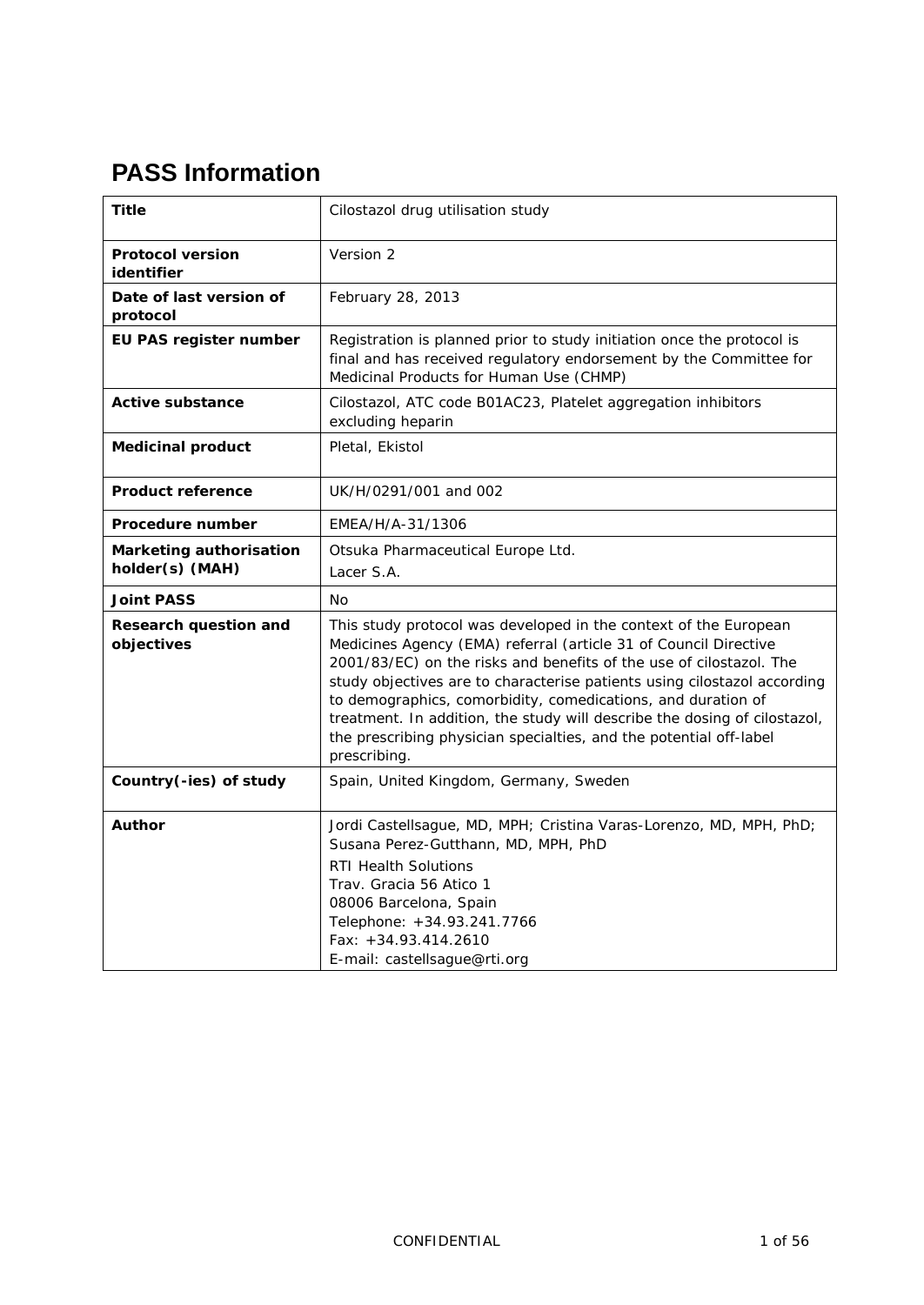# PASS Information

| Title | Cilostazol drug utilisation study |
|---|---|
| **Protocol version identifier** | Version 2 |
| **Date of last version of protocol** | February 28, 2013 |
| **EU PAS register number** | Registration is planned prior to study initiation once the protocol is final and has received regulatory endorsement by the Committee for Medicinal Products for Human Use (CHMP) |
| **Active substance** | Cilostazol, ATC code B01AC23, Platelet aggregation inhibitors excluding heparin |
| **Medicinal product** | Pletal, Ekistol |
| **Product reference** | UK/H/0291/001 and 002 |
| **Procedure number** | EMEA/H/A-31/1306 |
| **Marketing authorisation holder(s) (MAH)** | Otsuka Pharmaceutical Europe Ltd.<br>Lacer S.A. |
| **Joint PASS** | No |
| **Research question and objectives** | This study protocol was developed in the context of the European Medicines Agency (EMA) referral (article 31 of Council Directive 2001/83/EC) on the risks and benefits of the use of cilostazol. The study objectives are to characterise patients using cilostazol according to demographics, comorbidity, comedications, and duration of treatment. In addition, the study will describe the dosing of cilostazol, the prescribing physician specialties, and the potential off-label prescribing. |
| **Country(-ies) of study** | Spain, United Kingdom, Germany, Sweden |
| **Author** | Jordi Castellsague, MD, MPH; Cristina Varas-Lorenzo, MD, MPH, PhD; Susana Perez-Gutthann, MD, MPH, PhD<br>RTI Health Solutions<br>Trav. Gracia 56 Atico 1<br>08006 Barcelona, Spain<br>Telephone: +34.93.241.7766<br>Fax: +34.93.414.2610<br>E-mail: castellsague@rti.org |

CONFIDENTIAL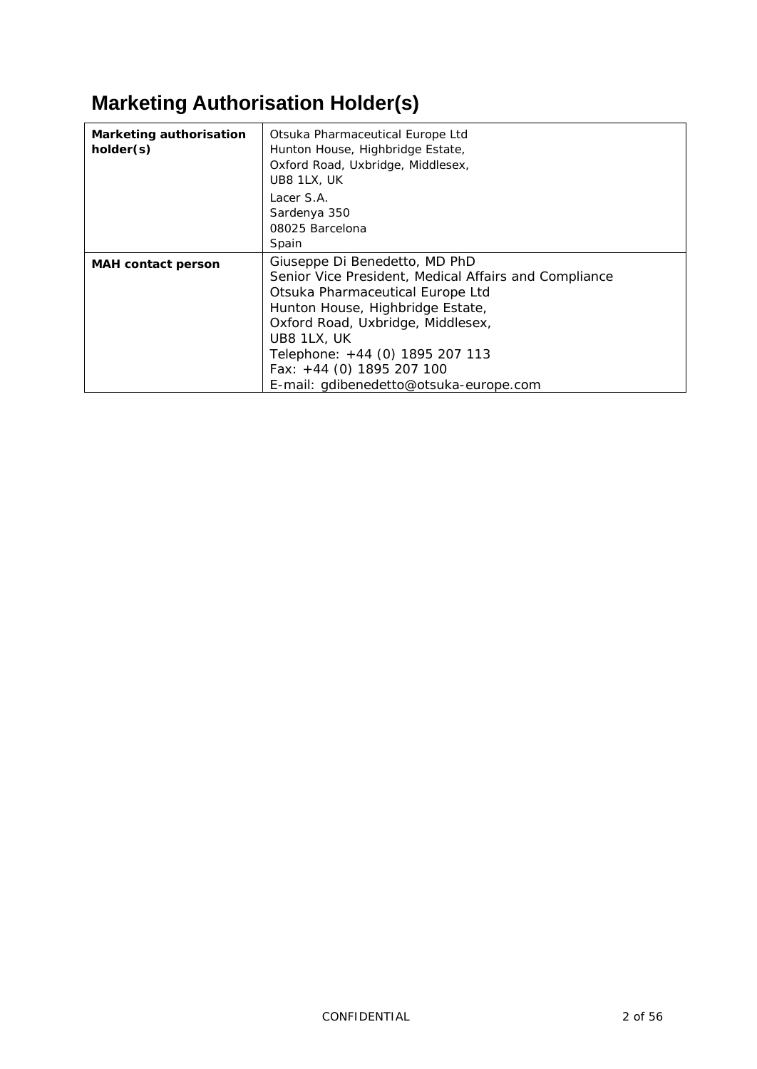# Marketing Authorisation Holder(s)

| **Marketing authorisation holder(s)** | Otsuka Pharmaceutical Europe Ltd<br>Hunton House, Highbridge Estate,<br>Oxford Road, Uxbridge, Middlesex,<br>UB8 1LX, UK<br>Lacer S.A.<br>Sardenya 350<br>08025 Barcelona<br>Spain |
|---|---|
| **MAH contact person** | Giuseppe Di Benedetto, MD PhD<br>Senior Vice President, Medical Affairs and Compliance<br>Otsuka Pharmaceutical Europe Ltd<br>Hunton House, Highbridge Estate,<br>Oxford Road, Uxbridge, Middlesex,<br>UB8 1LX, UK<br>Telephone: +44 (0) 1895 207 113<br>Fax: +44 (0) 1895 207 100<br>E-mail: gdibenedetto@otsuka-europe.com |

CONFIDENTIAL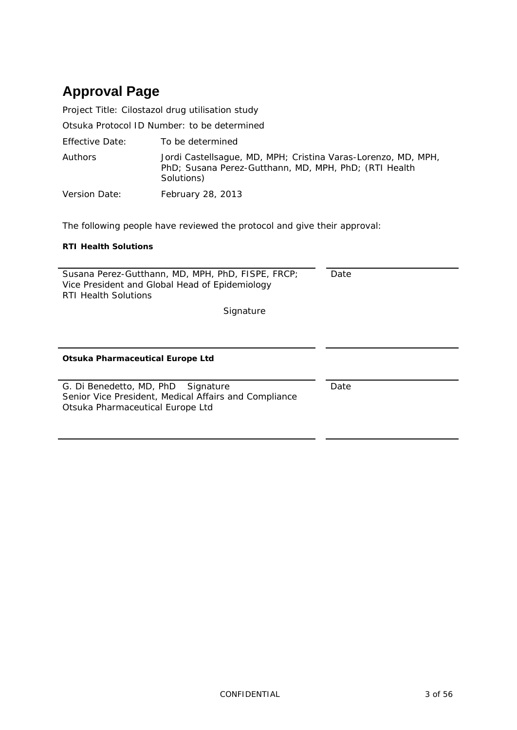# Approval Page

Project Title: Cilostazol drug utilisation study

Otsuka Protocol ID Number: to be determined

| | |
|---|---|
| Effective Date: | To be determined |
| Authors | Jordi Castellsague, MD, MPH; Cristina Varas-Lorenzo, MD, MPH, PhD; Susana Perez-Gutthann, MD, MPH, PhD; (RTI Health Solutions) |
| Version Date: | February 28, 2013 |

The following people have reviewed the protocol and give their approval:

**RTI Health Solutions**

Susana Perez-Gutthann, MD, MPH, PhD, FISPE, FRCP;
Vice President and Global Head of Epidemiology
RTI Health Solutions

Date

Signature

**Otsuka Pharmaceutical Europe Ltd**

G. Di Benedetto, MD, PhD Signature
Senior Vice President, Medical Affairs and Compliance
Otsuka Pharmaceutical Europe Ltd

Date

CONFIDENTIAL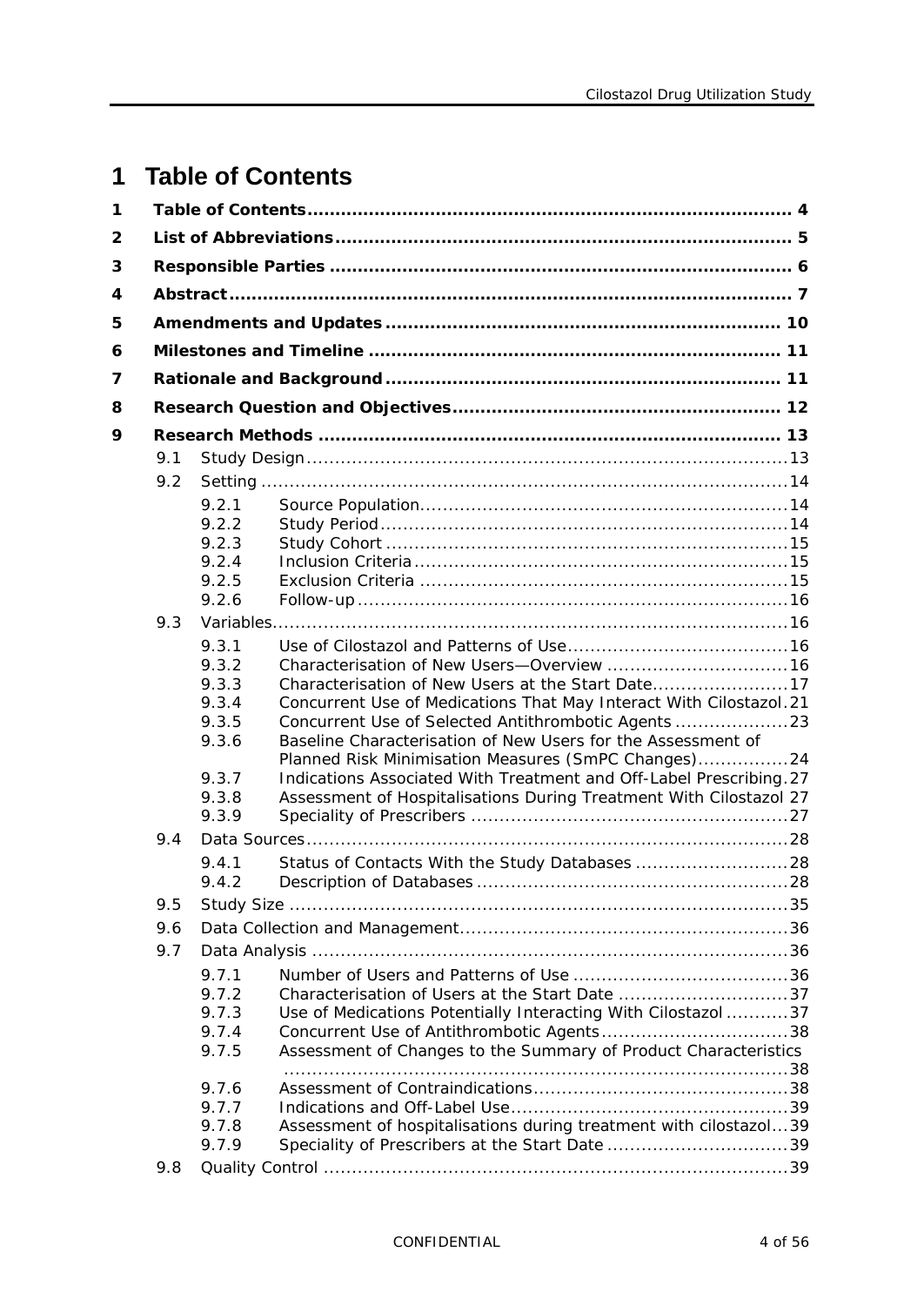# 1 Table of Contents

| | | | |
|---|---|---|---|
| **1** | **Table of Contents** | | **4** |
| **2** | **List of Abbreviations** | | **5** |
| **3** | **Responsible Parties** | | **6** |
| **4** | **Abstract** | | **7** |
| **5** | **Amendments and Updates** | | **10** |
| **6** | **Milestones and Timeline** | | **11** |
| **7** | **Rationale and Background** | | **11** |
| **8** | **Research Question and Objectives** | | **12** |
| **9** | **Research Methods** | | **13** |
| | 9.1 | Study Design | 13 |
| | 9.2 | Setting | 14 |
| | 9.2.1 | Source Population | 14 |
| | 9.2.2 | Study Period | 14 |
| | 9.2.3 | Study Cohort | 15 |
| | 9.2.4 | Inclusion Criteria | 15 |
| | 9.2.5 | Exclusion Criteria | 15 |
| | 9.2.6 | Follow-up | 16 |
| | 9.3 | Variables | 16 |
| | 9.3.1 | Use of Cilostazol and Patterns of Use | 16 |
| | 9.3.2 | Characterisation of New Users—Overview | 16 |
| | 9.3.3 | Characterisation of New Users at the Start Date | 17 |
| | 9.3.4 | Concurrent Use of Medications That May Interact With Cilostazol | 21 |
| | 9.3.5 | Concurrent Use of Selected Antithrombotic Agents | 23 |
| | 9.3.6 | Baseline Characterisation of New Users for the Assessment of Planned Risk Minimisation Measures (SmPC Changes) | 24 |
| | 9.3.7 | Indications Associated With Treatment and Off-Label Prescribing | 27 |
| | 9.3.8 | Assessment of Hospitalisations During Treatment With Cilostazol | 27 |
| | 9.3.9 | Speciality of Prescribers | 27 |
| | 9.4 | Data Sources | 28 |
| | 9.4.1 | Status of Contacts With the Study Databases | 28 |
| | 9.4.2 | Description of Databases | 28 |
| | 9.5 | Study Size | 35 |
| | 9.6 | Data Collection and Management | 36 |
| | 9.7 | Data Analysis | 36 |
| | 9.7.1 | Number of Users and Patterns of Use | 36 |
| | 9.7.2 | Characterisation of Users at the Start Date | 37 |
| | 9.7.3 | Use of Medications Potentially Interacting With Cilostazol | 37 |
| | 9.7.4 | Concurrent Use of Antithrombotic Agents | 38 |
| | 9.7.5 | Assessment of Changes to the Summary of Product Characteristics | 38 |
| | 9.7.6 | Assessment of Contraindications | 38 |
| | 9.7.7 | Indications and Off-Label Use | 39 |
| | 9.7.8 | Assessment of hospitalisations during treatment with cilostazol | 39 |
| | 9.7.9 | Speciality of Prescribers at the Start Date | 39 |
| | 9.8 | Quality Control | 39 |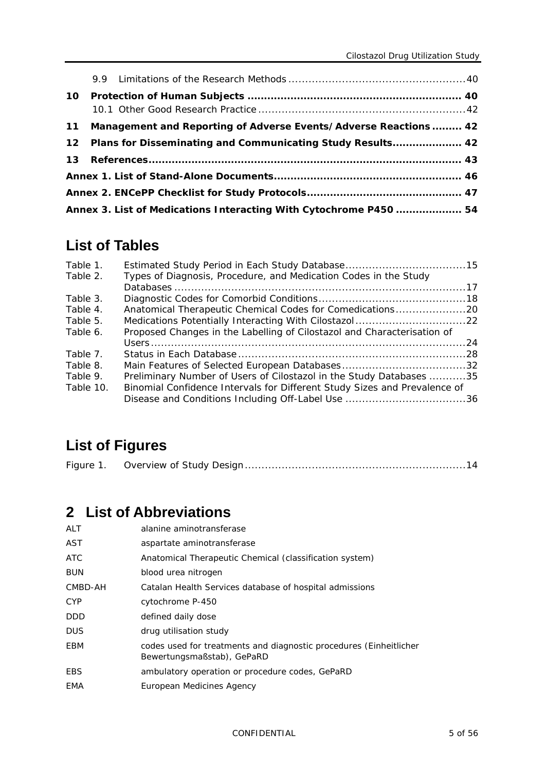9.9 Limitations of the Research Methods .....................................................40

**10 Protection of Human Subjects ................................................................ 40**

10.1 Other Good Research Practice .............................................................42

**11 Management and Reporting of Adverse Events/Adverse Reactions ......... 42**

**12 Plans for Disseminating and Communicating Study Results.................... 42**

**13 References.............................................................................................. 43**

**Annex 1. List of Stand-Alone Documents........................................................ 46**

**Annex 2. ENCePP Checklist for Study Protocols.............................................. 47**

**Annex 3. List of Medications Interacting With Cytochrome P450 ................... 54**

# List of Tables

| | | |
|---|---|---|
| Table 1. | Estimated Study Period in Each Study Database | 15 |
| Table 2. | Types of Diagnosis, Procedure, and Medication Codes in the Study Databases | 17 |
| Table 3. | Diagnostic Codes for Comorbid Conditions | 18 |
| Table 4. | Anatomical Therapeutic Chemical Codes for Comedications | 20 |
| Table 5. | Medications Potentially Interacting With Cilostazol | 22 |
| Table 6. | Proposed Changes in the Labelling of Cilostazol and Characterisation of Users | 24 |
| Table 7. | Status in Each Database | 28 |
| Table 8. | Main Features of Selected European Databases | 32 |
| Table 9. | Preliminary Number of Users of Cilostazol in the Study Databases | 35 |
| Table 10. | Binomial Confidence Intervals for Different Study Sizes and Prevalence of Disease and Conditions Including Off-Label Use | 36 |

# List of Figures

| | | |
|---|---|---|
| Figure 1. | Overview of Study Design | 14 |

# 2 List of Abbreviations

| | |
|---|---|
| ALT | alanine aminotransferase |
| AST | aspartate aminotransferase |
| ATC | Anatomical Therapeutic Chemical (classification system) |
| BUN | blood urea nitrogen |
| CMBD-AH | Catalan Health Services database of hospital admissions |
| CYP | cytochrome P-450 |
| DDD | defined daily dose |
| DUS | drug utilisation study |
| EBM | codes used for treatments and diagnostic procedures (Einheitlicher Bewertungsmaßstab), GePaRD |
| EBS | ambulatory operation or procedure codes, GePaRD |
| EMA | European Medicines Agency |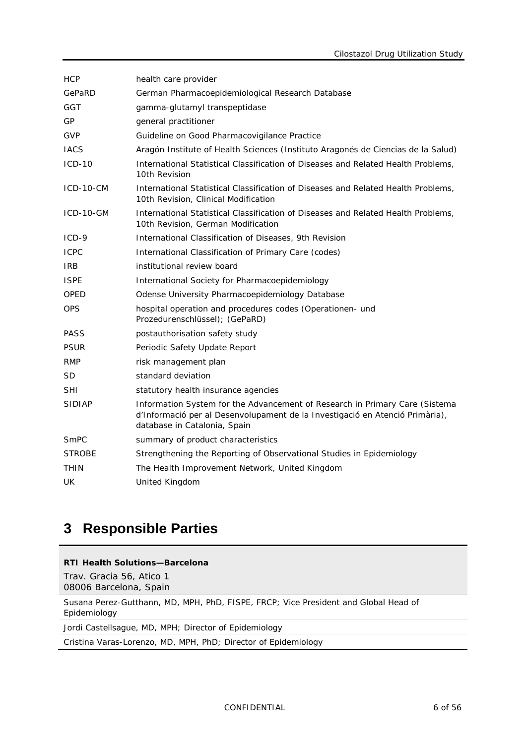| | |
|---|---|
| HCP | health care provider |
| GePaRD | German Pharmacoepidemiological Research Database |
| GGT | gamma-glutamyl transpeptidase |
| GP | general practitioner |
| GVP | Guideline on Good Pharmacovigilance Practice |
| IACS | Aragón Institute of Health Sciences (Instituto Aragonés de Ciencias de la Salud) |
| ICD-10 | International Statistical Classification of Diseases and Related Health Problems, 10th Revision |
| ICD-10-CM | International Statistical Classification of Diseases and Related Health Problems, 10th Revision, Clinical Modification |
| ICD-10-GM | International Statistical Classification of Diseases and Related Health Problems, 10th Revision, German Modification |
| ICD-9 | International Classification of Diseases, 9th Revision |
| ICPC | International Classification of Primary Care (codes) |
| IRB | institutional review board |
| ISPE | International Society for Pharmacoepidemiology |
| OPED | Odense University Pharmacoepidemiology Database |
| OPS | hospital operation and procedures codes (Operationen- und Prozedurenschlüssel); (GePaRD) |
| PASS | postauthorisation safety study |
| PSUR | Periodic Safety Update Report |
| RMP | risk management plan |
| SD | standard deviation |
| SHI | statutory health insurance agencies |
| SIDIAP | Information System for the Advancement of Research in Primary Care (Sistema d'Informació per al Desenvolupament de la Investigació en Atenció Primària), database in Catalonia, Spain |
| SmPC | summary of product characteristics |
| STROBE | Strengthening the Reporting of Observational Studies in Epidemiology |
| THIN | The Health Improvement Network, United Kingdom |
| UK | United Kingdom |

# 3 Responsible Parties

| **RTI Health Solutions—Barcelona**<br>Trav. Gracia 56, Atico 1<br>08006 Barcelona, Spain |
|---|
| Susana Perez-Gutthann, MD, MPH, PhD, FISPE, FRCP; Vice President and Global Head of Epidemiology |
| Jordi Castellsague, MD, MPH; Director of Epidemiology |
| Cristina Varas-Lorenzo, MD, MPH, PhD; Director of Epidemiology |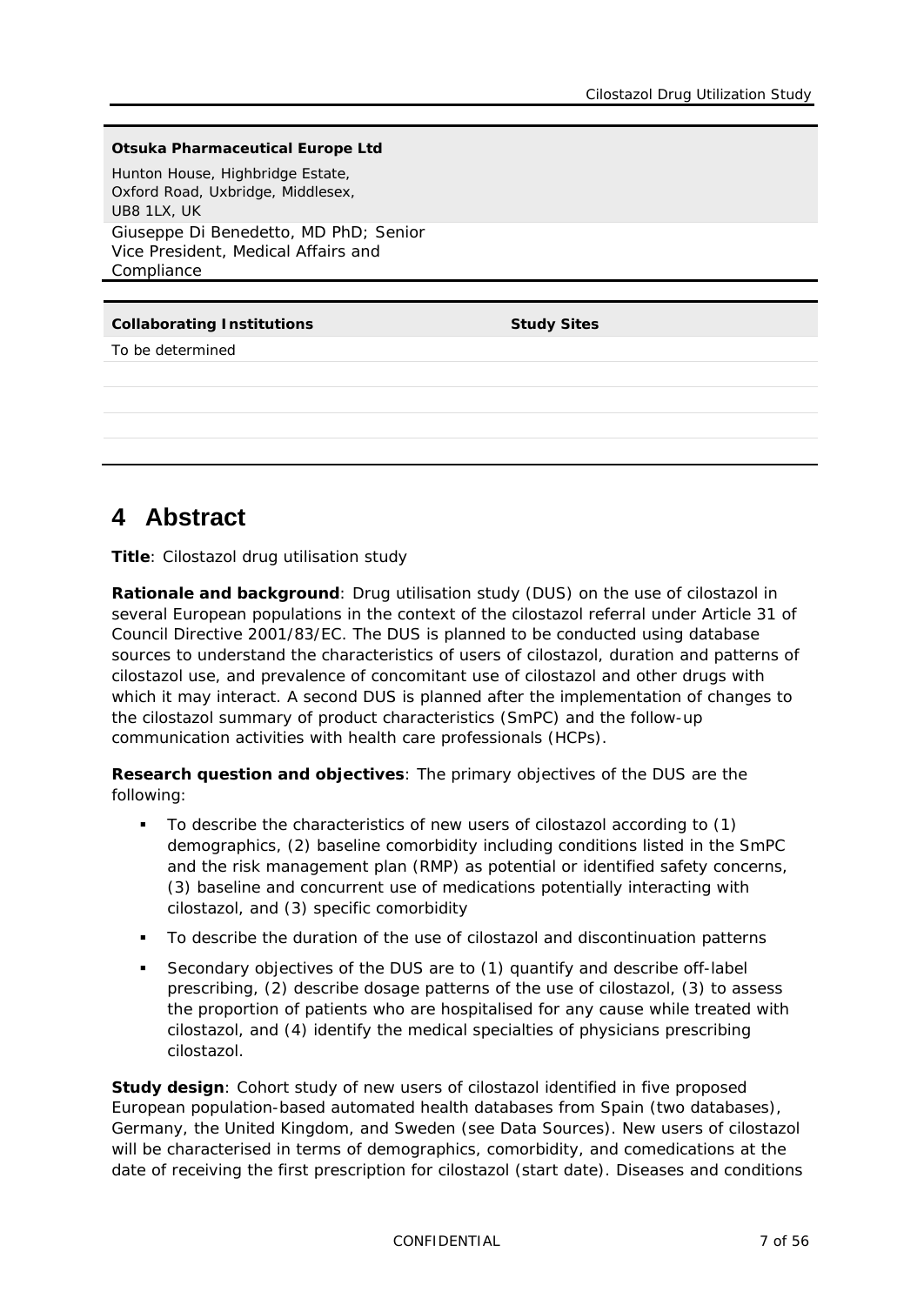| **Otsuka Pharmaceutical Europe Ltd** |
|---|
| Hunton House, Highbridge Estate, Oxford Road, Uxbridge, Middlesex, UB8 1LX, UK |
| Giuseppe Di Benedetto, MD PhD; Senior Vice President, Medical Affairs and Compliance |

| **Collaborating Institutions** | **Study Sites** |
|---|---|
| To be determined | |
| | |
| | |
| | |
| | |

# 4 Abstract

**Title**: Cilostazol drug utilisation study

**Rationale and background**: Drug utilisation study (DUS) on the use of cilostazol in several European populations in the context of the cilostazol referral under Article 31 of Council Directive 2001/83/EC. The DUS is planned to be conducted using database sources to understand the characteristics of users of cilostazol, duration and patterns of cilostazol use, and prevalence of concomitant use of cilostazol and other drugs with which it may interact. A second DUS is planned after the implementation of changes to the cilostazol summary of product characteristics (SmPC) and the follow-up communication activities with health care professionals (HCPs).

**Research question and objectives**: The primary objectives of the DUS are the following:

- To describe the characteristics of new users of cilostazol according to (1) demographics, (2) baseline comorbidity including conditions listed in the SmPC and the risk management plan (RMP) as potential or identified safety concerns, (3) baseline and concurrent use of medications potentially interacting with cilostazol, and (3) specific comorbidity
- To describe the duration of the use of cilostazol and discontinuation patterns
- Secondary objectives of the DUS are to (1) quantify and describe off-label prescribing, (2) describe dosage patterns of the use of cilostazol, (3) to assess the proportion of patients who are hospitalised for any cause while treated with cilostazol, and (4) identify the medical specialties of physicians prescribing cilostazol.

**Study design**: Cohort study of new users of cilostazol identified in five proposed European population-based automated health databases from Spain (two databases), Germany, the United Kingdom, and Sweden (see Data Sources). New users of cilostazol will be characterised in terms of demographics, comorbidity, and comedications at the date of receiving the first prescription for cilostazol (start date). Diseases and conditions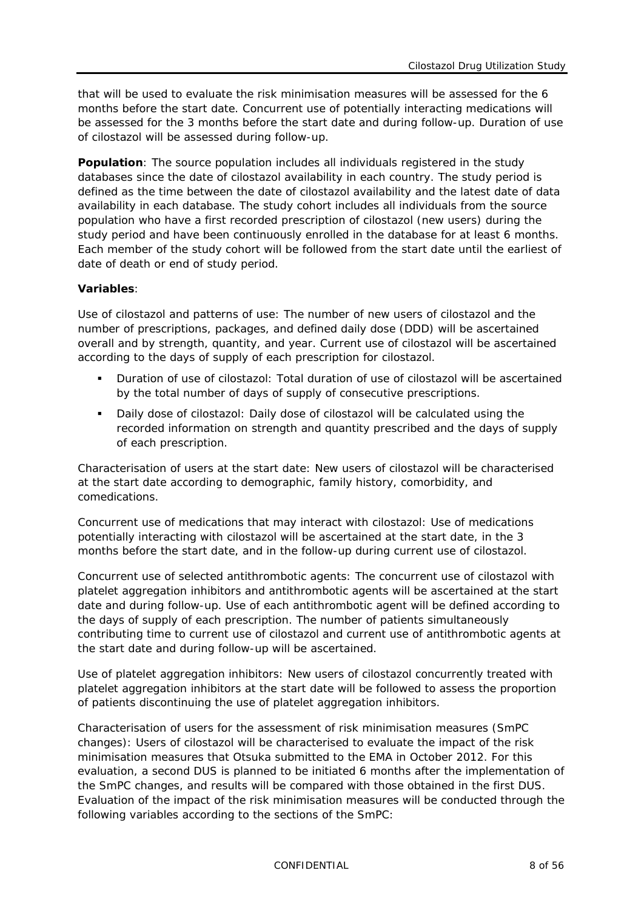that will be used to evaluate the risk minimisation measures will be assessed for the 6 months before the start date. Concurrent use of potentially interacting medications will be assessed for the 3 months before the start date and during follow-up. Duration of use of cilostazol will be assessed during follow-up.

**Population**: The source population includes all individuals registered in the study databases since the date of cilostazol availability in each country. The study period is defined as the time between the date of cilostazol availability and the latest date of data availability in each database. The study cohort includes all individuals from the source population who have a first recorded prescription of cilostazol (new users) during the study period and have been continuously enrolled in the database for at least 6 months. Each member of the study cohort will be followed from the start date until the earliest of date of death or end of study period.

**Variables**:

Use of cilostazol and patterns of use: The number of new users of cilostazol and the number of prescriptions, packages, and defined daily dose (DDD) will be ascertained overall and by strength, quantity, and year. Current use of cilostazol will be ascertained according to the days of supply of each prescription for cilostazol.

- Duration of use of cilostazol: Total duration of use of cilostazol will be ascertained by the total number of days of supply of consecutive prescriptions.
- Daily dose of cilostazol: Daily dose of cilostazol will be calculated using the recorded information on strength and quantity prescribed and the days of supply of each prescription.

Characterisation of users at the start date: New users of cilostazol will be characterised at the start date according to demographic, family history, comorbidity, and comedications.

Concurrent use of medications that may interact with cilostazol: Use of medications potentially interacting with cilostazol will be ascertained at the start date, in the 3 months before the start date, and in the follow-up during current use of cilostazol.

Concurrent use of selected antithrombotic agents: The concurrent use of cilostazol with platelet aggregation inhibitors and antithrombotic agents will be ascertained at the start date and during follow-up. Use of each antithrombotic agent will be defined according to the days of supply of each prescription. The number of patients simultaneously contributing time to current use of cilostazol and current use of antithrombotic agents at the start date and during follow-up will be ascertained.

Use of platelet aggregation inhibitors: New users of cilostazol concurrently treated with platelet aggregation inhibitors at the start date will be followed to assess the proportion of patients discontinuing the use of platelet aggregation inhibitors.

Characterisation of users for the assessment of risk minimisation measures (SmPC changes): Users of cilostazol will be characterised to evaluate the impact of the risk minimisation measures that Otsuka submitted to the EMA in October 2012. For this evaluation, a second DUS is planned to be initiated 6 months after the implementation of the SmPC changes, and results will be compared with those obtained in the first DUS. Evaluation of the impact of the risk minimisation measures will be conducted through the following variables according to the sections of the SmPC: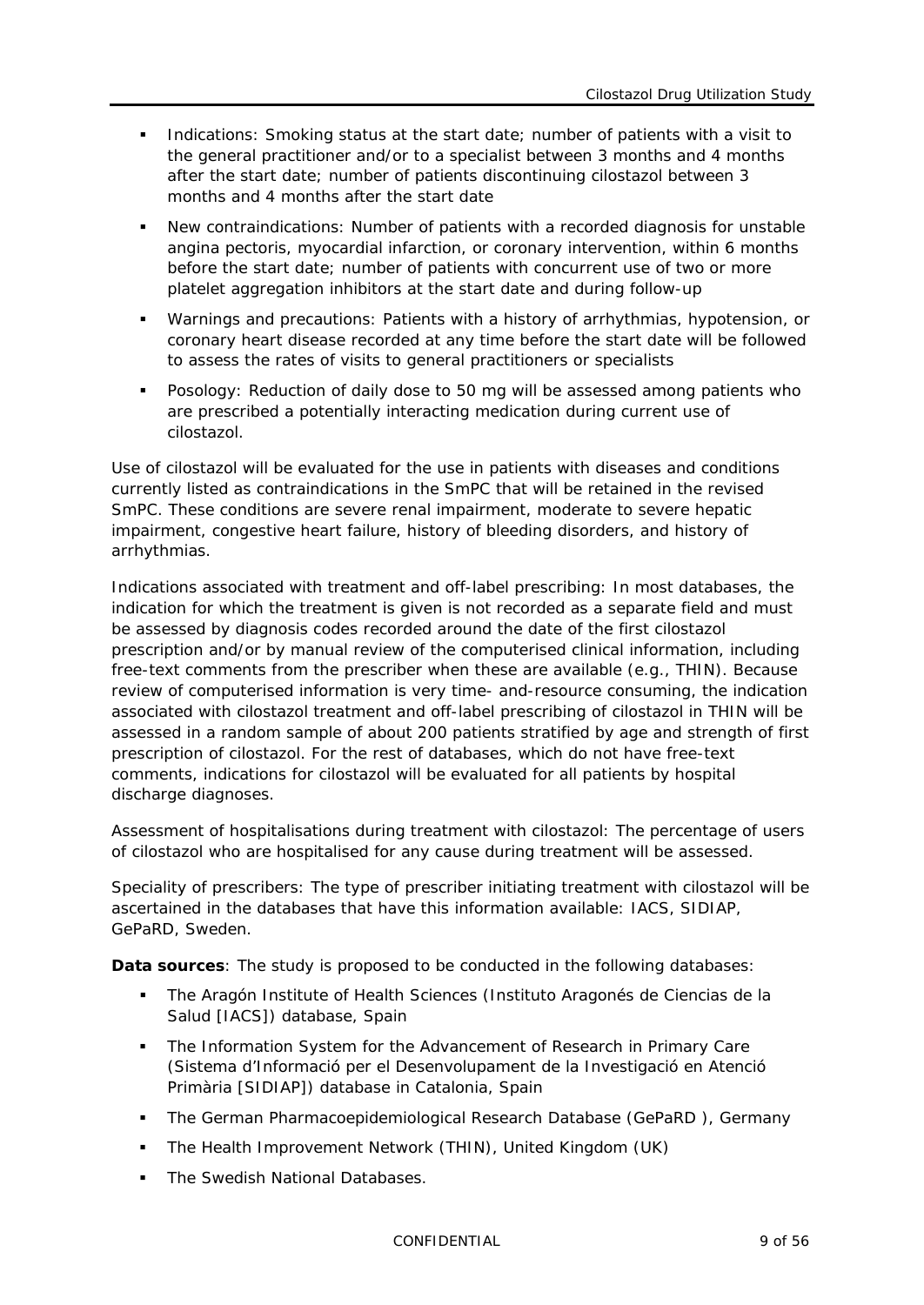- Indications: Smoking status at the start date; number of patients with a visit to the general practitioner and/or to a specialist between 3 months and 4 months after the start date; number of patients discontinuing cilostazol between 3 months and 4 months after the start date
- New contraindications: Number of patients with a recorded diagnosis for unstable angina pectoris, myocardial infarction, or coronary intervention, within 6 months before the start date; number of patients with concurrent use of two or more platelet aggregation inhibitors at the start date and during follow-up
- Warnings and precautions: Patients with a history of arrhythmias, hypotension, or coronary heart disease recorded at any time before the start date will be followed to assess the rates of visits to general practitioners or specialists
- Posology: Reduction of daily dose to 50 mg will be assessed among patients who are prescribed a potentially interacting medication during current use of cilostazol.

Use of cilostazol will be evaluated for the use in patients with diseases and conditions currently listed as contraindications in the SmPC that will be retained in the revised SmPC. These conditions are severe renal impairment, moderate to severe hepatic impairment, congestive heart failure, history of bleeding disorders, and history of arrhythmias.

Indications associated with treatment and off-label prescribing: In most databases, the indication for which the treatment is given is not recorded as a separate field and must be assessed by diagnosis codes recorded around the date of the first cilostazol prescription and/or by manual review of the computerised clinical information, including free-text comments from the prescriber when these are available (e.g., THIN). Because review of computerised information is very time- and-resource consuming, the indication associated with cilostazol treatment and off-label prescribing of cilostazol in THIN will be assessed in a random sample of about 200 patients stratified by age and strength of first prescription of cilostazol. For the rest of databases, which do not have free-text comments, indications for cilostazol will be evaluated for all patients by hospital discharge diagnoses.

Assessment of hospitalisations during treatment with cilostazol: The percentage of users of cilostazol who are hospitalised for any cause during treatment will be assessed.

Speciality of prescribers: The type of prescriber initiating treatment with cilostazol will be ascertained in the databases that have this information available: IACS, SIDIAP, GePaRD, Sweden.

**Data sources**: The study is proposed to be conducted in the following databases:

- The Aragón Institute of Health Sciences (Instituto Aragonés de Ciencias de la Salud [IACS]) database, Spain
- The Information System for the Advancement of Research in Primary Care (Sistema d'Informació per el Desenvolupament de la Investigació en Atenció Primària [SIDIAP]) database in Catalonia, Spain
- The German Pharmacoepidemiological Research Database (GePaRD ), Germany
- The Health Improvement Network (THIN), United Kingdom (UK)
- The Swedish National Databases.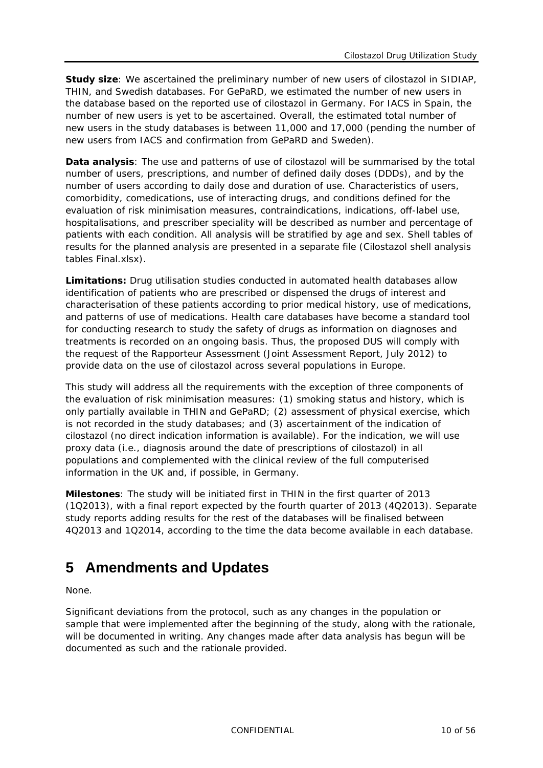**Study size**: We ascertained the preliminary number of new users of cilostazol in SIDIAP, THIN, and Swedish databases. For GePaRD, we estimated the number of new users in the database based on the reported use of cilostazol in Germany. For IACS in Spain, the number of new users is yet to be ascertained. Overall, the estimated total number of new users in the study databases is between 11,000 and 17,000 (pending the number of new users from IACS and confirmation from GePaRD and Sweden).

**Data analysis**: The use and patterns of use of cilostazol will be summarised by the total number of users, prescriptions, and number of defined daily doses (DDDs), and by the number of users according to daily dose and duration of use. Characteristics of users, comorbidity, comedications, use of interacting drugs, and conditions defined for the evaluation of risk minimisation measures, contraindications, indications, off-label use, hospitalisations, and prescriber speciality will be described as number and percentage of patients with each condition. All analysis will be stratified by age and sex. Shell tables of results for the planned analysis are presented in a separate file (Cilostazol shell analysis tables Final.xlsx).

**Limitations:** Drug utilisation studies conducted in automated health databases allow identification of patients who are prescribed or dispensed the drugs of interest and characterisation of these patients according to prior medical history, use of medications, and patterns of use of medications. Health care databases have become a standard tool for conducting research to study the safety of drugs as information on diagnoses and treatments is recorded on an ongoing basis. Thus, the proposed DUS will comply with the request of the Rapporteur Assessment (Joint Assessment Report, July 2012) to provide data on the use of cilostazol across several populations in Europe.

This study will address all the requirements with the exception of three components of the evaluation of risk minimisation measures: (1) smoking status and history, which is only partially available in THIN and GePaRD; (2) assessment of physical exercise, which is not recorded in the study databases; and (3) ascertainment of the indication of cilostazol (no direct indication information is available). For the indication, we will use proxy data (i.e., diagnosis around the date of prescriptions of cilostazol) in all populations and complemented with the clinical review of the full computerised information in the UK and, if possible, in Germany.

**Milestones**: The study will be initiated first in THIN in the first quarter of 2013 (1Q2013), with a final report expected by the fourth quarter of 2013 (4Q2013). Separate study reports adding results for the rest of the databases will be finalised between 4Q2013 and 1Q2014, according to the time the data become available in each database.

# 5 Amendments and Updates

None.

Significant deviations from the protocol, such as any changes in the population or sample that were implemented after the beginning of the study, along with the rationale, will be documented in writing. Any changes made after data analysis has begun will be documented as such and the rationale provided.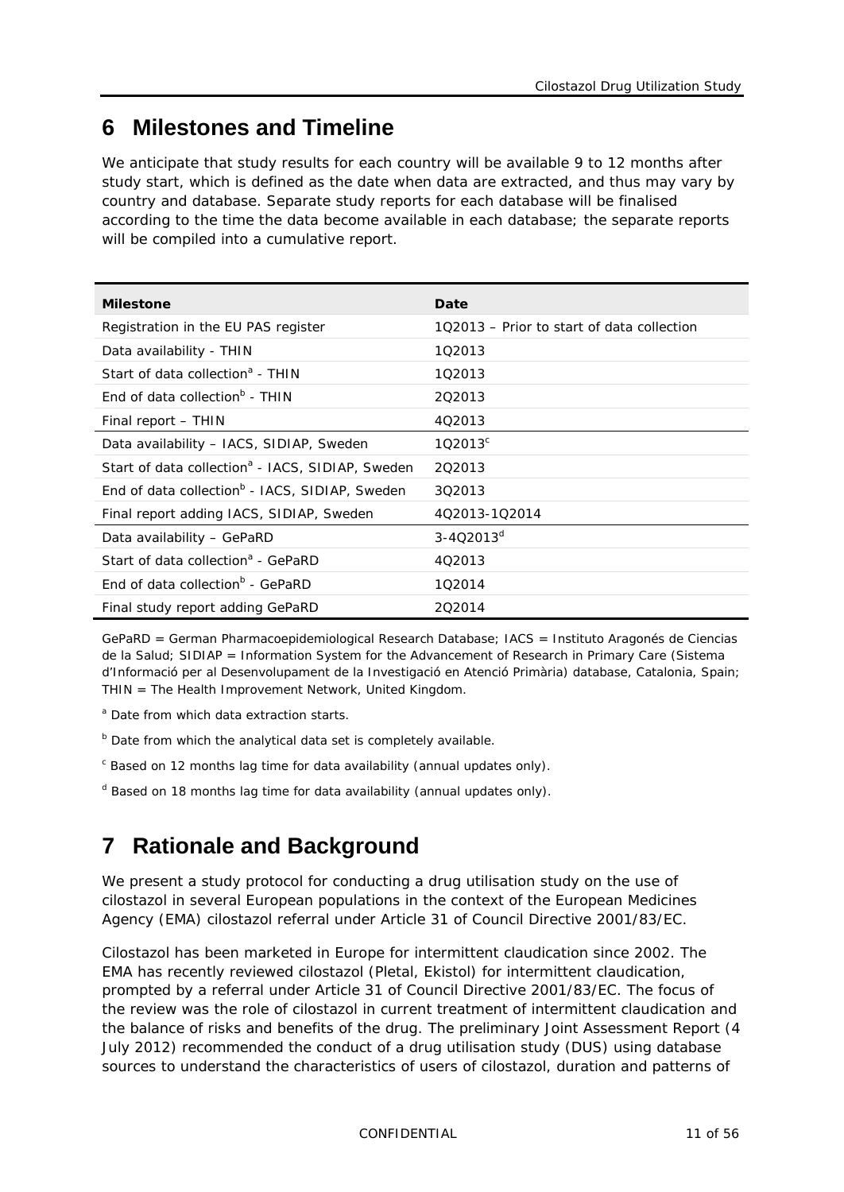# 6 Milestones and Timeline

We anticipate that study results for each country will be available 9 to 12 months after study start, which is defined as the date when data are extracted, and thus may vary by country and database. Separate study reports for each database will be finalised according to the time the data become available in each database; the separate reports will be compiled into a cumulative report.

| Milestone | Date |
|---|---|
| Registration in the EU PAS register | 1Q2013 – Prior to start of data collection |
| Data availability - THIN | 1Q2013 |
| Start of data collection[a] - THIN | 1Q2013 |
| End of data collection[b] - THIN | 2Q2013 |
| Final report – THIN | 4Q2013 |
| Data availability – IACS, SIDIAP, Sweden | 1Q2013[c] |
| Start of data collection[a] - IACS, SIDIAP, Sweden | 2Q2013 |
| End of data collection[b] - IACS, SIDIAP, Sweden | 3Q2013 |
| Final report adding IACS, SIDIAP, Sweden | 4Q2013-1Q2014 |
| Data availability – GePaRD | 3-4Q2013[d] |
| Start of data collection[a] - GePaRD | 4Q2013 |
| End of data collection[b] - GePaRD | 1Q2014 |
| Final study report adding GePaRD | 2Q2014 |

GePaRD = German Pharmacoepidemiological Research Database; IACS = Instituto Aragonés de Ciencias de la Salud; SIDIAP = Information System for the Advancement of Research in Primary Care (Sistema d'Informació per al Desenvolupament de la Investigació en Atenció Primària) database, Catalonia, Spain; THIN = The Health Improvement Network, United Kingdom.

[a] Date from which data extraction starts.

[b] Date from which the analytical data set is completely available.

[c] Based on 12 months lag time for data availability (annual updates only).

[d] Based on 18 months lag time for data availability (annual updates only).

# 7 Rationale and Background

We present a study protocol for conducting a drug utilisation study on the use of cilostazol in several European populations in the context of the European Medicines Agency (EMA) cilostazol referral under Article 31 of Council Directive 2001/83/EC.

Cilostazol has been marketed in Europe for intermittent claudication since 2002. The EMA has recently reviewed cilostazol (Pletal, Ekistol) for intermittent claudication, prompted by a referral under Article 31 of Council Directive 2001/83/EC. The focus of the review was the role of cilostazol in current treatment of intermittent claudication and the balance of risks and benefits of the drug. The preliminary Joint Assessment Report (4 July 2012) recommended the conduct of a drug utilisation study (DUS) using database sources to understand the characteristics of users of cilostazol, duration and patterns of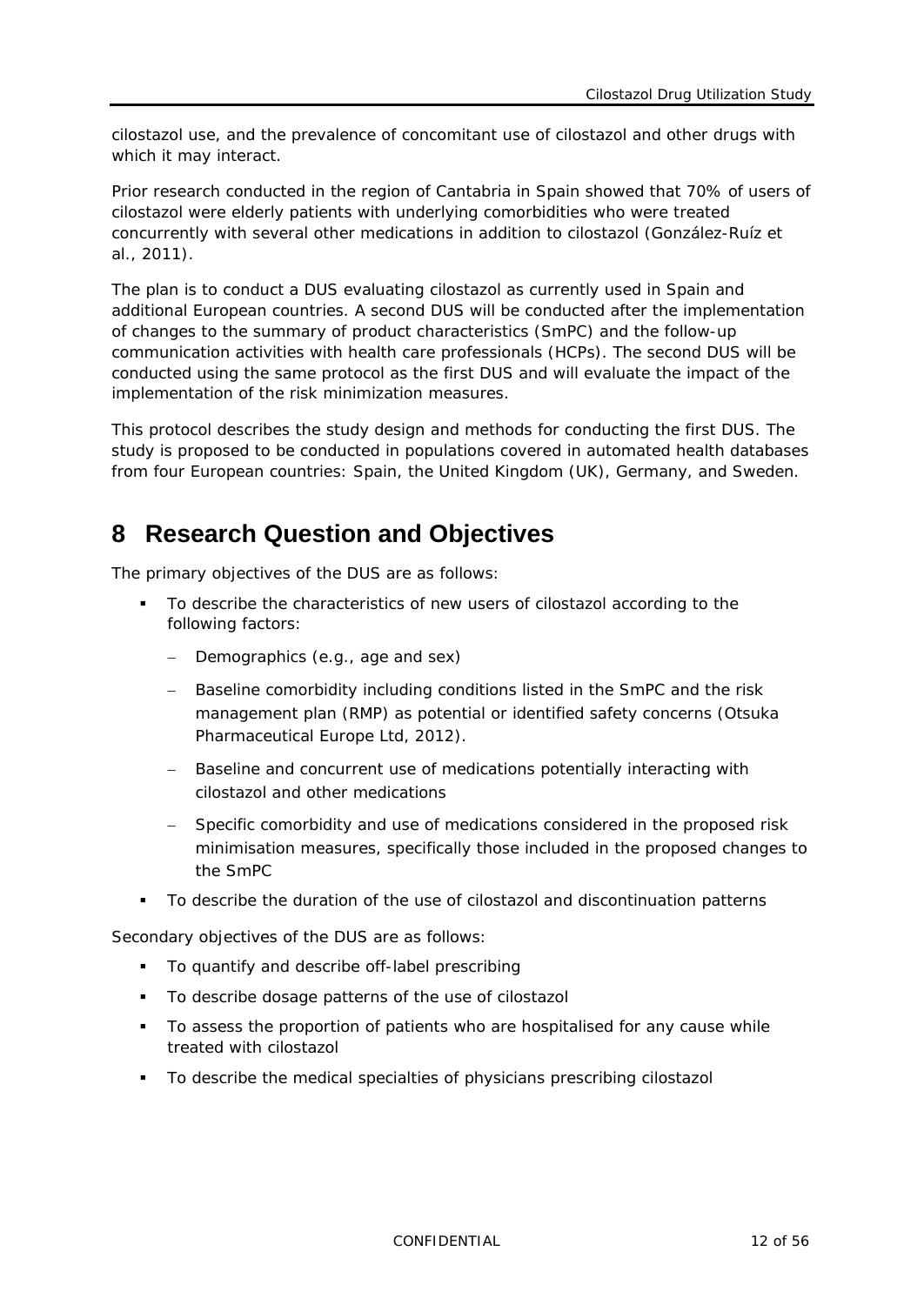cilostazol use, and the prevalence of concomitant use of cilostazol and other drugs with which it may interact.

Prior research conducted in the region of Cantabria in Spain showed that 70% of users of cilostazol were elderly patients with underlying comorbidities who were treated concurrently with several other medications in addition to cilostazol (González-Ruíz et al., 2011).

The plan is to conduct a DUS evaluating cilostazol as currently used in Spain and additional European countries. A second DUS will be conducted after the implementation of changes to the summary of product characteristics (SmPC) and the follow-up communication activities with health care professionals (HCPs). The second DUS will be conducted using the same protocol as the first DUS and will evaluate the impact of the implementation of the risk minimization measures.

This protocol describes the study design and methods for conducting the first DUS. The study is proposed to be conducted in populations covered in automated health databases from four European countries: Spain, the United Kingdom (UK), Germany, and Sweden.

# 8 Research Question and Objectives

The primary objectives of the DUS are as follows:

- To describe the characteristics of new users of cilostazol according to the following factors:
  - Demographics (e.g., age and sex)
  - Baseline comorbidity including conditions listed in the SmPC and the risk management plan (RMP) as potential or identified safety concerns (Otsuka Pharmaceutical Europe Ltd, 2012).
  - Baseline and concurrent use of medications potentially interacting with cilostazol and other medications
  - Specific comorbidity and use of medications considered in the proposed risk minimisation measures, specifically those included in the proposed changes to the SmPC
- To describe the duration of the use of cilostazol and discontinuation patterns

Secondary objectives of the DUS are as follows:

- To quantify and describe off-label prescribing
- To describe dosage patterns of the use of cilostazol
- To assess the proportion of patients who are hospitalised for any cause while treated with cilostazol
- To describe the medical specialties of physicians prescribing cilostazol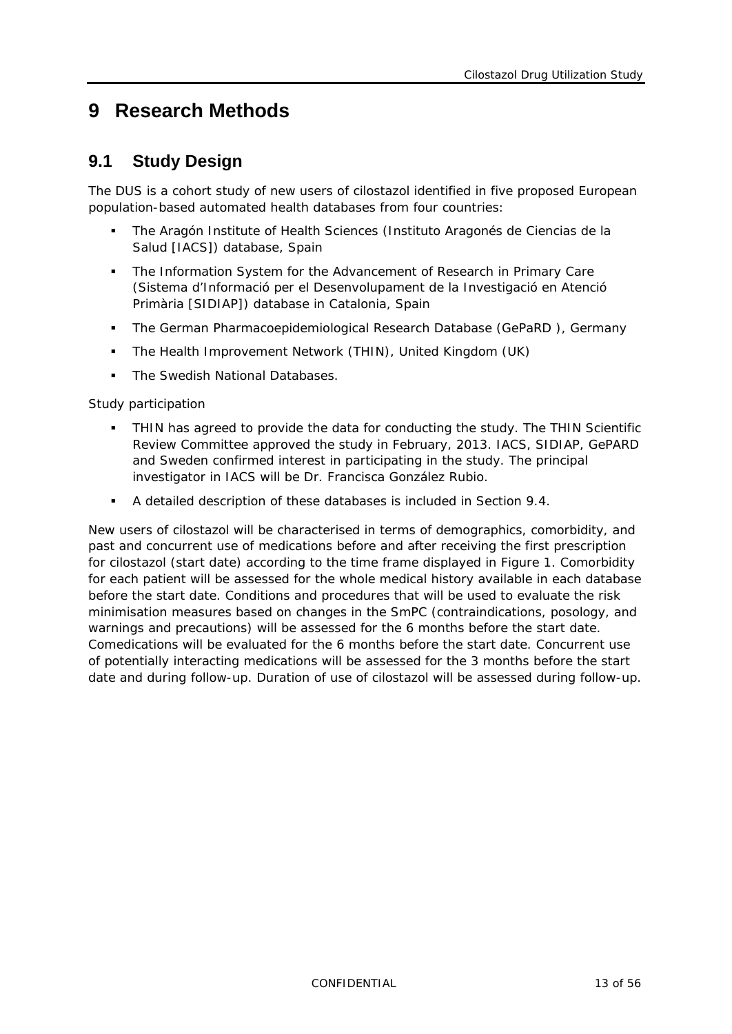# 9 Research Methods

## 9.1 Study Design

The DUS is a cohort study of new users of cilostazol identified in five proposed European population-based automated health databases from four countries:

- The Aragón Institute of Health Sciences (Instituto Aragonés de Ciencias de la Salud [IACS]) database, Spain
- The Information System for the Advancement of Research in Primary Care (Sistema d'Informació per el Desenvolupament de la Investigació en Atenció Primària [SIDIAP]) database in Catalonia, Spain
- The German Pharmacoepidemiological Research Database (GePaRD ), Germany
- The Health Improvement Network (THIN), United Kingdom (UK)
- The Swedish National Databases.

*Study participation*

- THIN has agreed to provide the data for conducting the study. The THIN Scientific Review Committee approved the study in February, 2013. IACS, SIDIAP, GePARD and Sweden confirmed interest in participating in the study. The principal investigator in IACS will be Dr. Francisca González Rubio.
- A detailed description of these databases is included in Section 9.4.

New users of cilostazol will be characterised in terms of demographics, comorbidity, and past and concurrent use of medications before and after receiving the first prescription for cilostazol (start date) according to the time frame displayed in Figure 1. Comorbidity for each patient will be assessed for the whole medical history available in each database before the start date. Conditions and procedures that will be used to evaluate the risk minimisation measures based on changes in the SmPC (contraindications, posology, and warnings and precautions) will be assessed for the 6 months before the start date. Comedications will be evaluated for the 6 months before the start date. Concurrent use of potentially interacting medications will be assessed for the 3 months before the start date and during follow-up. Duration of use of cilostazol will be assessed during follow-up.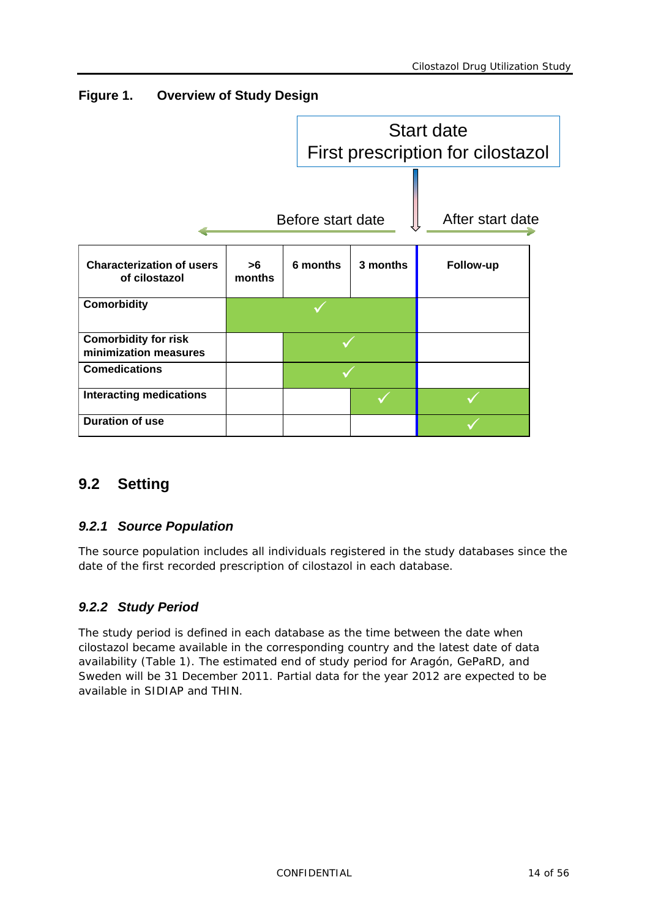**Figure 1. Overview of Study Design**

Start date
First prescription for cilostazol

Before start date ← | → After start date

| Characterization of users of cilostazol | >6 months | 6 months | 3 months | Follow-up |
|---|---|---|---|---|
| Comorbidity | ✓ | ✓ | ✓ | |
| Comorbidity for risk minimization measures | | ✓ | ✓ | |
| Comedications | | ✓ | ✓ | |
| Interacting medications | | | ✓ | ✓ |
| Duration of use | | | | ✓ |

## 9.2 Setting

### *9.2.1 Source Population*

The source population includes all individuals registered in the study databases since the date of the first recorded prescription of cilostazol in each database.

### *9.2.2 Study Period*

The study period is defined in each database as the time between the date when cilostazol became available in the corresponding country and the latest date of data availability (Table 1). The estimated end of study period for Aragón, GePaRD, and Sweden will be 31 December 2011. Partial data for the year 2012 are expected to be available in SIDIAP and THIN.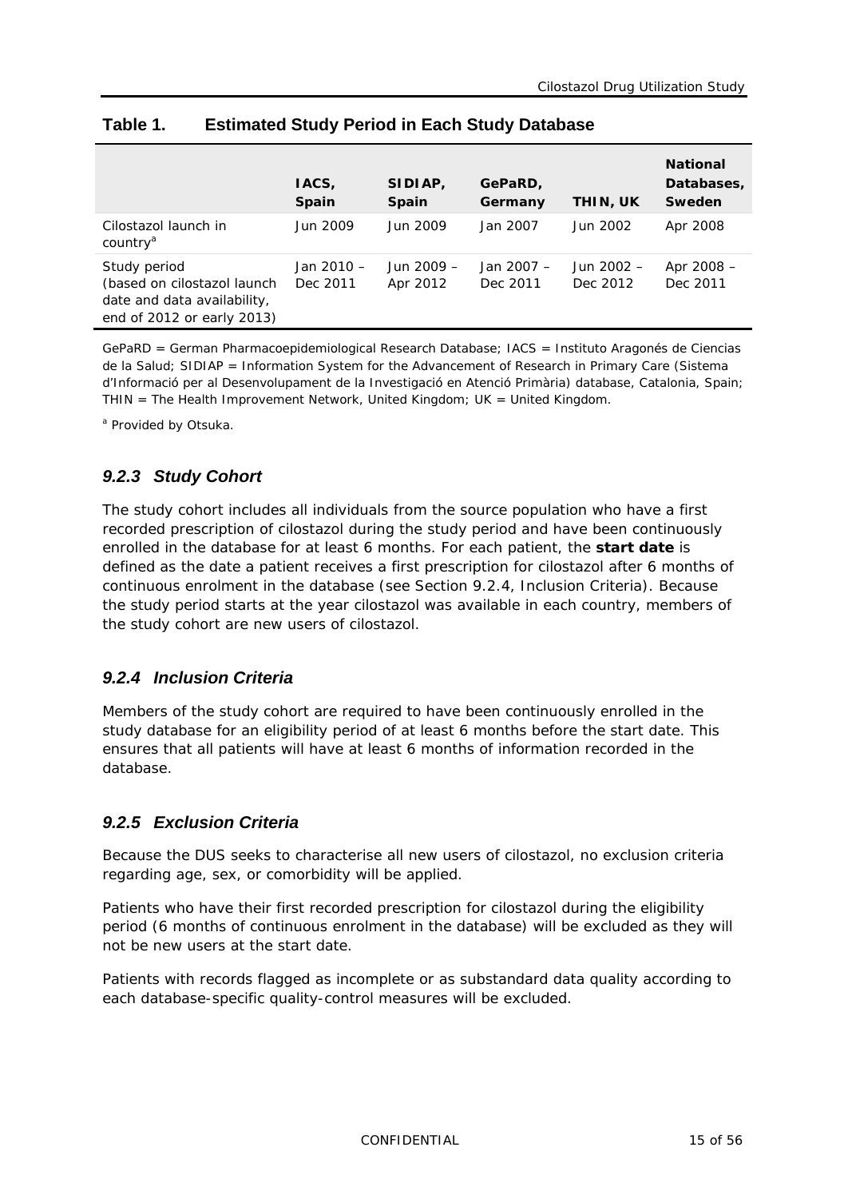**Table 1. Estimated Study Period in Each Study Database**

| | IACS, Spain | SIDIAP, Spain | GePaRD, Germany | THIN, UK | National Databases, Sweden |
|---|---|---|---|---|---|
| Cilostazol launch in country[a] | Jun 2009 | Jun 2009 | Jan 2007 | Jun 2002 | Apr 2008 |
| Study period (based on cilostazol launch date and data availability, end of 2012 or early 2013) | Jan 2010 – Dec 2011 | Jun 2009 – Apr 2012 | Jan 2007 – Dec 2011 | Jun 2002 – Dec 2012 | Apr 2008 – Dec 2011 |

GePaRD = German Pharmacoepidemiological Research Database; IACS = Instituto Aragonés de Ciencias de la Salud; SIDIAP = Information System for the Advancement of Research in Primary Care (Sistema d'Informació per al Desenvolupament de la Investigació en Atenció Primària) database, Catalonia, Spain; THIN = The Health Improvement Network, United Kingdom; UK = United Kingdom.

[a] Provided by Otsuka.

### *9.2.3 Study Cohort*

The study cohort includes all individuals from the source population who have a first recorded prescription of cilostazol during the study period and have been continuously enrolled in the database for at least 6 months. For each patient, the **start date** is defined as the date a patient receives a first prescription for cilostazol after 6 months of continuous enrolment in the database (see Section 9.2.4, Inclusion Criteria). Because the study period starts at the year cilostazol was available in each country, members of the study cohort are new users of cilostazol.

### *9.2.4 Inclusion Criteria*

Members of the study cohort are required to have been continuously enrolled in the study database for an eligibility period of at least 6 months before the start date. This ensures that all patients will have at least 6 months of information recorded in the database.

### *9.2.5 Exclusion Criteria*

Because the DUS seeks to characterise all new users of cilostazol, no exclusion criteria regarding age, sex, or comorbidity will be applied.

Patients who have their first recorded prescription for cilostazol during the eligibility period (6 months of continuous enrolment in the database) will be excluded as they will not be new users at the start date.

Patients with records flagged as incomplete or as substandard data quality according to each database-specific quality-control measures will be excluded.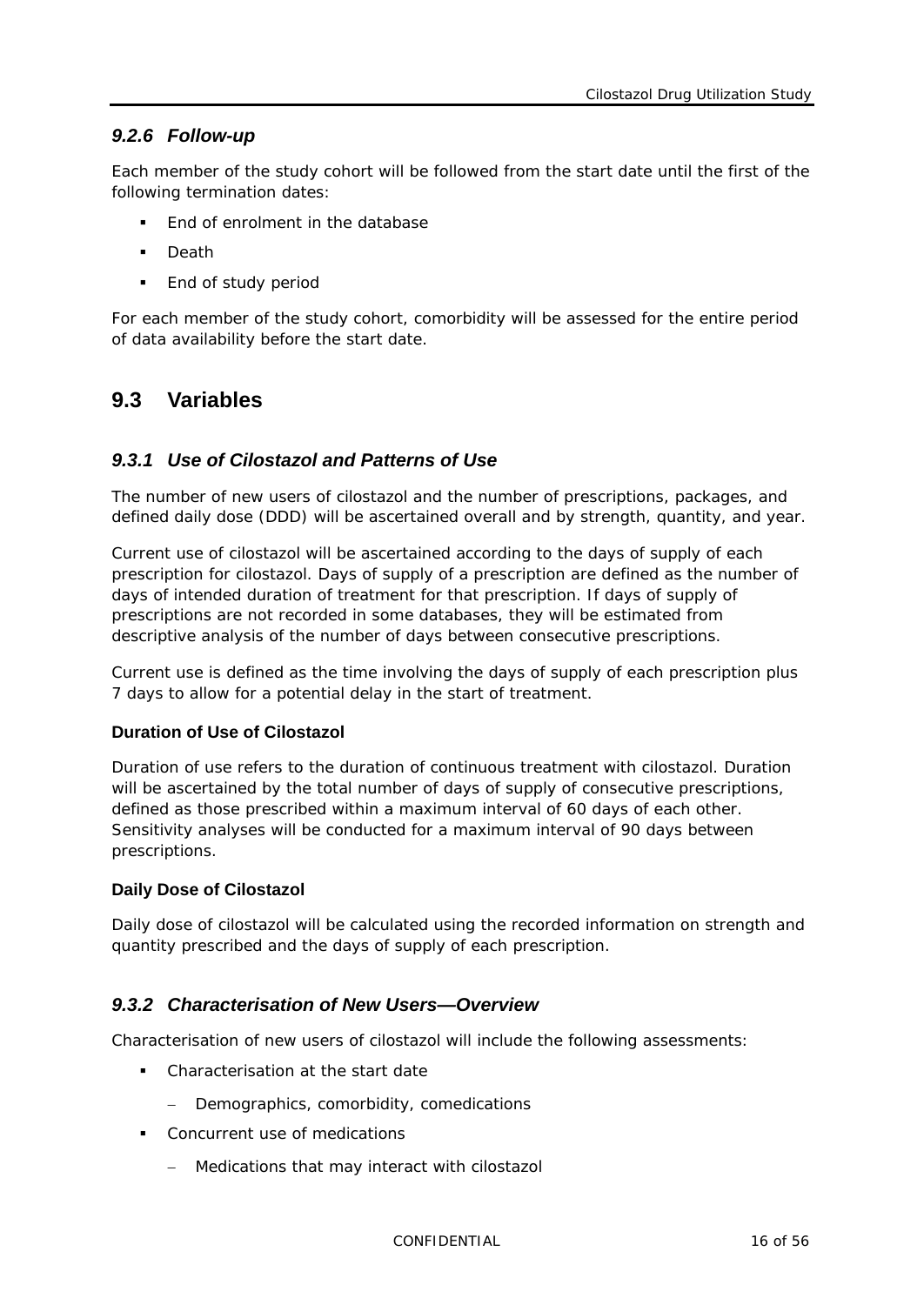### *9.2.6 Follow-up*

Each member of the study cohort will be followed from the start date until the first of the following termination dates:

- End of enrolment in the database
- Death
- End of study period

For each member of the study cohort, comorbidity will be assessed for the entire period of data availability before the start date.

## 9.3 Variables

### *9.3.1 Use of Cilostazol and Patterns of Use*

The number of new users of cilostazol and the number of prescriptions, packages, and defined daily dose (DDD) will be ascertained overall and by strength, quantity, and year.

Current use of cilostazol will be ascertained according to the days of supply of each prescription for cilostazol. Days of supply of a prescription are defined as the number of days of intended duration of treatment for that prescription. If days of supply of prescriptions are not recorded in some databases, they will be estimated from descriptive analysis of the number of days between consecutive prescriptions.

Current use is defined as the time involving the days of supply of each prescription plus 7 days to allow for a potential delay in the start of treatment.

**Duration of Use of Cilostazol**

Duration of use refers to the duration of continuous treatment with cilostazol. Duration will be ascertained by the total number of days of supply of consecutive prescriptions, defined as those prescribed within a maximum interval of 60 days of each other. Sensitivity analyses will be conducted for a maximum interval of 90 days between prescriptions.

**Daily Dose of Cilostazol**

Daily dose of cilostazol will be calculated using the recorded information on strength and quantity prescribed and the days of supply of each prescription.

### *9.3.2 Characterisation of New Users—Overview*

Characterisation of new users of cilostazol will include the following assessments:

- Characterisation at the start date
  - Demographics, comorbidity, comedications
- Concurrent use of medications
  - Medications that may interact with cilostazol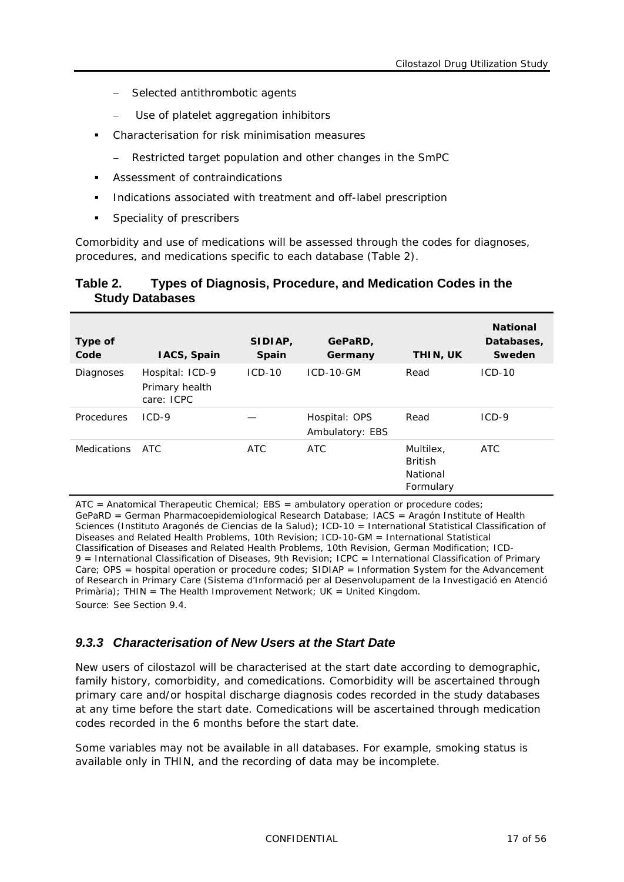- Selected antithrombotic agents
- Use of platelet aggregation inhibitors

- Characterisation for risk minimisation measures
  - Restricted target population and other changes in the SmPC
- Assessment of contraindications
- Indications associated with treatment and off-label prescription
- Speciality of prescribers

Comorbidity and use of medications will be assessed through the codes for diagnoses, procedures, and medications specific to each database (Table 2).

**Table 2. Types of Diagnosis, Procedure, and Medication Codes in the Study Databases**

| Type of Code | IACS, Spain | SIDIAP, Spain | GePaRD, Germany | THIN, UK | National Databases, Sweden |
|---|---|---|---|---|---|
| Diagnoses | Hospital: ICD-9<br>Primary health care: ICPC | ICD-10 | ICD-10-GM | Read | ICD-10 |
| Procedures | ICD-9 | — | Hospital: OPS<br>Ambulatory: EBS | Read | ICD-9 |
| Medications | ATC | ATC | ATC | Multilex, British National Formulary | ATC |

ATC = Anatomical Therapeutic Chemical; EBS = ambulatory operation or procedure codes; GePaRD = German Pharmacoepidemiological Research Database; IACS = Aragón Institute of Health Sciences (Instituto Aragonés de Ciencias de la Salud); ICD-10 = International Statistical Classification of Diseases and Related Health Problems, 10th Revision; ICD-10-GM = International Statistical Classification of Diseases and Related Health Problems, 10th Revision, German Modification; ICD-9 = International Classification of Diseases, 9th Revision; ICPC = International Classification of Primary Care; OPS = hospital operation or procedure codes; SIDIAP = Information System for the Advancement of Research in Primary Care (Sistema d'Informació per al Desenvolupament de la Investigació en Atenció Primària); THIN = The Health Improvement Network; UK = United Kingdom.

Source: See Section 9.4.

### *9.3.3 Characterisation of New Users at the Start Date*

New users of cilostazol will be characterised at the start date according to demographic, family history, comorbidity, and comedications. Comorbidity will be ascertained through primary care and/or hospital discharge diagnosis codes recorded in the study databases at any time before the start date. Comedications will be ascertained through medication codes recorded in the 6 months before the start date.

Some variables may not be available in all databases. For example, smoking status is available only in THIN, and the recording of data may be incomplete.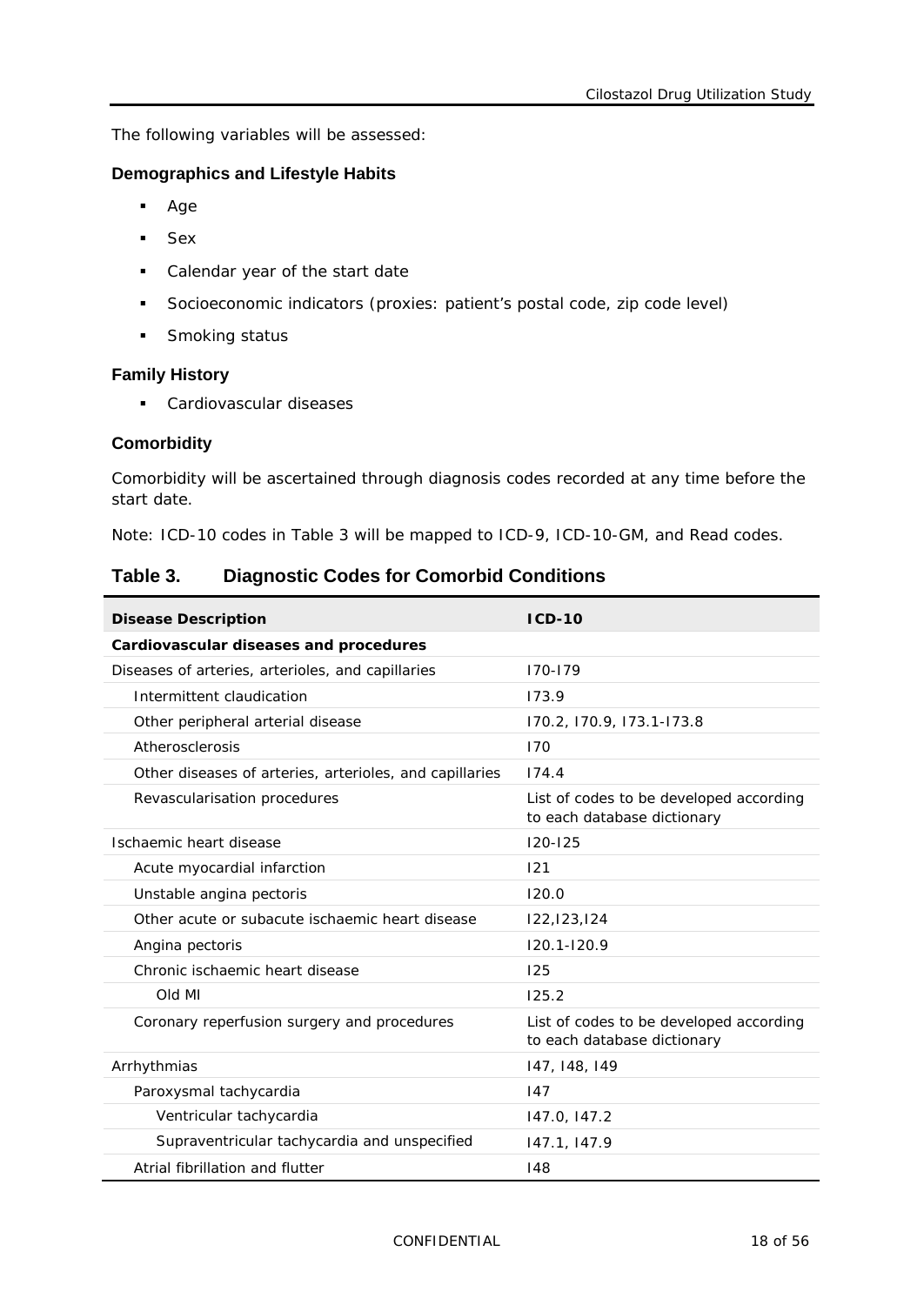The following variables will be assessed:

### Demographics and Lifestyle Habits

- Age
- Sex
- Calendar year of the start date
- Socioeconomic indicators (proxies: patient's postal code, zip code level)
- Smoking status

### Family History

- Cardiovascular diseases

### Comorbidity

Comorbidity will be ascertained through diagnosis codes recorded at any time before the start date.

Note: ICD-10 codes in Table 3 will be mapped to ICD-9, ICD-10-GM, and Read codes.

## Table 3. Diagnostic Codes for Comorbid Conditions

| Disease Description | ICD-10 |
|---|---|
| **Cardiovascular diseases and procedures** | |
| Diseases of arteries, arterioles, and capillaries | I70-I79 |
| Intermittent claudication | I73.9 |
| Other peripheral arterial disease | I70.2, I70.9, I73.1-I73.8 |
| Atherosclerosis | I70 |
| Other diseases of arteries, arterioles, and capillaries | I74.4 |
| Revascularisation procedures | List of codes to be developed according to each database dictionary |
| Ischaemic heart disease | I20-I25 |
| Acute myocardial infarction | I21 |
| Unstable angina pectoris | I20.0 |
| Other acute or subacute ischaemic heart disease | I22,I23,I24 |
| Angina pectoris | I20.1-I20.9 |
| Chronic ischaemic heart disease | I25 |
| Old MI | I25.2 |
| Coronary reperfusion surgery and procedures | List of codes to be developed according to each database dictionary |
| Arrhythmias | I47, I48, I49 |
| Paroxysmal tachycardia | I47 |
| Ventricular tachycardia | I47.0, I47.2 |
| Supraventricular tachycardia and unspecified | I47.1, I47.9 |
| Atrial fibrillation and flutter | I48 |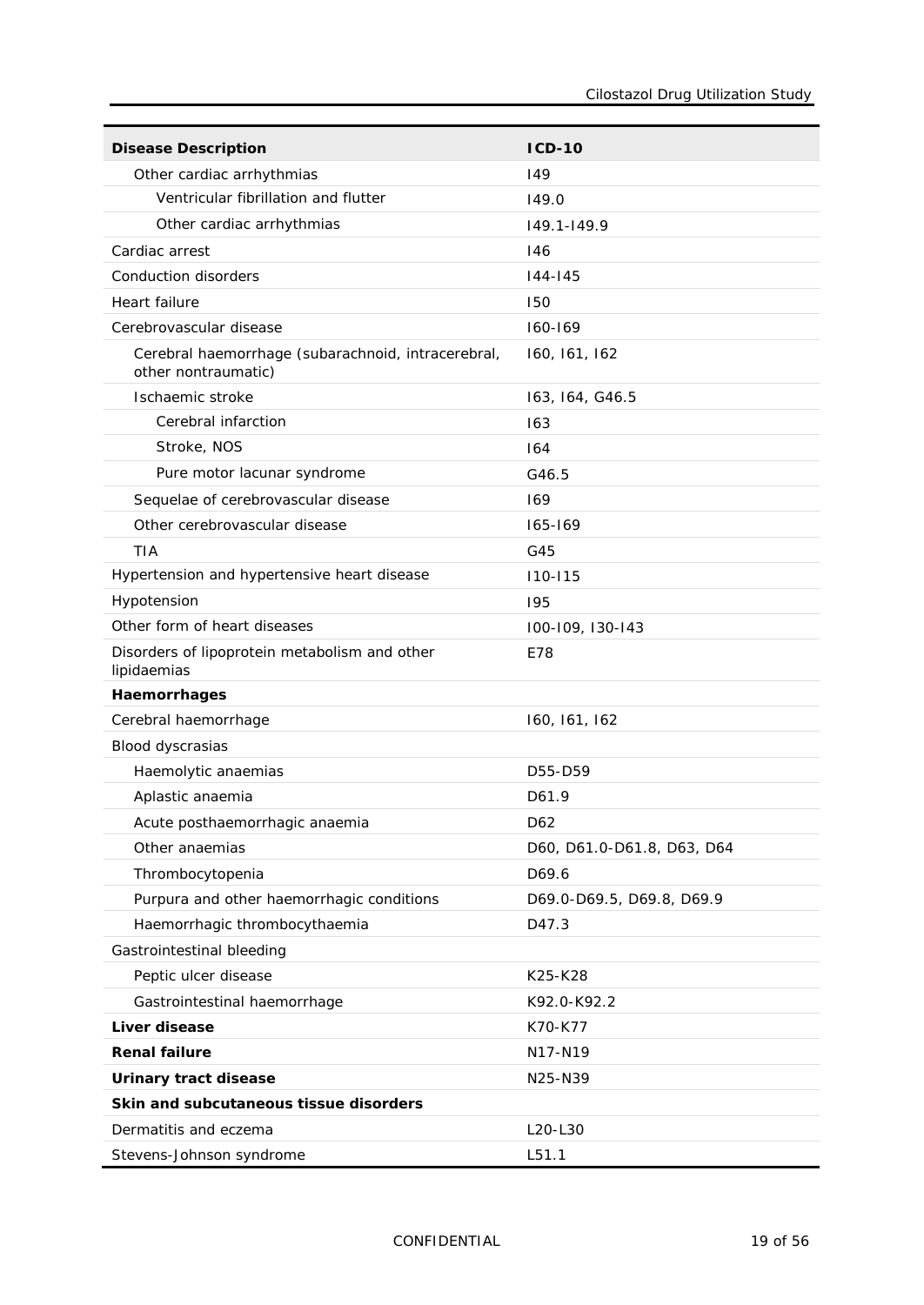| Disease Description | ICD-10 |
|---|---|
| Other cardiac arrhythmias | I49 |
| Ventricular fibrillation and flutter | I49.0 |
| Other cardiac arrhythmias | I49.1-I49.9 |
| Cardiac arrest | I46 |
| Conduction disorders | I44-I45 |
| Heart failure | I50 |
| Cerebrovascular disease | I60-I69 |
| Cerebral haemorrhage (subarachnoid, intracerebral, other nontraumatic) | I60, I61, I62 |
| Ischaemic stroke | I63, I64, G46.5 |
| Cerebral infarction | I63 |
| Stroke, NOS | I64 |
| Pure motor lacunar syndrome | G46.5 |
| Sequelae of cerebrovascular disease | I69 |
| Other cerebrovascular disease | I65-I69 |
| TIA | G45 |
| Hypertension and hypertensive heart disease | I10-I15 |
| Hypotension | I95 |
| Other form of heart diseases | I00-I09, I30-I43 |
| Disorders of lipoprotein metabolism and other lipidaemias | E78 |
| **Haemorrhages** | |
| Cerebral haemorrhage | I60, I61, I62 |
| Blood dyscrasias | |
| Haemolytic anaemias | D55-D59 |
| Aplastic anaemia | D61.9 |
| Acute posthaemorrhagic anaemia | D62 |
| Other anaemias | D60, D61.0-D61.8, D63, D64 |
| Thrombocytopenia | D69.6 |
| Purpura and other haemorrhagic conditions | D69.0-D69.5, D69.8, D69.9 |
| Haemorrhagic thrombocythaemia | D47.3 |
| Gastrointestinal bleeding | |
| Peptic ulcer disease | K25-K28 |
| Gastrointestinal haemorrhage | K92.0-K92.2 |
| **Liver disease** | K70-K77 |
| **Renal failure** | N17-N19 |
| **Urinary tract disease** | N25-N39 |
| **Skin and subcutaneous tissue disorders** | |
| Dermatitis and eczema | L20-L30 |
| Stevens-Johnson syndrome | L51.1 |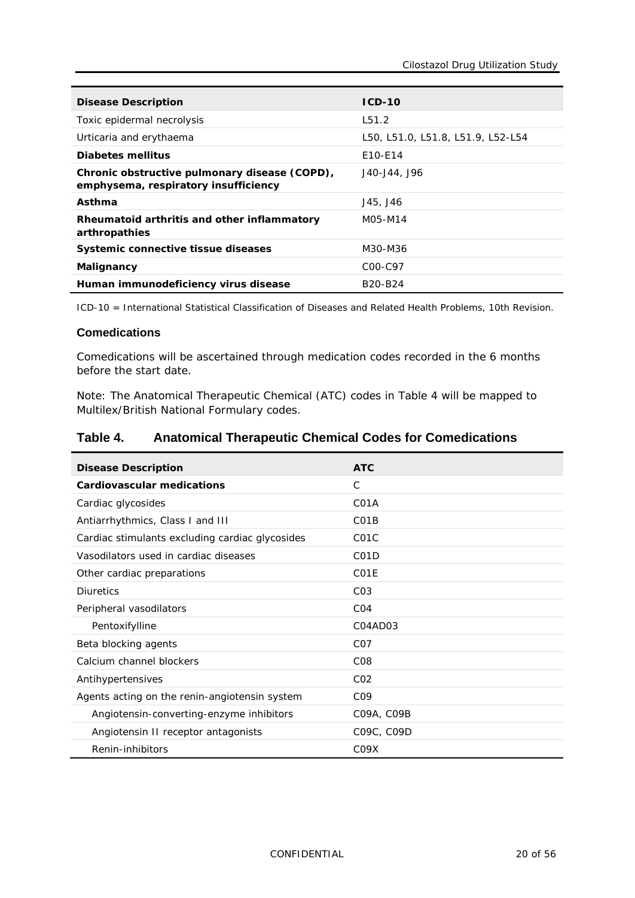| Disease Description | ICD-10 |
|---|---|
| Toxic epidermal necrolysis | L51.2 |
| Urticaria and erythaema | L50, L51.0, L51.8, L51.9, L52-L54 |
| **Diabetes mellitus** | E10-E14 |
| **Chronic obstructive pulmonary disease (COPD), emphysema, respiratory insufficiency** | J40-J44, J96 |
| **Asthma** | J45, J46 |
| **Rheumatoid arthritis and other inflammatory arthropathies** | M05-M14 |
| **Systemic connective tissue diseases** | M30-M36 |
| **Malignancy** | C00-C97 |
| **Human immunodeficiency virus disease** | B20-B24 |

ICD-10 = International Statistical Classification of Diseases and Related Health Problems, 10th Revision.

### Comedications

Comedications will be ascertained through medication codes recorded in the 6 months before the start date.

Note: The Anatomical Therapeutic Chemical (ATC) codes in Table 4 will be mapped to Multilex/British National Formulary codes.

## Table 4. Anatomical Therapeutic Chemical Codes for Comedications

| Disease Description | ATC |
|---|---|
| **Cardiovascular medications** | C |
| Cardiac glycosides | C01A |
| Antiarrhythmics, Class I and III | C01B |
| Cardiac stimulants excluding cardiac glycosides | C01C |
| Vasodilators used in cardiac diseases | C01D |
| Other cardiac preparations | C01E |
| Diuretics | C03 |
| Peripheral vasodilators | C04 |
| Pentoxifylline | C04AD03 |
| Beta blocking agents | C07 |
| Calcium channel blockers | C08 |
| Antihypertensives | C02 |
| Agents acting on the renin-angiotensin system | C09 |
| Angiotensin-converting-enzyme inhibitors | C09A, C09B |
| Angiotensin II receptor antagonists | C09C, C09D |
| Renin-inhibitors | C09X |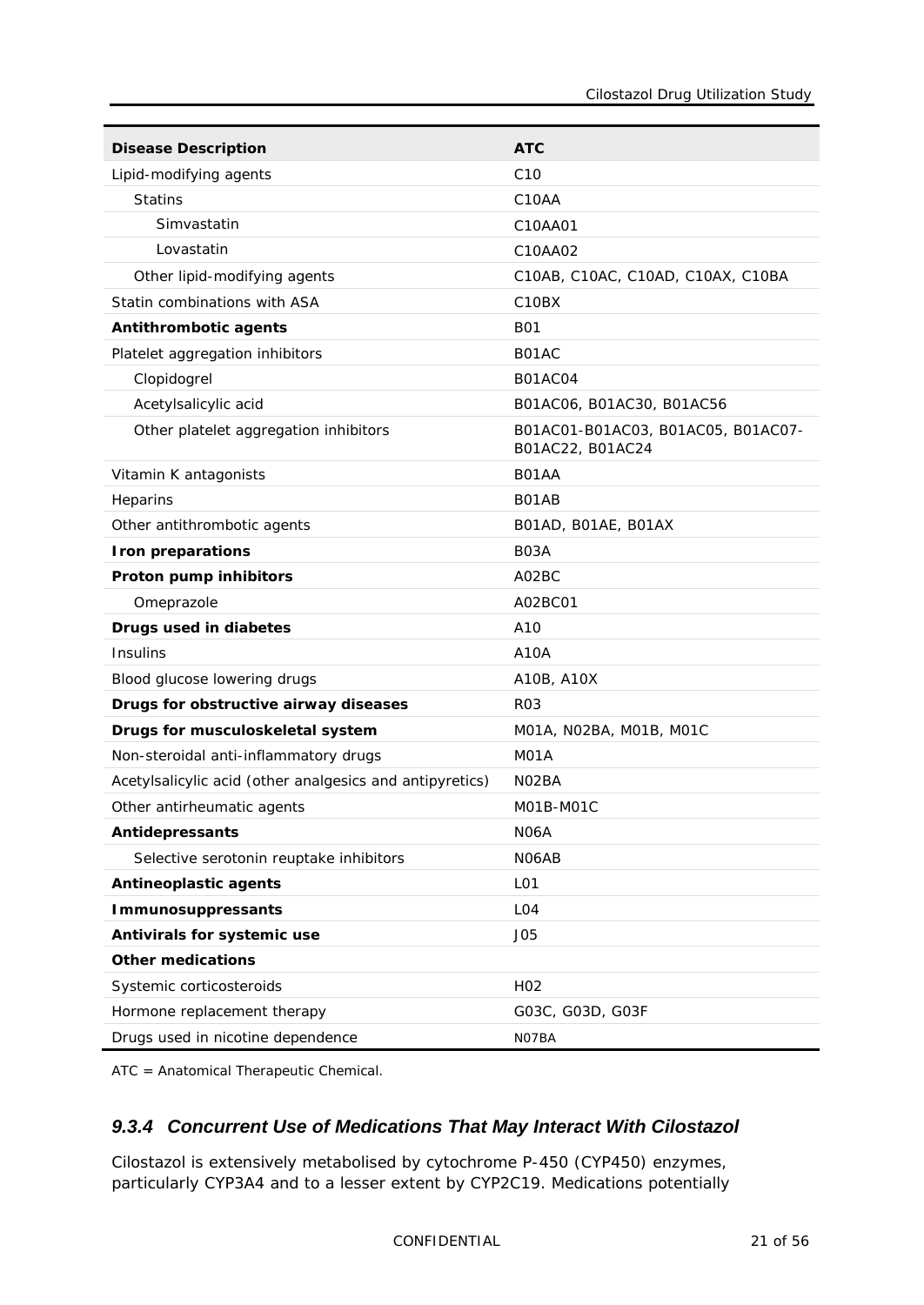| Disease Description | ATC |
|---|---|
| Lipid-modifying agents | C10 |
| Statins | C10AA |
| Simvastatin | C10AA01 |
| Lovastatin | C10AA02 |
| Other lipid-modifying agents | C10AB, C10AC, C10AD, C10AX, C10BA |
| Statin combinations with ASA | C10BX |
| **Antithrombotic agents** | B01 |
| Platelet aggregation inhibitors | B01AC |
| Clopidogrel | B01AC04 |
| Acetylsalicylic acid | B01AC06, B01AC30, B01AC56 |
| Other platelet aggregation inhibitors | B01AC01-B01AC03, B01AC05, B01AC07-B01AC22, B01AC24 |
| Vitamin K antagonists | B01AA |
| Heparins | B01AB |
| Other antithrombotic agents | B01AD, B01AE, B01AX |
| **Iron preparations** | B03A |
| **Proton pump inhibitors** | A02BC |
| Omeprazole | A02BC01 |
| **Drugs used in diabetes** | A10 |
| Insulins | A10A |
| Blood glucose lowering drugs | A10B, A10X |
| **Drugs for obstructive airway diseases** | R03 |
| **Drugs for musculoskeletal system** | M01A, N02BA, M01B, M01C |
| Non-steroidal anti-inflammatory drugs | M01A |
| Acetylsalicylic acid (other analgesics and antipyretics) | N02BA |
| Other antirheumatic agents | M01B-M01C |
| **Antidepressants** | N06A |
| Selective serotonin reuptake inhibitors | N06AB |
| **Antineoplastic agents** | L01 |
| **Immunosuppressants** | L04 |
| **Antivirals for systemic use** | J05 |
| **Other medications** | |
| Systemic corticosteroids | H02 |
| Hormone replacement therapy | G03C, G03D, G03F |
| Drugs used in nicotine dependence | N07BA |

ATC = Anatomical Therapeutic Chemical.

### *9.3.4 Concurrent Use of Medications That May Interact With Cilostazol*

Cilostazol is extensively metabolised by cytochrome P-450 (CYP450) enzymes, particularly CYP3A4 and to a lesser extent by CYP2C19. Medications potentially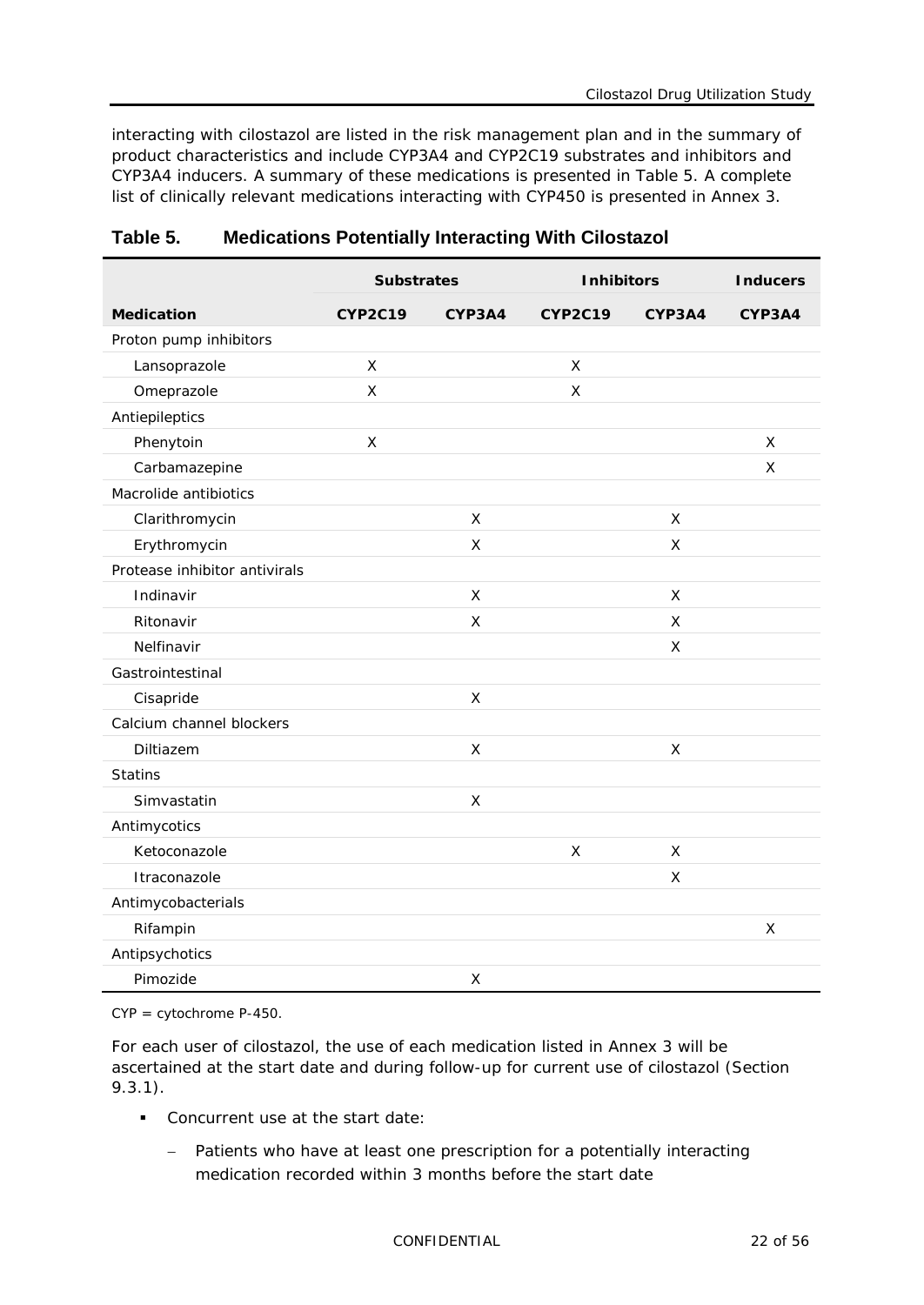interacting with cilostazol are listed in the risk management plan and in the summary of product characteristics and include CYP3A4 and CYP2C19 substrates and inhibitors and CYP3A4 inducers. A summary of these medications is presented in Table 5. A complete list of clinically relevant medications interacting with CYP450 is presented in Annex 3.

**Table 5. Medications Potentially Interacting With Cilostazol**

| | Substrates | | Inhibitors | | Inducers |
|---|---|---|---|---|---|
| **Medication** | **CYP2C19** | **CYP3A4** | **CYP2C19** | **CYP3A4** | **CYP3A4** |
| Proton pump inhibitors | | | | | |
| Lansoprazole | X | | X | | |
| Omeprazole | X | | X | | |
| Antiepileptics | | | | | |
| Phenytoin | X | | | | X |
| Carbamazepine | | | | | X |
| Macrolide antibiotics | | | | | |
| Clarithromycin | | X | | X | |
| Erythromycin | | X | | X | |
| Protease inhibitor antivirals | | | | | |
| Indinavir | | X | | X | |
| Ritonavir | | X | | X | |
| Nelfinavir | | | | X | |
| Gastrointestinal | | | | | |
| Cisapride | | X | | | |
| Calcium channel blockers | | | | | |
| Diltiazem | | X | | X | |
| Statins | | | | | |
| Simvastatin | | X | | | |
| Antimycotics | | | | | |
| Ketoconazole | | | X | X | |
| Itraconazole | | | | X | |
| Antimycobacterials | | | | | |
| Rifampin | | | | | X |
| Antipsychotics | | | | | |
| Pimozide | | X | | | |

CYP = cytochrome P-450.

For each user of cilostazol, the use of each medication listed in Annex 3 will be ascertained at the start date and during follow-up for current use of cilostazol (Section 9.3.1).

- Concurrent use at the start date:
  - Patients who have at least one prescription for a potentially interacting medication recorded within 3 months before the start date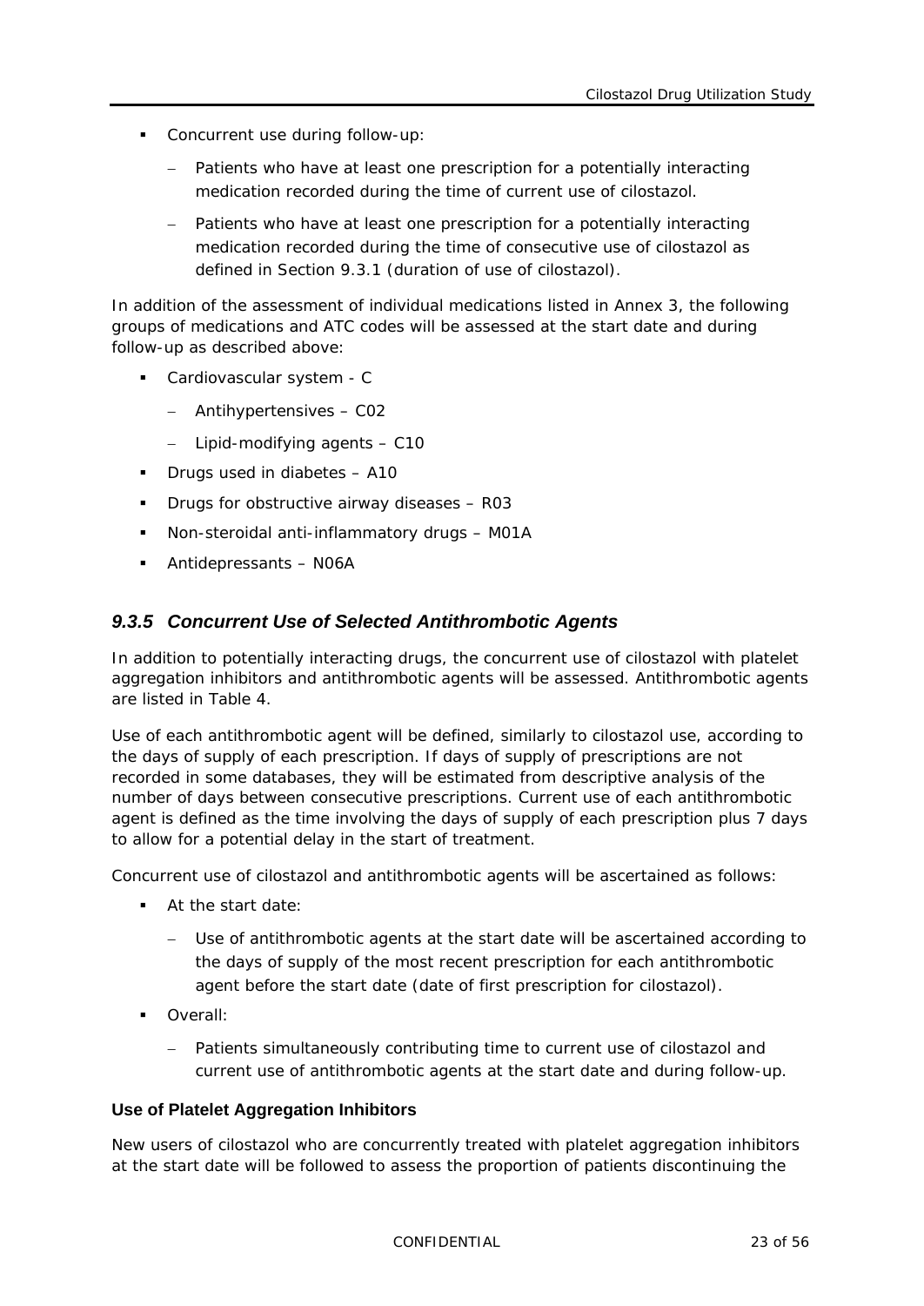- Concurrent use during follow-up:
  - Patients who have at least one prescription for a potentially interacting medication recorded during the time of current use of cilostazol.
  - Patients who have at least one prescription for a potentially interacting medication recorded during the time of consecutive use of cilostazol as defined in Section 9.3.1 (duration of use of cilostazol).

In addition of the assessment of individual medications listed in Annex 3, the following groups of medications and ATC codes will be assessed at the start date and during follow-up as described above:

- Cardiovascular system - C
  - Antihypertensives – C02
  - Lipid-modifying agents – C10
- Drugs used in diabetes – A10
- Drugs for obstructive airway diseases – R03
- Non-steroidal anti-inflammatory drugs – M01A
- Antidepressants – N06A

### *9.3.5 Concurrent Use of Selected Antithrombotic Agents*

In addition to potentially interacting drugs, the concurrent use of cilostazol with platelet aggregation inhibitors and antithrombotic agents will be assessed. Antithrombotic agents are listed in Table 4.

Use of each antithrombotic agent will be defined, similarly to cilostazol use, according to the days of supply of each prescription. If days of supply of prescriptions are not recorded in some databases, they will be estimated from descriptive analysis of the number of days between consecutive prescriptions. Current use of each antithrombotic agent is defined as the time involving the days of supply of each prescription plus 7 days to allow for a potential delay in the start of treatment.

Concurrent use of cilostazol and antithrombotic agents will be ascertained as follows:

- At the start date:
  - Use of antithrombotic agents at the start date will be ascertained according to the days of supply of the most recent prescription for each antithrombotic agent before the start date (date of first prescription for cilostazol).
- Overall:
  - Patients simultaneously contributing time to current use of cilostazol and current use of antithrombotic agents at the start date and during follow-up.

**Use of Platelet Aggregation Inhibitors**

New users of cilostazol who are concurrently treated with platelet aggregation inhibitors at the start date will be followed to assess the proportion of patients discontinuing the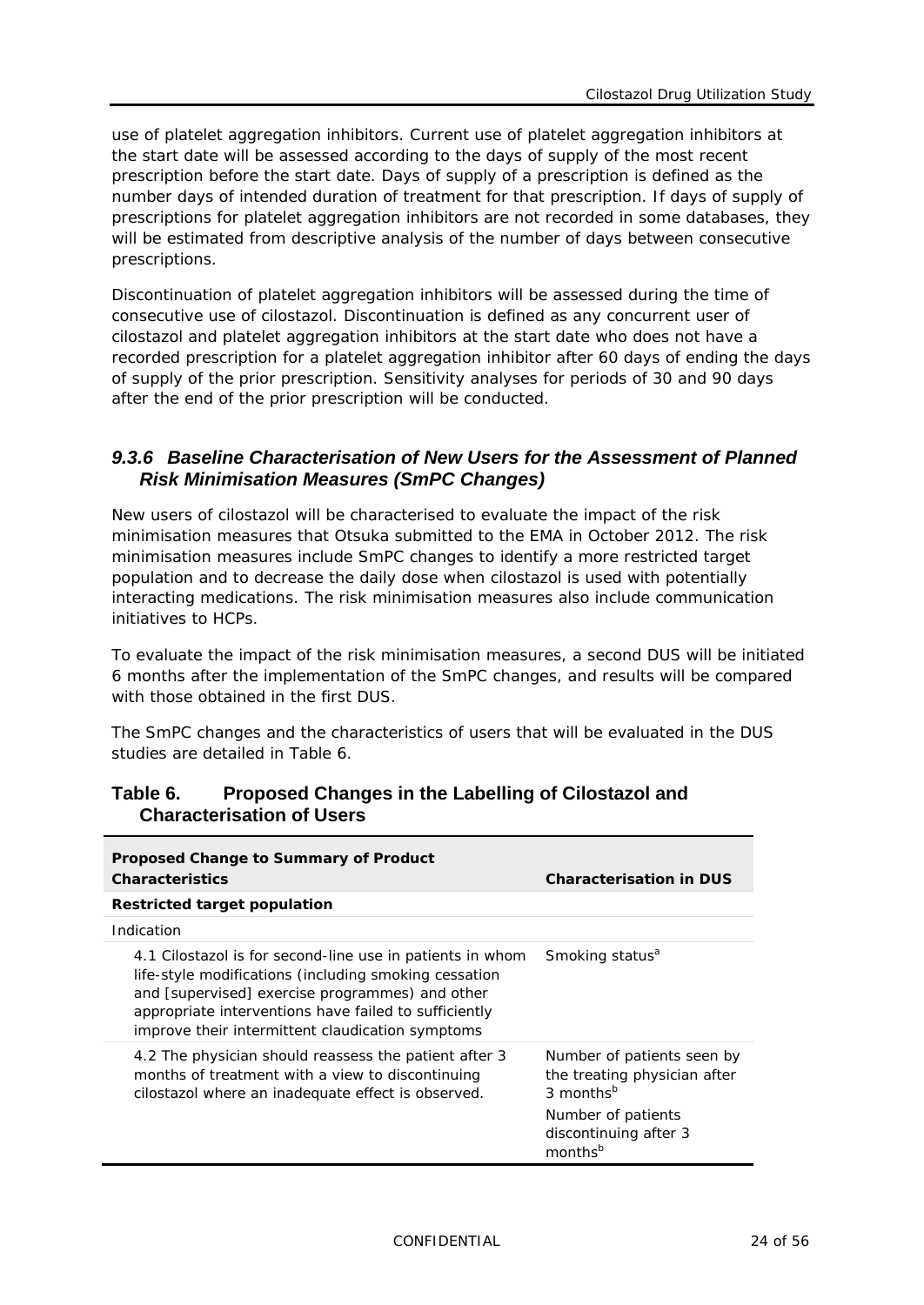use of platelet aggregation inhibitors. Current use of platelet aggregation inhibitors at the start date will be assessed according to the days of supply of the most recent prescription before the start date. Days of supply of a prescription is defined as the number days of intended duration of treatment for that prescription. If days of supply of prescriptions for platelet aggregation inhibitors are not recorded in some databases, they will be estimated from descriptive analysis of the number of days between consecutive prescriptions.

Discontinuation of platelet aggregation inhibitors will be assessed during the time of consecutive use of cilostazol. Discontinuation is defined as any concurrent user of cilostazol and platelet aggregation inhibitors at the start date who does not have a recorded prescription for a platelet aggregation inhibitor after 60 days of ending the days of supply of the prior prescription. Sensitivity analyses for periods of 30 and 90 days after the end of the prior prescription will be conducted.

### *9.3.6 Baseline Characterisation of New Users for the Assessment of Planned Risk Minimisation Measures (SmPC Changes)*

New users of cilostazol will be characterised to evaluate the impact of the risk minimisation measures that Otsuka submitted to the EMA in October 2012. The risk minimisation measures include SmPC changes to identify a more restricted target population and to decrease the daily dose when cilostazol is used with potentially interacting medications. The risk minimisation measures also include communication initiatives to HCPs.

To evaluate the impact of the risk minimisation measures, a second DUS will be initiated 6 months after the implementation of the SmPC changes, and results will be compared with those obtained in the first DUS.

The SmPC changes and the characteristics of users that will be evaluated in the DUS studies are detailed in Table 6.

**Table 6. Proposed Changes in the Labelling of Cilostazol and Characterisation of Users**

| Proposed Change to Summary of Product Characteristics | Characterisation in DUS |
|---|---|
| **Restricted target population** | |
| Indication | |
| 4.1 Cilostazol is for second-line use in patients in whom life-style modifications (including smoking cessation and [supervised] exercise programmes) and other appropriate interventions have failed to sufficiently improve their intermittent claudication symptoms | Smoking status[a] |
| 4.2 The physician should reassess the patient after 3 months of treatment with a view to discontinuing cilostazol where an inadequate effect is observed. | Number of patients seen by the treating physician after 3 months[b]<br>Number of patients discontinuing after 3 months[b] |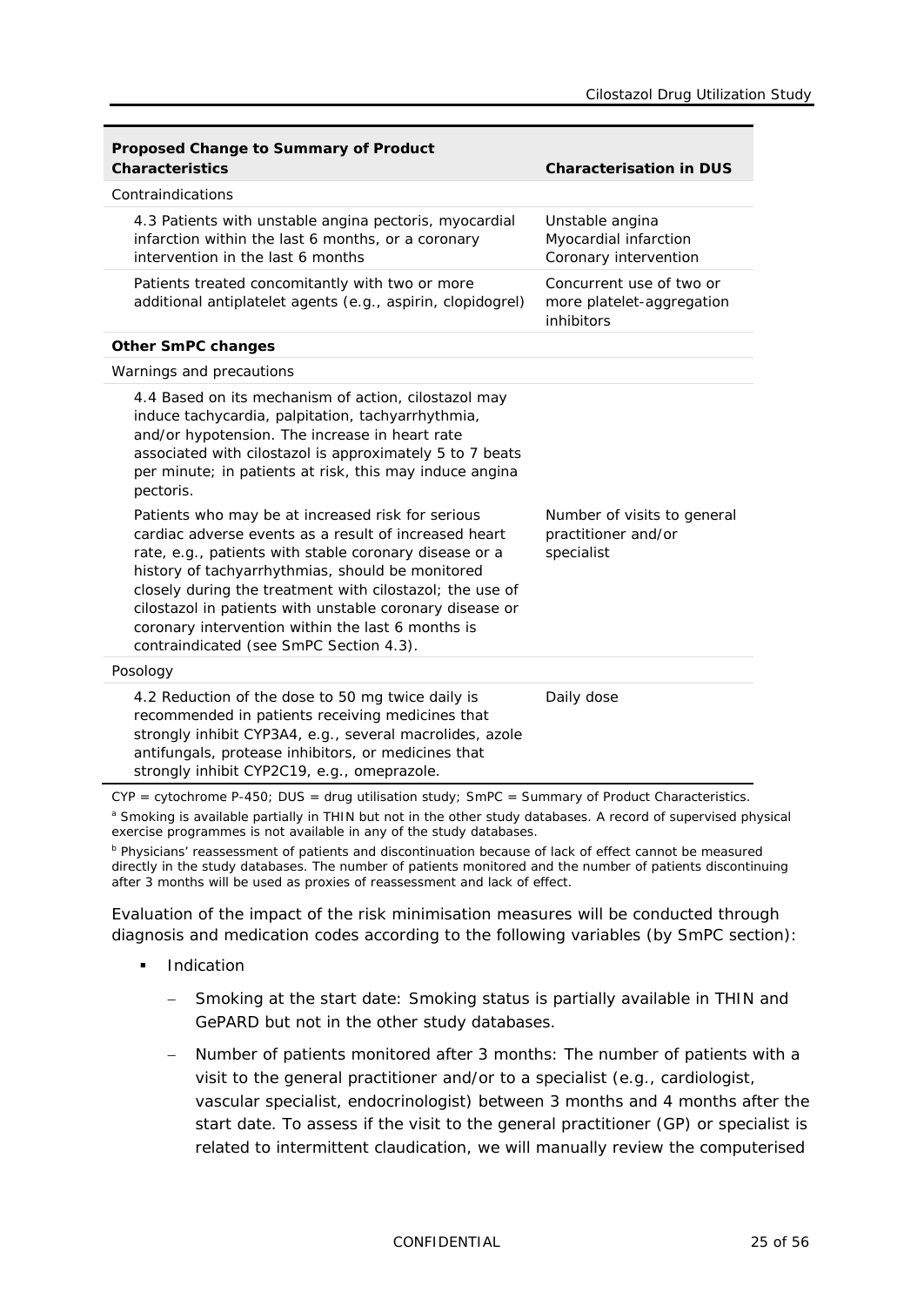| Proposed Change to Summary of Product Characteristics | Characterisation in DUS |
|---|---|
| Contraindications | |
| 4.3 Patients with unstable angina pectoris, myocardial infarction within the last 6 months, or a coronary intervention in the last 6 months | Unstable angina<br>Myocardial infarction<br>Coronary intervention |
| Patients treated concomitantly with two or more additional antiplatelet agents (e.g., aspirin, clopidogrel) | Concurrent use of two or more platelet-aggregation inhibitors |
| **Other SmPC changes** | |
| Warnings and precautions | |
| 4.4 Based on its mechanism of action, cilostazol may induce tachycardia, palpitation, tachyarrhythmia, and/or hypotension. The increase in heart rate associated with cilostazol is approximately 5 to 7 beats per minute; in patients at risk, this may induce angina pectoris. | |
| Patients who may be at increased risk for serious cardiac adverse events as a result of increased heart rate, e.g., patients with stable coronary disease or a history of tachyarrhythmias, should be monitored closely during the treatment with cilostazol; the use of cilostazol in patients with unstable coronary disease or coronary intervention within the last 6 months is contraindicated (see SmPC Section 4.3). | Number of visits to general practitioner and/or specialist |
| Posology | |
| 4.2 Reduction of the dose to 50 mg twice daily is recommended in patients receiving medicines that strongly inhibit CYP3A4, e.g., several macrolides, azole antifungals, protease inhibitors, or medicines that strongly inhibit CYP2C19, e.g., omeprazole. | Daily dose |

CYP = cytochrome P-450; DUS = drug utilisation study; SmPC = Summary of Product Characteristics.

[a] Smoking is available partially in THIN but not in the other study databases. A record of supervised physical exercise programmes is not available in any of the study databases.

[b] Physicians' reassessment of patients and discontinuation because of lack of effect cannot be measured directly in the study databases. The number of patients monitored and the number of patients discontinuing after 3 months will be used as proxies of reassessment and lack of effect.

Evaluation of the impact of the risk minimisation measures will be conducted through diagnosis and medication codes according to the following variables (by SmPC section):

- Indication
  - Smoking at the start date: Smoking status is partially available in THIN and GePARD but not in the other study databases.
  - Number of patients monitored after 3 months: The number of patients with a visit to the general practitioner and/or to a specialist (e.g., cardiologist, vascular specialist, endocrinologist) between 3 months and 4 months after the start date. To assess if the visit to the general practitioner (GP) or specialist is related to intermittent claudication, we will manually review the computerised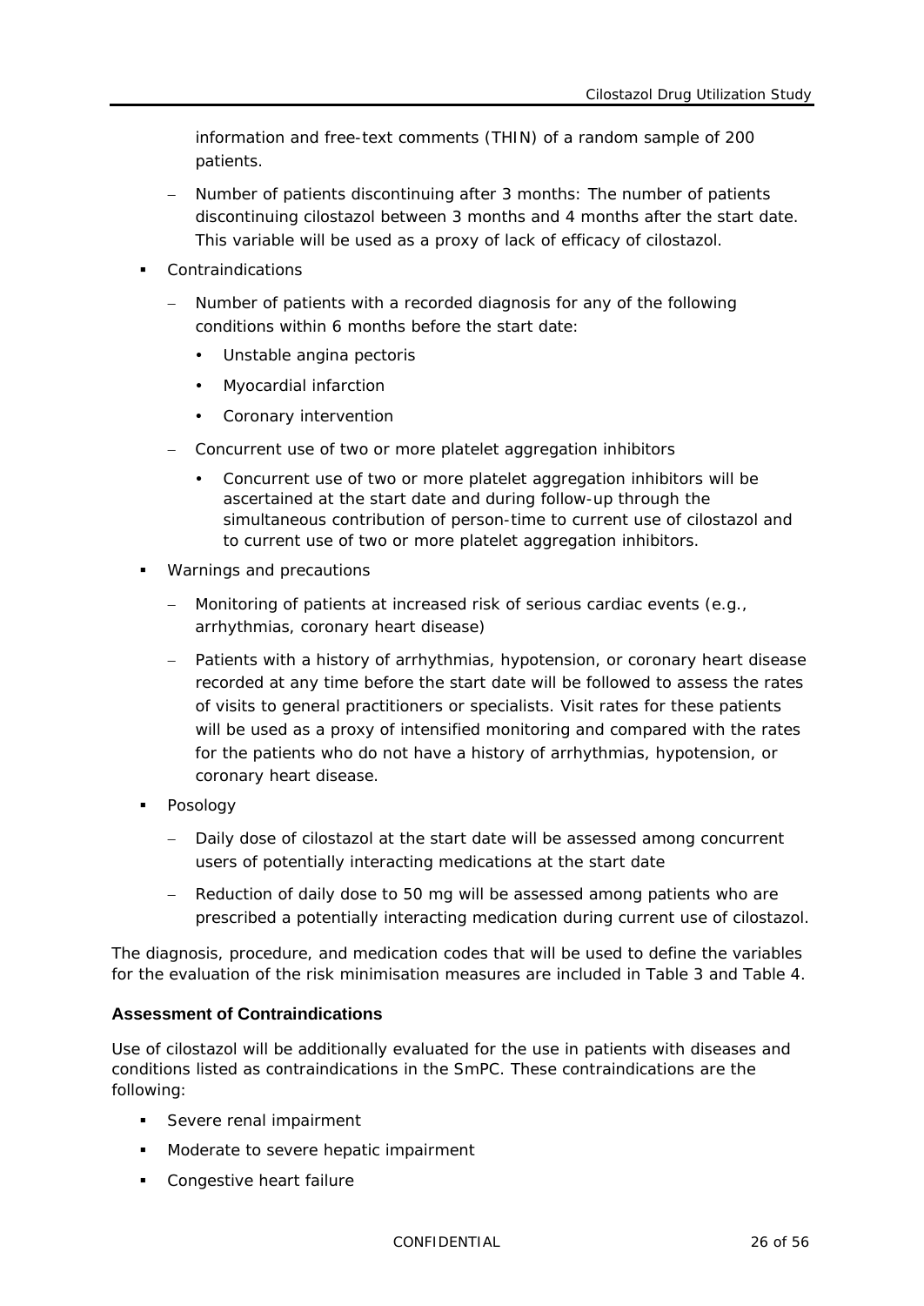information and free-text comments (THIN) of a random sample of 200 patients.

  - Number of patients discontinuing after 3 months: The number of patients discontinuing cilostazol between 3 months and 4 months after the start date. This variable will be used as a proxy of lack of efficacy of cilostazol.

- Contraindications
  - Number of patients with a recorded diagnosis for any of the following conditions within 6 months before the start date:
    - Unstable angina pectoris
    - Myocardial infarction
    - Coronary intervention
  - Concurrent use of two or more platelet aggregation inhibitors
    - Concurrent use of two or more platelet aggregation inhibitors will be ascertained at the start date and during follow-up through the simultaneous contribution of person-time to current use of cilostazol and to current use of two or more platelet aggregation inhibitors.
- Warnings and precautions
  - Monitoring of patients at increased risk of serious cardiac events (e.g., arrhythmias, coronary heart disease)
  - Patients with a history of arrhythmias, hypotension, or coronary heart disease recorded at any time before the start date will be followed to assess the rates of visits to general practitioners or specialists. Visit rates for these patients will be used as a proxy of intensified monitoring and compared with the rates for the patients who do not have a history of arrhythmias, hypotension, or coronary heart disease.
- Posology
  - Daily dose of cilostazol at the start date will be assessed among concurrent users of potentially interacting medications at the start date
  - Reduction of daily dose to 50 mg will be assessed among patients who are prescribed a potentially interacting medication during current use of cilostazol.

The diagnosis, procedure, and medication codes that will be used to define the variables for the evaluation of the risk minimisation measures are included in Table 3 and Table 4.

#### Assessment of Contraindications

Use of cilostazol will be additionally evaluated for the use in patients with diseases and conditions listed as contraindications in the SmPC. These contraindications are the following:

- Severe renal impairment
- Moderate to severe hepatic impairment
- Congestive heart failure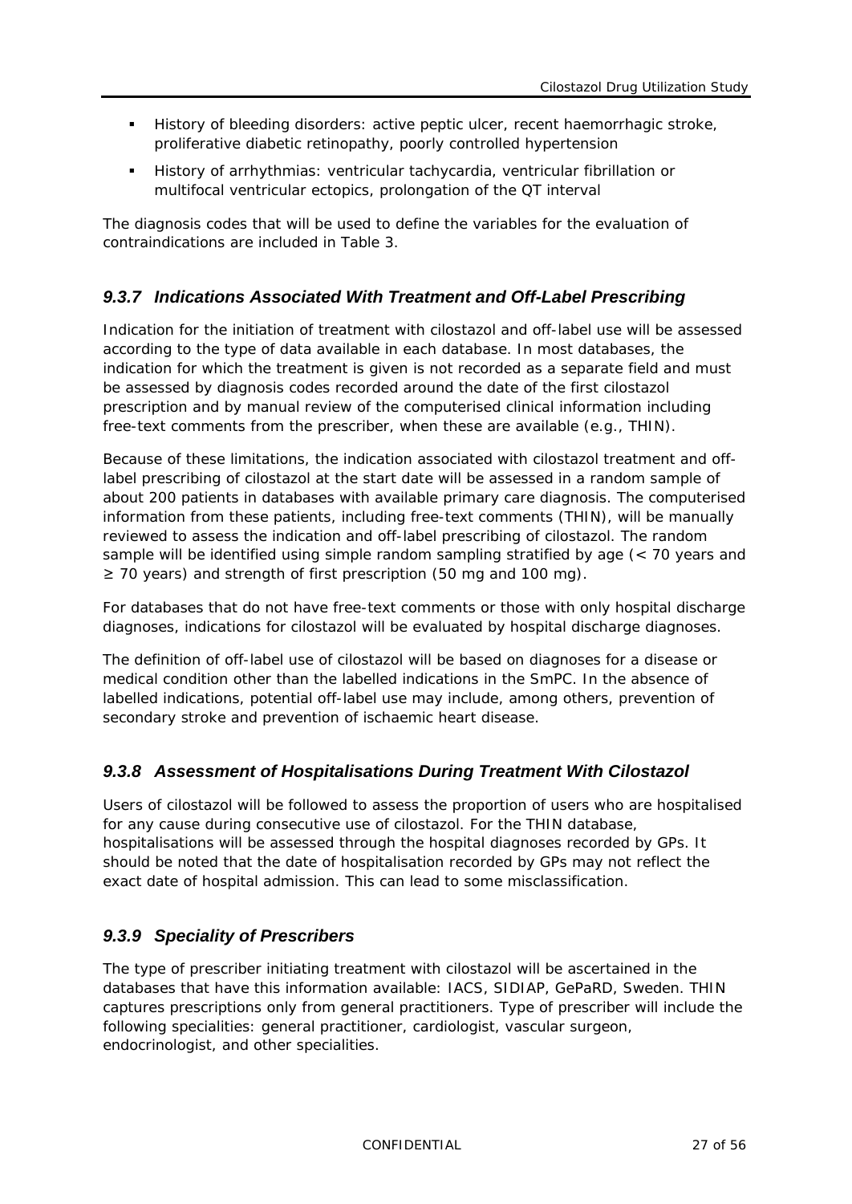- History of bleeding disorders: active peptic ulcer, recent haemorrhagic stroke, proliferative diabetic retinopathy, poorly controlled hypertension
- History of arrhythmias: ventricular tachycardia, ventricular fibrillation or multifocal ventricular ectopics, prolongation of the QT interval

The diagnosis codes that will be used to define the variables for the evaluation of contraindications are included in Table 3.

### *9.3.7 Indications Associated With Treatment and Off-Label Prescribing*

Indication for the initiation of treatment with cilostazol and off-label use will be assessed according to the type of data available in each database. In most databases, the indication for which the treatment is given is not recorded as a separate field and must be assessed by diagnosis codes recorded around the date of the first cilostazol prescription and by manual review of the computerised clinical information including free-text comments from the prescriber, when these are available (e.g., THIN).

Because of these limitations, the indication associated with cilostazol treatment and off-label prescribing of cilostazol at the start date will be assessed in a random sample of about 200 patients in databases with available primary care diagnosis. The computerised information from these patients, including free-text comments (THIN), will be manually reviewed to assess the indication and off-label prescribing of cilostazol. The random sample will be identified using simple random sampling stratified by age (< 70 years and ≥ 70 years) and strength of first prescription (50 mg and 100 mg).

For databases that do not have free-text comments or those with only hospital discharge diagnoses, indications for cilostazol will be evaluated by hospital discharge diagnoses.

The definition of off-label use of cilostazol will be based on diagnoses for a disease or medical condition other than the labelled indications in the SmPC. In the absence of labelled indications, potential off-label use may include, among others, prevention of secondary stroke and prevention of ischaemic heart disease.

### *9.3.8 Assessment of Hospitalisations During Treatment With Cilostazol*

Users of cilostazol will be followed to assess the proportion of users who are hospitalised for any cause during consecutive use of cilostazol. For the THIN database, hospitalisations will be assessed through the hospital diagnoses recorded by GPs. It should be noted that the date of hospitalisation recorded by GPs may not reflect the exact date of hospital admission. This can lead to some misclassification.

### *9.3.9 Speciality of Prescribers*

The type of prescriber initiating treatment with cilostazol will be ascertained in the databases that have this information available: IACS, SIDIAP, GePaRD, Sweden. THIN captures prescriptions only from general practitioners. Type of prescriber will include the following specialities: general practitioner, cardiologist, vascular surgeon, endocrinologist, and other specialities.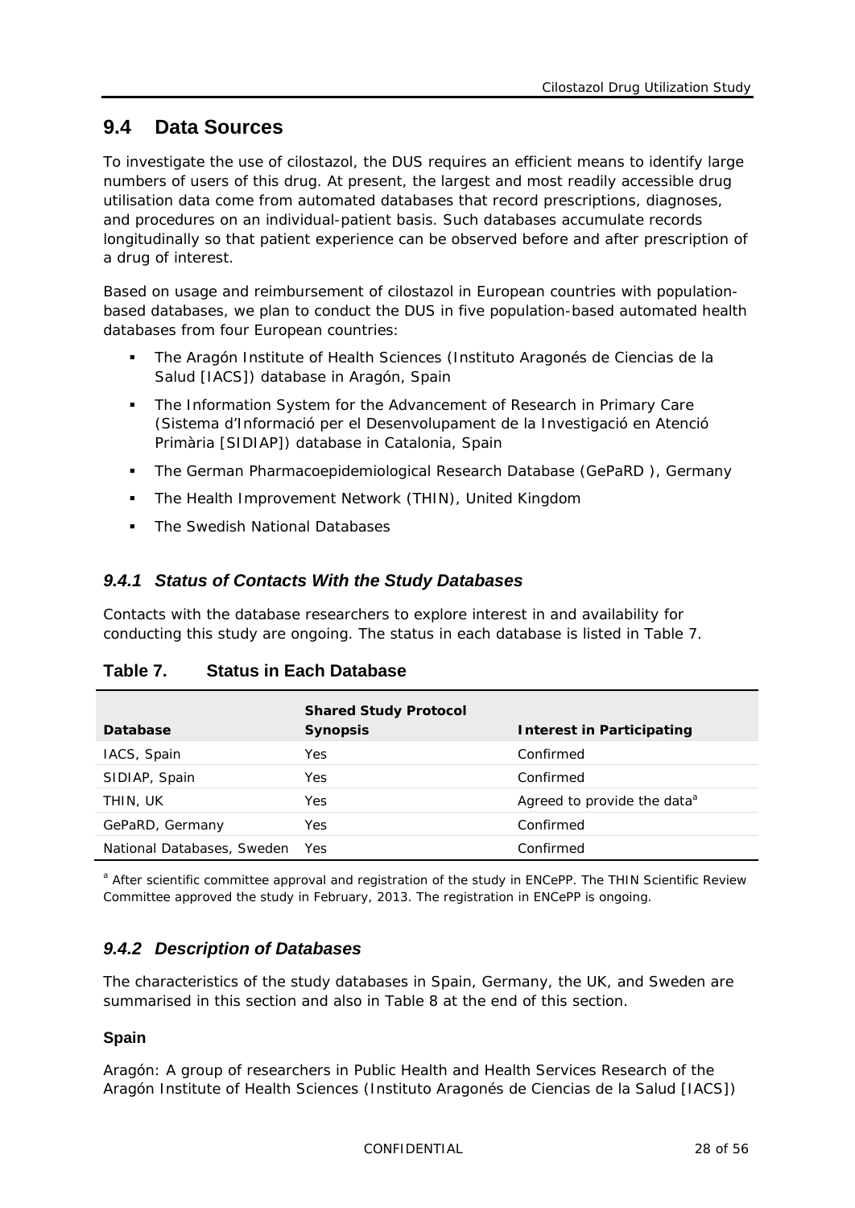## 9.4 Data Sources

To investigate the use of cilostazol, the DUS requires an efficient means to identify large numbers of users of this drug. At present, the largest and most readily accessible drug utilisation data come from automated databases that record prescriptions, diagnoses, and procedures on an individual-patient basis. Such databases accumulate records longitudinally so that patient experience can be observed before and after prescription of a drug of interest.

Based on usage and reimbursement of cilostazol in European countries with population-based databases, we plan to conduct the DUS in five population-based automated health databases from four European countries:

- The Aragón Institute of Health Sciences (Instituto Aragonés de Ciencias de la Salud [IACS]) database in Aragón, Spain
- The Information System for the Advancement of Research in Primary Care (Sistema d'Informació per el Desenvolupament de la Investigació en Atenció Primària [SIDIAP]) database in Catalonia, Spain
- The German Pharmacoepidemiological Research Database (GePaRD ), Germany
- The Health Improvement Network (THIN), United Kingdom
- The Swedish National Databases

### *9.4.1 Status of Contacts With the Study Databases*

Contacts with the database researchers to explore interest in and availability for conducting this study are ongoing. The status in each database is listed in Table 7.

**Table 7. Status in Each Database**

| Database | Shared Study Protocol Synopsis | Interest in Participating |
|---|---|---|
| IACS, Spain | Yes | Confirmed |
| SIDIAP, Spain | Yes | Confirmed |
| THIN, UK | Yes | Agreed to provide the data[a] |
| GePaRD, Germany | Yes | Confirmed |
| National Databases, Sweden | Yes | Confirmed |

[a] After scientific committee approval and registration of the study in ENCePP. The THIN Scientific Review Committee approved the study in February, 2013. The registration in ENCePP is ongoing.

### *9.4.2 Description of Databases*

The characteristics of the study databases in Spain, Germany, the UK, and Sweden are summarised in this section and also in Table 8 at the end of this section.

#### Spain

Aragón: A group of researchers in Public Health and Health Services Research of the Aragón Institute of Health Sciences (Instituto Aragonés de Ciencias de la Salud [IACS])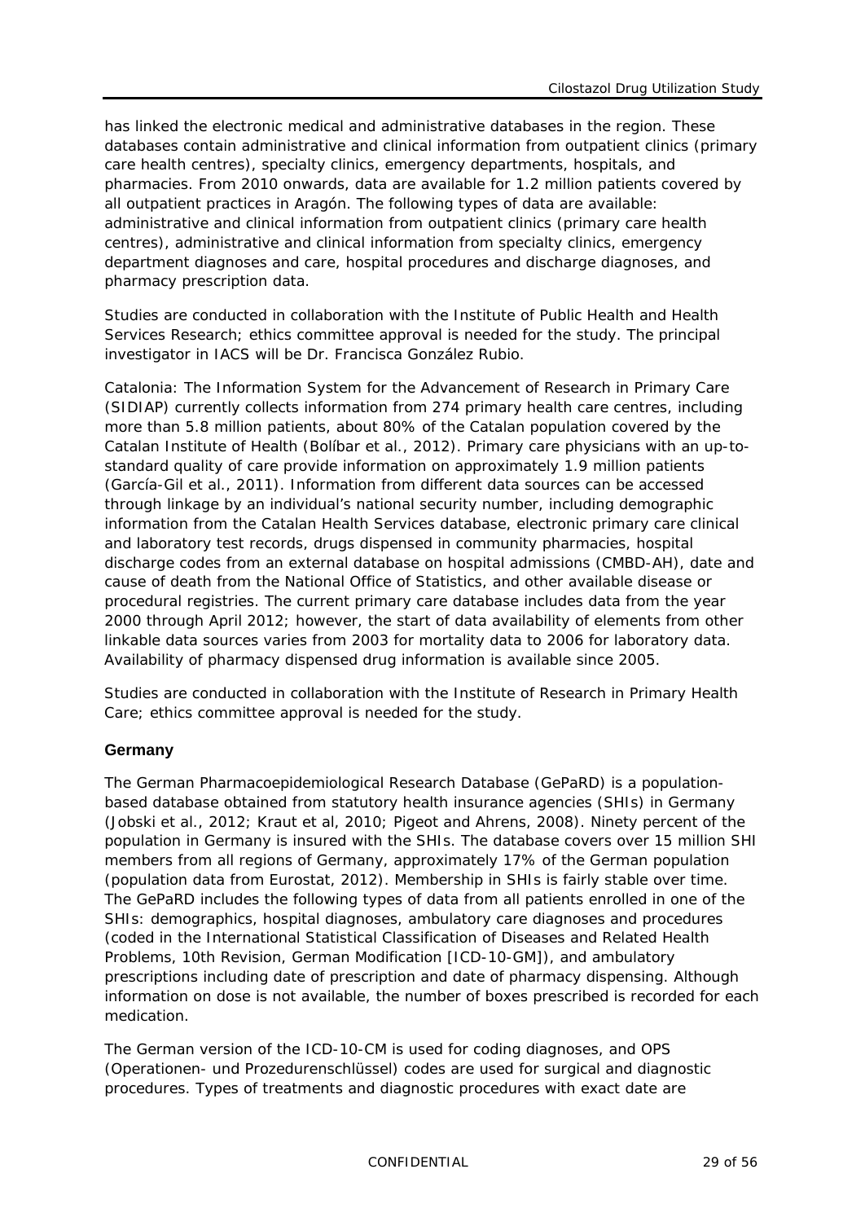has linked the electronic medical and administrative databases in the region. These databases contain administrative and clinical information from outpatient clinics (primary care health centres), specialty clinics, emergency departments, hospitals, and pharmacies. From 2010 onwards, data are available for 1.2 million patients covered by all outpatient practices in Aragón. The following types of data are available: administrative and clinical information from outpatient clinics (primary care health centres), administrative and clinical information from specialty clinics, emergency department diagnoses and care, hospital procedures and discharge diagnoses, and pharmacy prescription data.

Studies are conducted in collaboration with the Institute of Public Health and Health Services Research; ethics committee approval is needed for the study. The principal investigator in IACS will be Dr. Francisca González Rubio.

Catalonia: The Information System for the Advancement of Research in Primary Care (SIDIAP) currently collects information from 274 primary health care centres, including more than 5.8 million patients, about 80% of the Catalan population covered by the Catalan Institute of Health (Bolíbar et al., 2012). Primary care physicians with an up-to-standard quality of care provide information on approximately 1.9 million patients (García-Gil et al., 2011). Information from different data sources can be accessed through linkage by an individual's national security number, including demographic information from the Catalan Health Services database, electronic primary care clinical and laboratory test records, drugs dispensed in community pharmacies, hospital discharge codes from an external database on hospital admissions (CMBD-AH), date and cause of death from the National Office of Statistics, and other available disease or procedural registries. The current primary care database includes data from the year 2000 through April 2012; however, the start of data availability of elements from other linkable data sources varies from 2003 for mortality data to 2006 for laboratory data. Availability of pharmacy dispensed drug information is available since 2005.

Studies are conducted in collaboration with the Institute of Research in Primary Health Care; ethics committee approval is needed for the study.

### Germany

The German Pharmacoepidemiological Research Database (GePaRD) is a population-based database obtained from statutory health insurance agencies (SHIs) in Germany (Jobski et al., 2012; Kraut et al, 2010; Pigeot and Ahrens, 2008). Ninety percent of the population in Germany is insured with the SHIs. The database covers over 15 million SHI members from all regions of Germany, approximately 17% of the German population (population data from Eurostat, 2012). Membership in SHIs is fairly stable over time. The GePaRD includes the following types of data from all patients enrolled in one of the SHIs: demographics, hospital diagnoses, ambulatory care diagnoses and procedures (coded in the International Statistical Classification of Diseases and Related Health Problems, 10th Revision, German Modification [ICD-10-GM]), and ambulatory prescriptions including date of prescription and date of pharmacy dispensing. Although information on dose is not available, the number of boxes prescribed is recorded for each medication.

The German version of the ICD-10-CM is used for coding diagnoses, and OPS (Operationen- und Prozedurenschlüssel) codes are used for surgical and diagnostic procedures. Types of treatments and diagnostic procedures with exact date are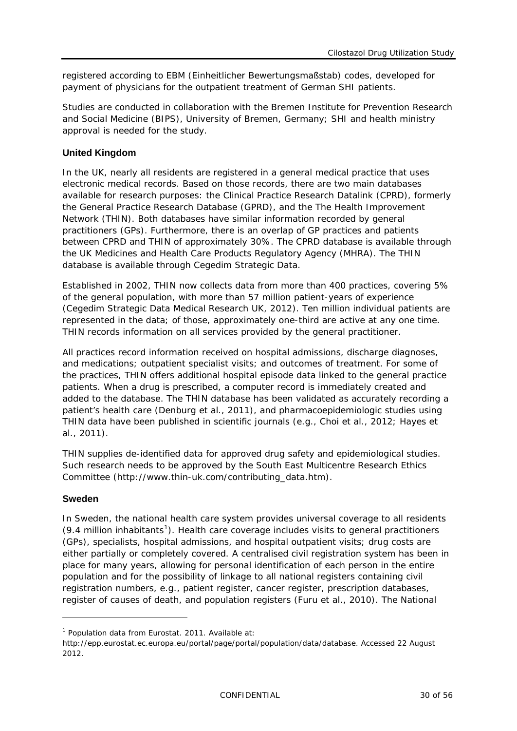registered according to EBM (Einheitlicher Bewertungsmaßstab) codes, developed for payment of physicians for the outpatient treatment of German SHI patients.

Studies are conducted in collaboration with the Bremen Institute for Prevention Research and Social Medicine (BIPS), University of Bremen, Germany; SHI and health ministry approval is needed for the study.

### United Kingdom

In the UK, nearly all residents are registered in a general medical practice that uses electronic medical records. Based on those records, there are two main databases available for research purposes: the Clinical Practice Research Datalink (CPRD), formerly the General Practice Research Database (GPRD), and the The Health Improvement Network (THIN). Both databases have similar information recorded by general practitioners (GPs). Furthermore, there is an overlap of GP practices and patients between CPRD and THIN of approximately 30%. The CPRD database is available through the UK Medicines and Health Care Products Regulatory Agency (MHRA). The THIN database is available through Cegedim Strategic Data.

Established in 2002, THIN now collects data from more than 400 practices, covering 5% of the general population, with more than 57 million patient-years of experience (Cegedim Strategic Data Medical Research UK, 2012). Ten million individual patients are represented in the data; of those, approximately one-third are active at any one time. THIN records information on all services provided by the general practitioner.

All practices record information received on hospital admissions, discharge diagnoses, and medications; outpatient specialist visits; and outcomes of treatment. For some of the practices, THIN offers additional hospital episode data linked to the general practice patients. When a drug is prescribed, a computer record is immediately created and added to the database. The THIN database has been validated as accurately recording a patient's health care (Denburg et al., 2011), and pharmacoepidemiologic studies using THIN data have been published in scientific journals (e.g., Choi et al., 2012; Hayes et al., 2011).

THIN supplies de-identified data for approved drug safety and epidemiological studies. Such research needs to be approved by the South East Multicentre Research Ethics Committee (http://www.thin-uk.com/contributing_data.htm).

### Sweden

In Sweden, the national health care system provides universal coverage to all residents (9.4 million inhabitants[1]). Health care coverage includes visits to general practitioners (GPs), specialists, hospital admissions, and hospital outpatient visits; drug costs are either partially or completely covered. A centralised civil registration system has been in place for many years, allowing for personal identification of each person in the entire population and for the possibility of linkage to all national registers containing civil registration numbers, e.g., patient register, cancer register, prescription databases, register of causes of death, and population registers (Furu et al., 2010). The National

---

[1] Population data from Eurostat. 2011. Available at: http://epp.eurostat.ec.europa.eu/portal/page/portal/population/data/database. Accessed 22 August 2012.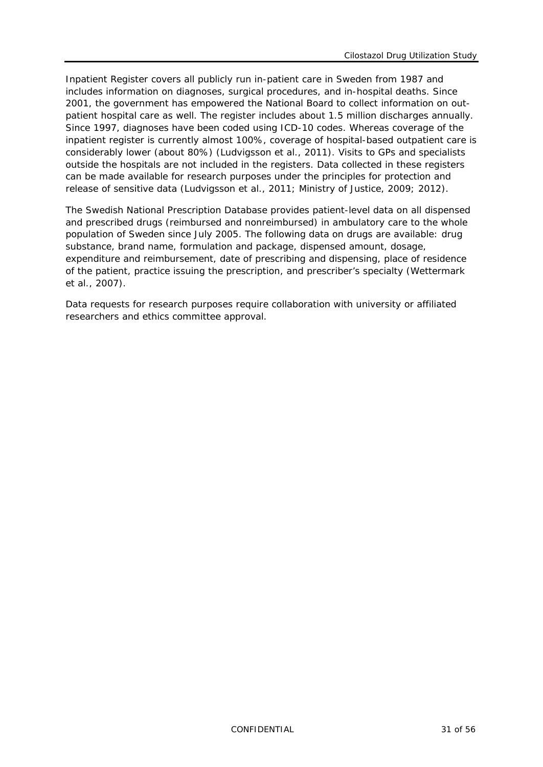Inpatient Register covers all publicly run in-patient care in Sweden from 1987 and includes information on diagnoses, surgical procedures, and in-hospital deaths. Since 2001, the government has empowered the National Board to collect information on out-patient hospital care as well. The register includes about 1.5 million discharges annually. Since 1997, diagnoses have been coded using ICD-10 codes. Whereas coverage of the inpatient register is currently almost 100%, coverage of hospital-based outpatient care is considerably lower (about 80%) (Ludvigsson et al., 2011). Visits to GPs and specialists outside the hospitals are not included in the registers. Data collected in these registers can be made available for research purposes under the principles for protection and release of sensitive data (Ludvigsson et al., 2011; Ministry of Justice, 2009; 2012).

The Swedish National Prescription Database provides patient-level data on all dispensed and prescribed drugs (reimbursed and nonreimbursed) in ambulatory care to the whole population of Sweden since July 2005. The following data on drugs are available: drug substance, brand name, formulation and package, dispensed amount, dosage, expenditure and reimbursement, date of prescribing and dispensing, place of residence of the patient, practice issuing the prescription, and prescriber's specialty (Wettermark et al., 2007).

Data requests for research purposes require collaboration with university or affiliated researchers and ethics committee approval.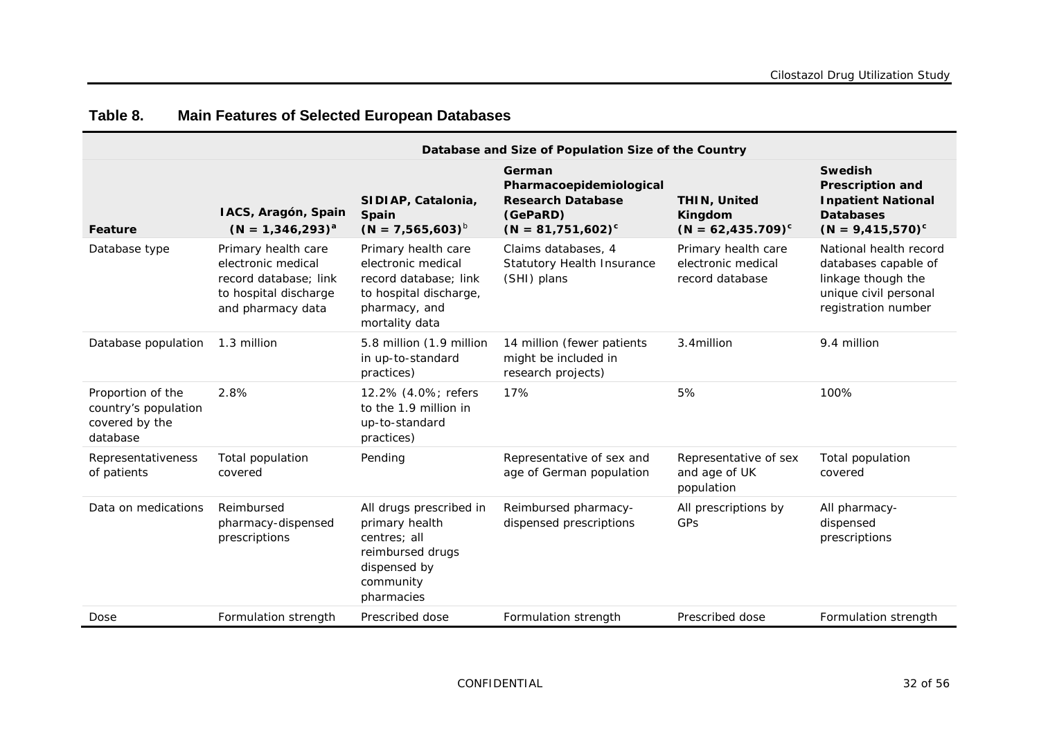## Table 8. Main Features of Selected European Databases

| Feature | Database and Size of Population Size of the Country | | | | |
|---|---|---|---|---|---|
| | **IACS, Aragón, Spain (N = 1,346,293)[a]** | **SIDIAP, Catalonia, Spain (N = 7,565,603)[b]** | **German Pharmacoepidemiological Research Database (GePaRD) (N = 81,751,602)[c]** | **THIN, United Kingdom (N = 62,435.709)[c]** | **Swedish Prescription and Inpatient National Databases (N = 9,415,570)[c]** |
| Database type | Primary health care electronic medical record database; link to hospital discharge and pharmacy data | Primary health care electronic medical record database; link to hospital discharge, pharmacy, and mortality data | Claims databases, 4 Statutory Health Insurance (SHI) plans | Primary health care electronic medical record database | National health record databases capable of linkage though the unique civil personal registration number |
| Database population | 1.3 million | 5.8 million (1.9 million in up-to-standard practices) | 14 million (fewer patients might be included in research projects) | 3.4million | 9.4 million |
| Proportion of the country's population covered by the database | 2.8% | 12.2% (4.0%; refers to the 1.9 million in up-to-standard practices) | 17% | 5% | 100% |
| Representativeness of patients | Total population covered | Pending | Representative of sex and age of German population | Representative of sex and age of UK population | Total population covered |
| Data on medications | Reimbursed pharmacy-dispensed prescriptions | All drugs prescribed in primary health centres; all reimbursed drugs dispensed by community pharmacies | Reimbursed pharmacy-dispensed prescriptions | All prescriptions by GPs | All pharmacy-dispensed prescriptions |
| Dose | Formulation strength | Prescribed dose | Formulation strength | Prescribed dose | Formulation strength |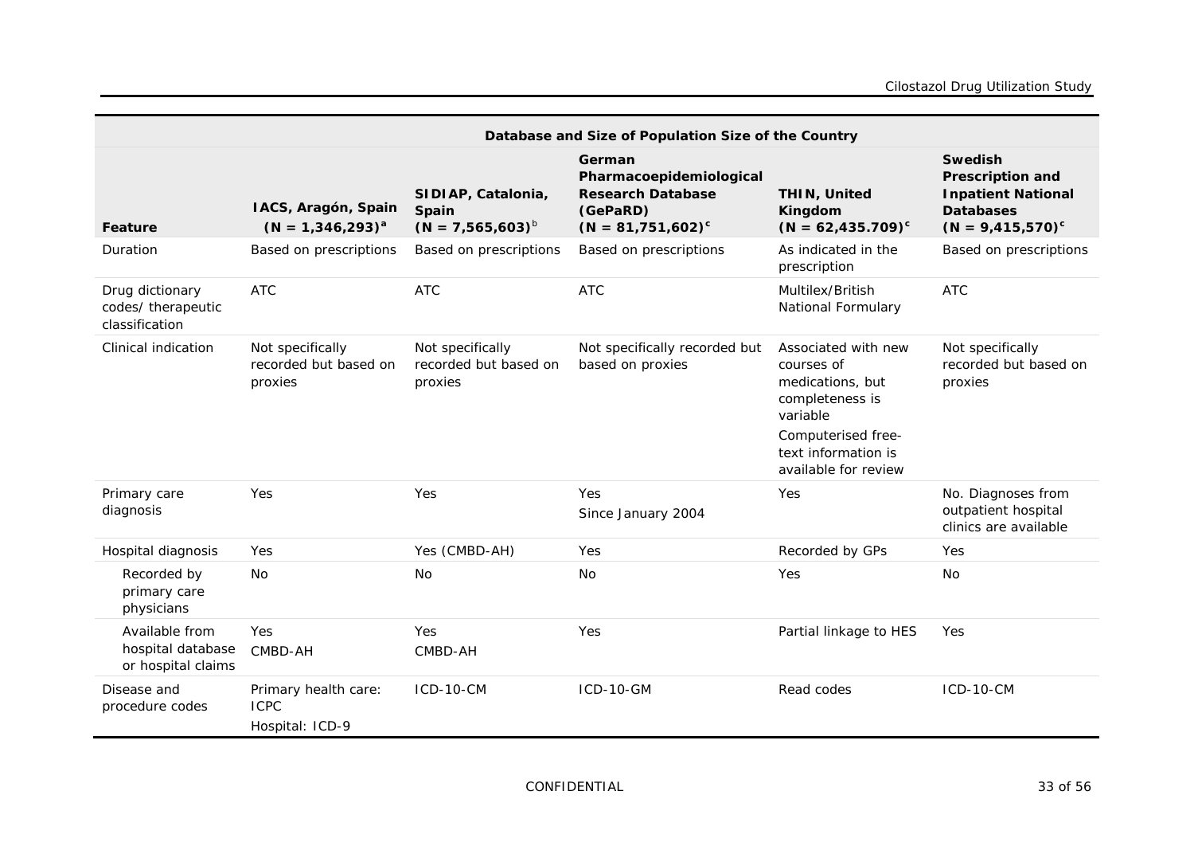| Feature | Database and Size of Population Size of the Country | | | | |
|---|---|---|---|---|---|
| | **IACS, Aragón, Spain (N = 1,346,293)[a]** | **SIDIAP, Catalonia, Spain (N = 7,565,603)[b]** | **German Pharmacoepidemiological Research Database (GePaRD) (N = 81,751,602)[c]** | **THIN, United Kingdom (N = 62,435.709)[c]** | **Swedish Prescription and Inpatient National Databases (N = 9,415,570)[c]** |
| Duration | Based on prescriptions | Based on prescriptions | Based on prescriptions | As indicated in the prescription | Based on prescriptions |
| Drug dictionary codes/ therapeutic classification | ATC | ATC | ATC | Multilex/British National Formulary | ATC |
| Clinical indication | Not specifically recorded but based on proxies | Not specifically recorded but based on proxies | Not specifically recorded but based on proxies | Associated with new courses of medications, but completeness is variable<br>Computerised free-text information is available for review | Not specifically recorded but based on proxies |
| Primary care diagnosis | Yes | Yes | Yes<br>Since January 2004 | Yes | No. Diagnoses from outpatient hospital clinics are available |
| Hospital diagnosis | Yes | Yes (CMBD-AH) | Yes | Recorded by GPs | Yes |
| Recorded by primary care physicians | No | No | No | Yes | No |
| Available from hospital database or hospital claims | Yes<br>CMBD-AH | Yes<br>CMBD-AH | Yes | Partial linkage to HES | Yes |
| Disease and procedure codes | Primary health care: ICPC<br>Hospital: ICD-9 | ICD-10-CM | ICD-10-GM | Read codes | ICD-10-CM |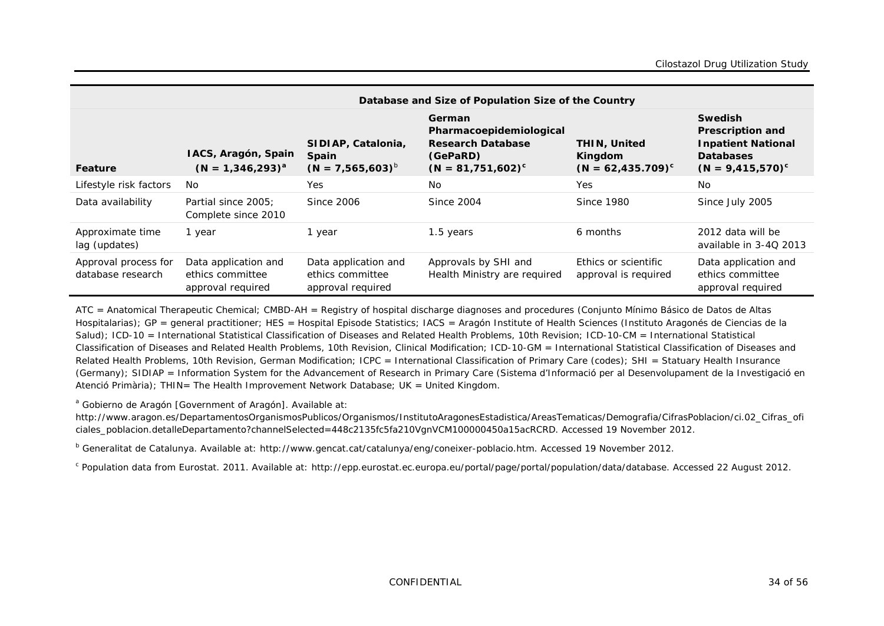| | Database and Size of Population Size of the Country | | | | |
|---|---|---|---|---|---|
| **Feature** | **IACS, Aragón, Spain (N = 1,346,293)[a]** | **SIDIAP, Catalonia, Spain (N = 7,565,603)[b]** | **German Pharmacoepidemiological Research Database (GePaRD) (N = 81,751,602)[c]** | **THIN, United Kingdom (N = 62,435.709)[c]** | **Swedish Prescription and Inpatient National Databases (N = 9,415,570)[c]** |
| Lifestyle risk factors | No | Yes | No | Yes | No |
| Data availability | Partial since 2005; Complete since 2010 | Since 2006 | Since 2004 | Since 1980 | Since July 2005 |
| Approximate time lag (updates) | 1 year | 1 year | 1.5 years | 6 months | 2012 data will be available in 3-4Q 2013 |
| Approval process for database research | Data application and ethics committee approval required | Data application and ethics committee approval required | Approvals by SHI and Health Ministry are required | Ethics or scientific approval is required | Data application and ethics committee approval required |

ATC = Anatomical Therapeutic Chemical; CMBD-AH = Registry of hospital discharge diagnoses and procedures (Conjunto Mínimo Básico de Datos de Altas Hospitalarias); GP = general practitioner; HES = Hospital Episode Statistics; IACS = Aragón Institute of Health Sciences (Instituto Aragonés de Ciencias de la Salud); ICD-10 = International Statistical Classification of Diseases and Related Health Problems, 10th Revision; ICD-10-CM = International Statistical Classification of Diseases and Related Health Problems, 10th Revision, Clinical Modification; ICD-10-GM = International Statistical Classification of Diseases and Related Health Problems, 10th Revision, German Modification; ICPC = International Classification of Primary Care (codes); SHI = Statuary Health Insurance (Germany); SIDIAP = Information System for the Advancement of Research in Primary Care (Sistema d'Informació per al Desenvolupament de la Investigació en Atenció Primària); THIN= The Health Improvement Network Database; UK = United Kingdom.

[a] Gobierno de Aragón [Government of Aragón]. Available at: http://www.aragon.es/DepartamentosOrganismosPublicos/Organismos/InstitutoAragonesEstadistica/AreasTematicas/Demografia/CifrasPoblacion/ci.02_Cifras_oficiales_poblacion.detalleDepartamento?channelSelected=448c2135fc5fa210VgnVCM100000450a15acRCRD. Accessed 19 November 2012.

[b] Generalitat de Catalunya. Available at: http://www.gencat.cat/catalunya/eng/coneixer-poblacio.htm. Accessed 19 November 2012.

[c] Population data from Eurostat. 2011. Available at: http://epp.eurostat.ec.europa.eu/portal/page/portal/population/data/database. Accessed 22 August 2012.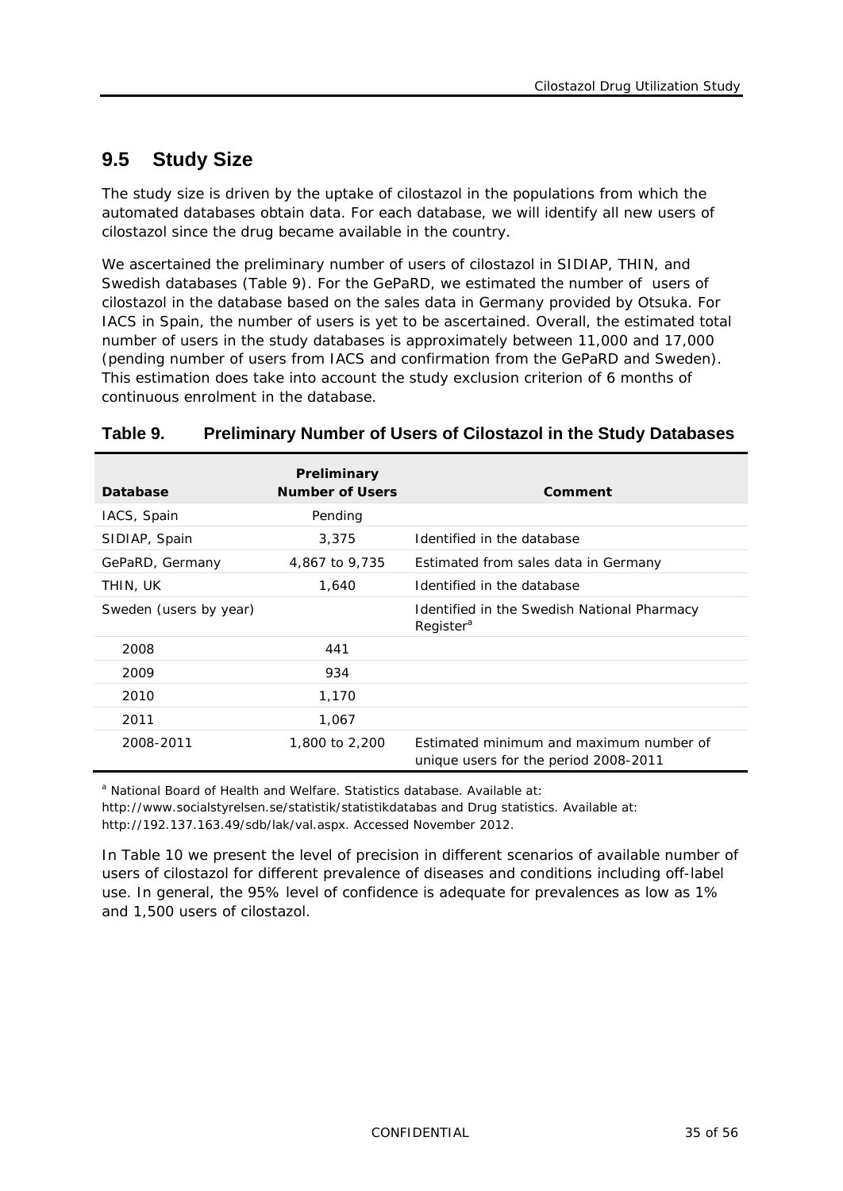## 9.5 Study Size

The study size is driven by the uptake of cilostazol in the populations from which the automated databases obtain data. For each database, we will identify all new users of cilostazol since the drug became available in the country.

We ascertained the preliminary number of users of cilostazol in SIDIAP, THIN, and Swedish databases (Table 9). For the GePaRD, we estimated the number of users of cilostazol in the database based on the sales data in Germany provided by Otsuka. For IACS in Spain, the number of users is yet to be ascertained. Overall, the estimated total number of users in the study databases is approximately between 11,000 and 17,000 (pending number of users from IACS and confirmation from the GePaRD and Sweden). This estimation does take into account the study exclusion criterion of 6 months of continuous enrolment in the database.

**Table 9. Preliminary Number of Users of Cilostazol in the Study Databases**

| Database | Preliminary Number of Users | Comment |
|---|---|---|
| IACS, Spain | Pending | |
| SIDIAP, Spain | 3,375 | Identified in the database |
| GePaRD, Germany | 4,867 to 9,735 | Estimated from sales data in Germany |
| THIN, UK | 1,640 | Identified in the database |
| Sweden (users by year) | | Identified in the Swedish National Pharmacy Register[a] |
| 2008 | 441 | |
| 2009 | 934 | |
| 2010 | 1,170 | |
| 2011 | 1,067 | |
| 2008-2011 | 1,800 to 2,200 | Estimated minimum and maximum number of unique users for the period 2008-2011 |

[a] National Board of Health and Welfare. Statistics database. Available at: http://www.socialstyrelsen.se/statistik/statistikdatabas and Drug statistics. Available at: http://192.137.163.49/sdb/lak/val.aspx. Accessed November 2012.

In Table 10 we present the level of precision in different scenarios of available number of users of cilostazol for different prevalence of diseases and conditions including off-label use. In general, the 95% level of confidence is adequate for prevalences as low as 1% and 1,500 users of cilostazol.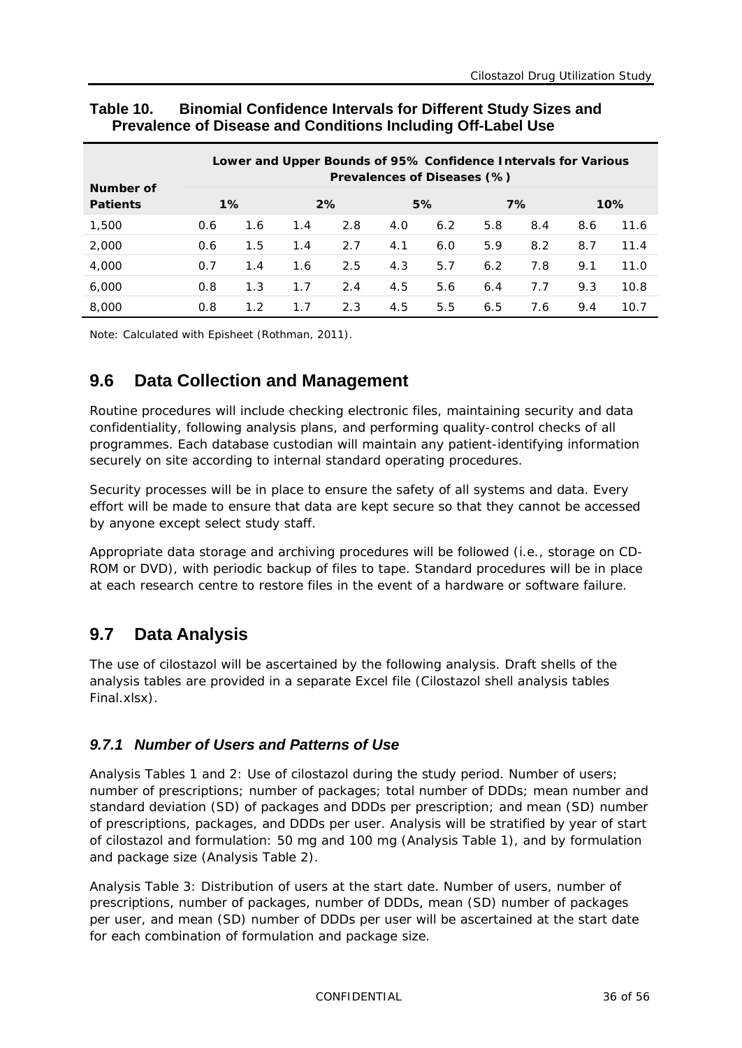**Table 10. Binomial Confidence Intervals for Different Study Sizes and Prevalence of Disease and Conditions Including Off-Label Use**

| Number of Patients | Lower and Upper Bounds of 95% Confidence Intervals for Various Prevalences of Diseases (%) | | | | | | | | | |
|---|---|---|---|---|---|---|---|---|---|---|
| | 1% | | 2% | | 5% | | 7% | | 10% | |
| 1,500 | 0.6 | 1.6 | 1.4 | 2.8 | 4.0 | 6.2 | 5.8 | 8.4 | 8.6 | 11.6 |
| 2,000 | 0.6 | 1.5 | 1.4 | 2.7 | 4.1 | 6.0 | 5.9 | 8.2 | 8.7 | 11.4 |
| 4,000 | 0.7 | 1.4 | 1.6 | 2.5 | 4.3 | 5.7 | 6.2 | 7.8 | 9.1 | 11.0 |
| 6,000 | 0.8 | 1.3 | 1.7 | 2.4 | 4.5 | 5.6 | 6.4 | 7.7 | 9.3 | 10.8 |
| 8,000 | 0.8 | 1.2 | 1.7 | 2.3 | 4.5 | 5.5 | 6.5 | 7.6 | 9.4 | 10.7 |

Note: Calculated with Episheet (Rothman, 2011).

## 9.6 Data Collection and Management

Routine procedures will include checking electronic files, maintaining security and data confidentiality, following analysis plans, and performing quality-control checks of all programmes. Each database custodian will maintain any patient-identifying information securely on site according to internal standard operating procedures.

Security processes will be in place to ensure the safety of all systems and data. Every effort will be made to ensure that data are kept secure so that they cannot be accessed by anyone except select study staff.

Appropriate data storage and archiving procedures will be followed (i.e., storage on CD-ROM or DVD), with periodic backup of files to tape. Standard procedures will be in place at each research centre to restore files in the event of a hardware or software failure.

## 9.7 Data Analysis

The use of cilostazol will be ascertained by the following analysis. Draft shells of the analysis tables are provided in a separate Excel file (Cilostazol shell analysis tables Final.xlsx).

### *9.7.1 Number of Users and Patterns of Use*

Analysis Tables 1 and 2: Use of cilostazol during the study period. Number of users; number of prescriptions; number of packages; total number of DDDs; mean number and standard deviation (SD) of packages and DDDs per prescription; and mean (SD) number of prescriptions, packages, and DDDs per user. Analysis will be stratified by year of start of cilostazol and formulation: 50 mg and 100 mg (Analysis Table 1), and by formulation and package size (Analysis Table 2).

Analysis Table 3: Distribution of users at the start date. Number of users, number of prescriptions, number of packages, number of DDDs, mean (SD) number of packages per user, and mean (SD) number of DDDs per user will be ascertained at the start date for each combination of formulation and package size.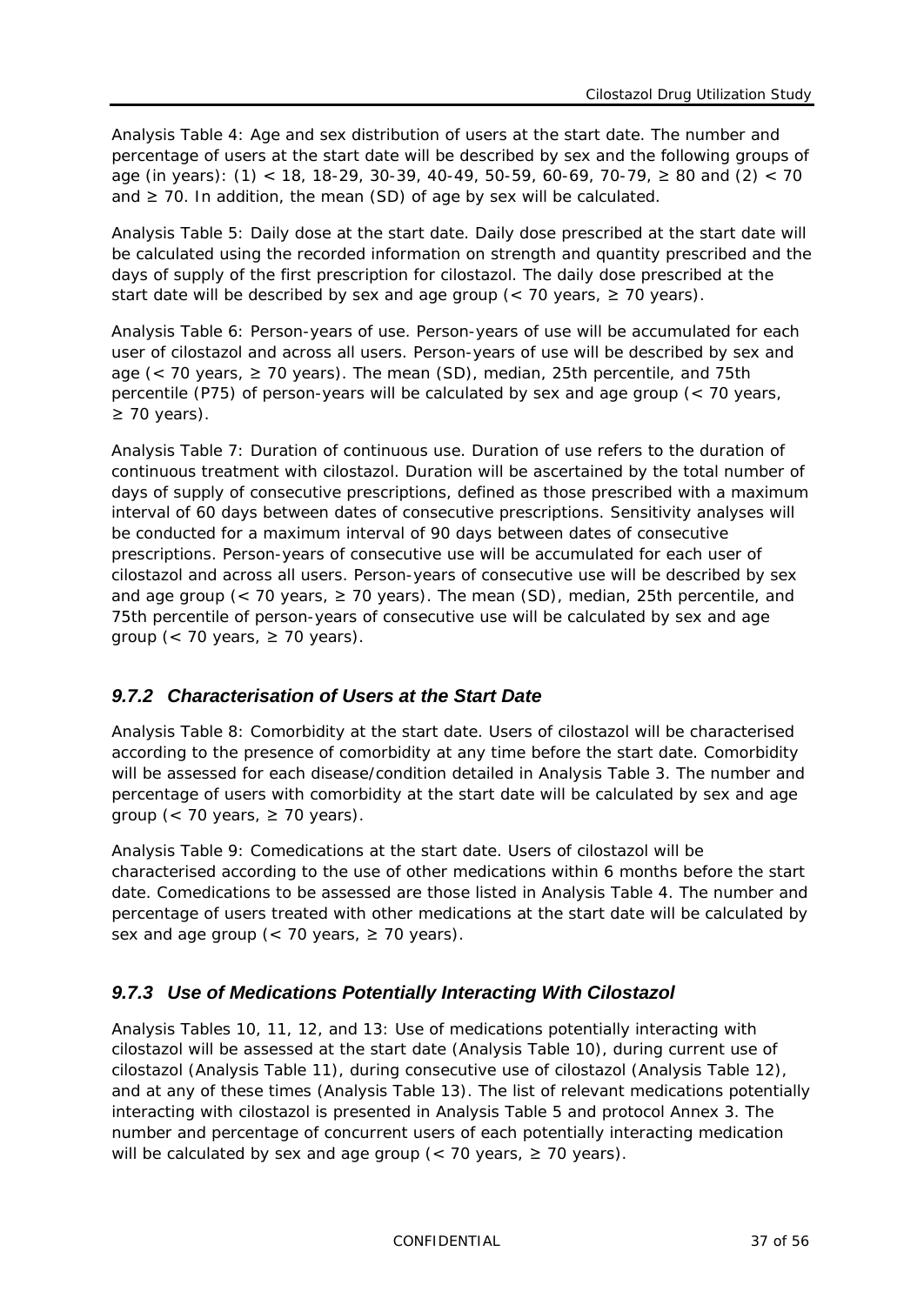Analysis Table 4: Age and sex distribution of users at the start date. The number and percentage of users at the start date will be described by sex and the following groups of age (in years): (1) < 18, 18-29, 30-39, 40-49, 50-59, 60-69, 70-79, ≥ 80 and (2) < 70 and ≥ 70. In addition, the mean (SD) of age by sex will be calculated.

Analysis Table 5: Daily dose at the start date. Daily dose prescribed at the start date will be calculated using the recorded information on strength and quantity prescribed and the days of supply of the first prescription for cilostazol. The daily dose prescribed at the start date will be described by sex and age group (< 70 years, ≥ 70 years).

Analysis Table 6: Person-years of use. Person-years of use will be accumulated for each user of cilostazol and across all users. Person-years of use will be described by sex and age (< 70 years, ≥ 70 years). The mean (SD), median, 25th percentile, and 75th percentile (P75) of person-years will be calculated by sex and age group (< 70 years, ≥ 70 years).

Analysis Table 7: Duration of continuous use. Duration of use refers to the duration of continuous treatment with cilostazol. Duration will be ascertained by the total number of days of supply of consecutive prescriptions, defined as those prescribed with a maximum interval of 60 days between dates of consecutive prescriptions. Sensitivity analyses will be conducted for a maximum interval of 90 days between dates of consecutive prescriptions. Person-years of consecutive use will be accumulated for each user of cilostazol and across all users. Person-years of consecutive use will be described by sex and age group (< 70 years, ≥ 70 years). The mean (SD), median, 25th percentile, and 75th percentile of person-years of consecutive use will be calculated by sex and age group (< 70 years, ≥ 70 years).

### *9.7.2 Characterisation of Users at the Start Date*

Analysis Table 8: Comorbidity at the start date. Users of cilostazol will be characterised according to the presence of comorbidity at any time before the start date. Comorbidity will be assessed for each disease/condition detailed in Analysis Table 3. The number and percentage of users with comorbidity at the start date will be calculated by sex and age group (< 70 years, ≥ 70 years).

Analysis Table 9: Comedications at the start date. Users of cilostazol will be characterised according to the use of other medications within 6 months before the start date. Comedications to be assessed are those listed in Analysis Table 4. The number and percentage of users treated with other medications at the start date will be calculated by sex and age group (< 70 years, ≥ 70 years).

### *9.7.3 Use of Medications Potentially Interacting With Cilostazol*

Analysis Tables 10, 11, 12, and 13: Use of medications potentially interacting with cilostazol will be assessed at the start date (Analysis Table 10), during current use of cilostazol (Analysis Table 11), during consecutive use of cilostazol (Analysis Table 12), and at any of these times (Analysis Table 13). The list of relevant medications potentially interacting with cilostazol is presented in Analysis Table 5 and protocol Annex 3. The number and percentage of concurrent users of each potentially interacting medication will be calculated by sex and age group (< 70 years, ≥ 70 years).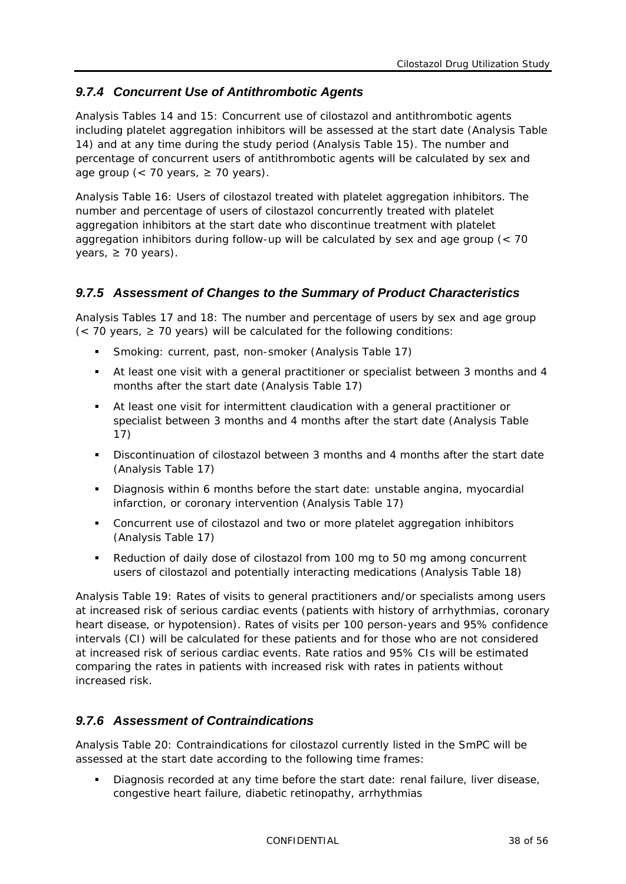### *9.7.4 Concurrent Use of Antithrombotic Agents*

Analysis Tables 14 and 15: Concurrent use of cilostazol and antithrombotic agents including platelet aggregation inhibitors will be assessed at the start date (Analysis Table 14) and at any time during the study period (Analysis Table 15). The number and percentage of concurrent users of antithrombotic agents will be calculated by sex and age group (< 70 years, ≥ 70 years).

Analysis Table 16: Users of cilostazol treated with platelet aggregation inhibitors. The number and percentage of users of cilostazol concurrently treated with platelet aggregation inhibitors at the start date who discontinue treatment with platelet aggregation inhibitors during follow-up will be calculated by sex and age group (< 70 years, ≥ 70 years).

### *9.7.5 Assessment of Changes to the Summary of Product Characteristics*

Analysis Tables 17 and 18: The number and percentage of users by sex and age group (< 70 years, ≥ 70 years) will be calculated for the following conditions:

- Smoking: current, past, non-smoker (Analysis Table 17)
- At least one visit with a general practitioner or specialist between 3 months and 4 months after the start date (Analysis Table 17)
- At least one visit for intermittent claudication with a general practitioner or specialist between 3 months and 4 months after the start date (Analysis Table 17)
- Discontinuation of cilostazol between 3 months and 4 months after the start date (Analysis Table 17)
- Diagnosis within 6 months before the start date: unstable angina, myocardial infarction, or coronary intervention (Analysis Table 17)
- Concurrent use of cilostazol and two or more platelet aggregation inhibitors (Analysis Table 17)
- Reduction of daily dose of cilostazol from 100 mg to 50 mg among concurrent users of cilostazol and potentially interacting medications (Analysis Table 18)

Analysis Table 19: Rates of visits to general practitioners and/or specialists among users at increased risk of serious cardiac events (patients with history of arrhythmias, coronary heart disease, or hypotension). Rates of visits per 100 person-years and 95% confidence intervals (CI) will be calculated for these patients and for those who are not considered at increased risk of serious cardiac events. Rate ratios and 95% CIs will be estimated comparing the rates in patients with increased risk with rates in patients without increased risk.

### *9.7.6 Assessment of Contraindications*

Analysis Table 20: Contraindications for cilostazol currently listed in the SmPC will be assessed at the start date according to the following time frames:

- Diagnosis recorded at any time before the start date: renal failure, liver disease, congestive heart failure, diabetic retinopathy, arrhythmias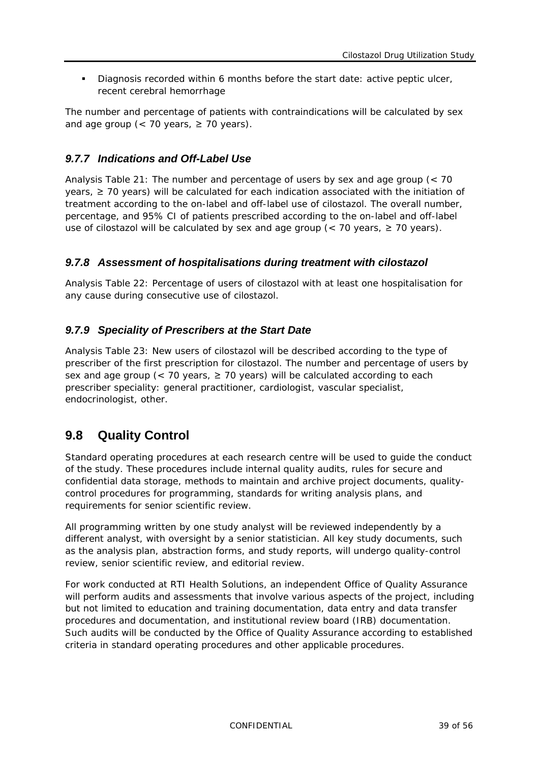- Diagnosis recorded within 6 months before the start date: active peptic ulcer, recent cerebral hemorrhage

The number and percentage of patients with contraindications will be calculated by sex and age group (< 70 years, ≥ 70 years).

### *9.7.7 Indications and Off-Label Use*

Analysis Table 21: The number and percentage of users by sex and age group (< 70 years, ≥ 70 years) will be calculated for each indication associated with the initiation of treatment according to the on-label and off-label use of cilostazol. The overall number, percentage, and 95% CI of patients prescribed according to the on-label and off-label use of cilostazol will be calculated by sex and age group (< 70 years, ≥ 70 years).

### *9.7.8 Assessment of hospitalisations during treatment with cilostazol*

Analysis Table 22: Percentage of users of cilostazol with at least one hospitalisation for any cause during consecutive use of cilostazol.

### *9.7.9 Speciality of Prescribers at the Start Date*

Analysis Table 23: New users of cilostazol will be described according to the type of prescriber of the first prescription for cilostazol. The number and percentage of users by sex and age group (< 70 years, ≥ 70 years) will be calculated according to each prescriber speciality: general practitioner, cardiologist, vascular specialist, endocrinologist, other.

## 9.8 Quality Control

Standard operating procedures at each research centre will be used to guide the conduct of the study. These procedures include internal quality audits, rules for secure and confidential data storage, methods to maintain and archive project documents, quality-control procedures for programming, standards for writing analysis plans, and requirements for senior scientific review.

All programming written by one study analyst will be reviewed independently by a different analyst, with oversight by a senior statistician. All key study documents, such as the analysis plan, abstraction forms, and study reports, will undergo quality-control review, senior scientific review, and editorial review.

For work conducted at RTI Health Solutions, an independent Office of Quality Assurance will perform audits and assessments that involve various aspects of the project, including but not limited to education and training documentation, data entry and data transfer procedures and documentation, and institutional review board (IRB) documentation. Such audits will be conducted by the Office of Quality Assurance according to established criteria in standard operating procedures and other applicable procedures.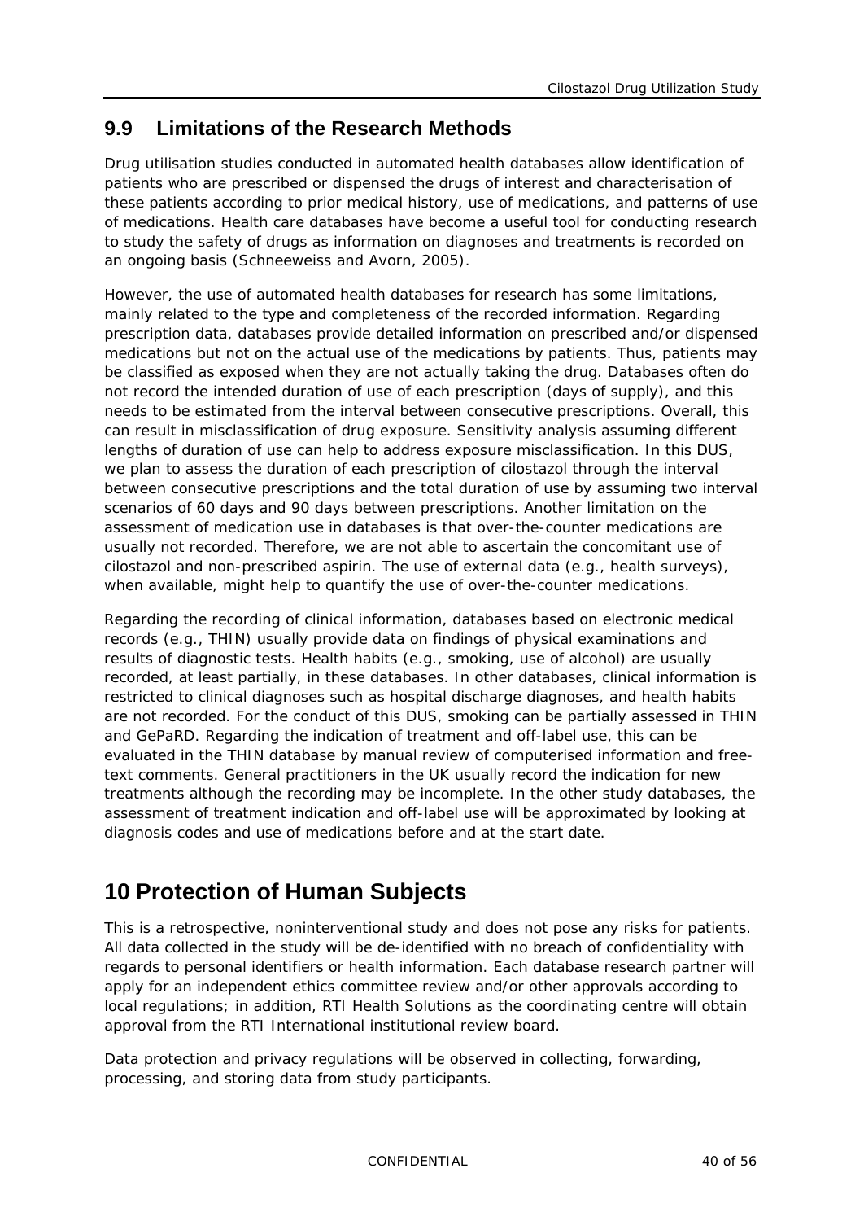## 9.9 Limitations of the Research Methods

Drug utilisation studies conducted in automated health databases allow identification of patients who are prescribed or dispensed the drugs of interest and characterisation of these patients according to prior medical history, use of medications, and patterns of use of medications. Health care databases have become a useful tool for conducting research to study the safety of drugs as information on diagnoses and treatments is recorded on an ongoing basis (Schneeweiss and Avorn, 2005).

However, the use of automated health databases for research has some limitations, mainly related to the type and completeness of the recorded information. Regarding prescription data, databases provide detailed information on prescribed and/or dispensed medications but not on the actual use of the medications by patients. Thus, patients may be classified as exposed when they are not actually taking the drug. Databases often do not record the intended duration of use of each prescription (days of supply), and this needs to be estimated from the interval between consecutive prescriptions. Overall, this can result in misclassification of drug exposure. Sensitivity analysis assuming different lengths of duration of use can help to address exposure misclassification. In this DUS, we plan to assess the duration of each prescription of cilostazol through the interval between consecutive prescriptions and the total duration of use by assuming two interval scenarios of 60 days and 90 days between prescriptions. Another limitation on the assessment of medication use in databases is that over-the-counter medications are usually not recorded. Therefore, we are not able to ascertain the concomitant use of cilostazol and non-prescribed aspirin. The use of external data (e.g., health surveys), when available, might help to quantify the use of over-the-counter medications.

Regarding the recording of clinical information, databases based on electronic medical records (e.g., THIN) usually provide data on findings of physical examinations and results of diagnostic tests. Health habits (e.g., smoking, use of alcohol) are usually recorded, at least partially, in these databases. In other databases, clinical information is restricted to clinical diagnoses such as hospital discharge diagnoses, and health habits are not recorded. For the conduct of this DUS, smoking can be partially assessed in THIN and GePaRD. Regarding the indication of treatment and off-label use, this can be evaluated in the THIN database by manual review of computerised information and free-text comments. General practitioners in the UK usually record the indication for new treatments although the recording may be incomplete. In the other study databases, the assessment of treatment indication and off-label use will be approximated by looking at diagnosis codes and use of medications before and at the start date.

# 10 Protection of Human Subjects

This is a retrospective, noninterventional study and does not pose any risks for patients. All data collected in the study will be de-identified with no breach of confidentiality with regards to personal identifiers or health information. Each database research partner will apply for an independent ethics committee review and/or other approvals according to local regulations; in addition, RTI Health Solutions as the coordinating centre will obtain approval from the RTI International institutional review board.

Data protection and privacy regulations will be observed in collecting, forwarding, processing, and storing data from study participants.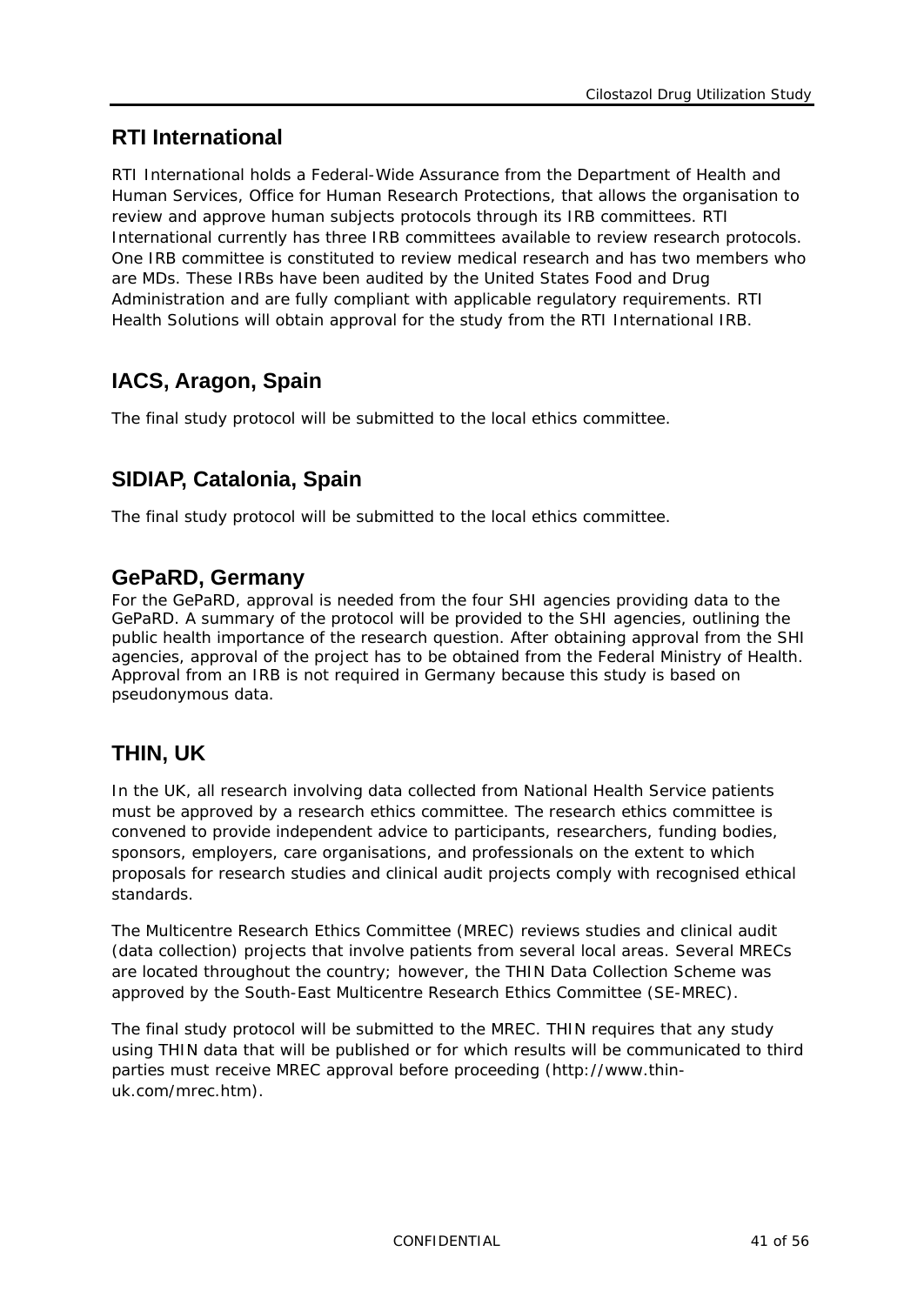## RTI International

RTI International holds a Federal-Wide Assurance from the Department of Health and Human Services, Office for Human Research Protections, that allows the organisation to review and approve human subjects protocols through its IRB committees. RTI International currently has three IRB committees available to review research protocols. One IRB committee is constituted to review medical research and has two members who are MDs. These IRBs have been audited by the United States Food and Drug Administration and are fully compliant with applicable regulatory requirements. RTI Health Solutions will obtain approval for the study from the RTI International IRB.

## IACS, Aragon, Spain

The final study protocol will be submitted to the local ethics committee.

## SIDIAP, Catalonia, Spain

The final study protocol will be submitted to the local ethics committee.

## GePaRD, Germany

For the GePaRD, approval is needed from the four SHI agencies providing data to the GePaRD. A summary of the protocol will be provided to the SHI agencies, outlining the public health importance of the research question. After obtaining approval from the SHI agencies, approval of the project has to be obtained from the Federal Ministry of Health. Approval from an IRB is not required in Germany because this study is based on pseudonymous data.

## THIN, UK

In the UK, all research involving data collected from National Health Service patients must be approved by a research ethics committee. The research ethics committee is convened to provide independent advice to participants, researchers, funding bodies, sponsors, employers, care organisations, and professionals on the extent to which proposals for research studies and clinical audit projects comply with recognised ethical standards.

The Multicentre Research Ethics Committee (MREC) reviews studies and clinical audit (data collection) projects that involve patients from several local areas. Several MRECs are located throughout the country; however, the THIN Data Collection Scheme was approved by the South-East Multicentre Research Ethics Committee (SE-MREC).

The final study protocol will be submitted to the MREC. THIN requires that any study using THIN data that will be published or for which results will be communicated to third parties must receive MREC approval before proceeding (http://www.thin-uk.com/mrec.htm).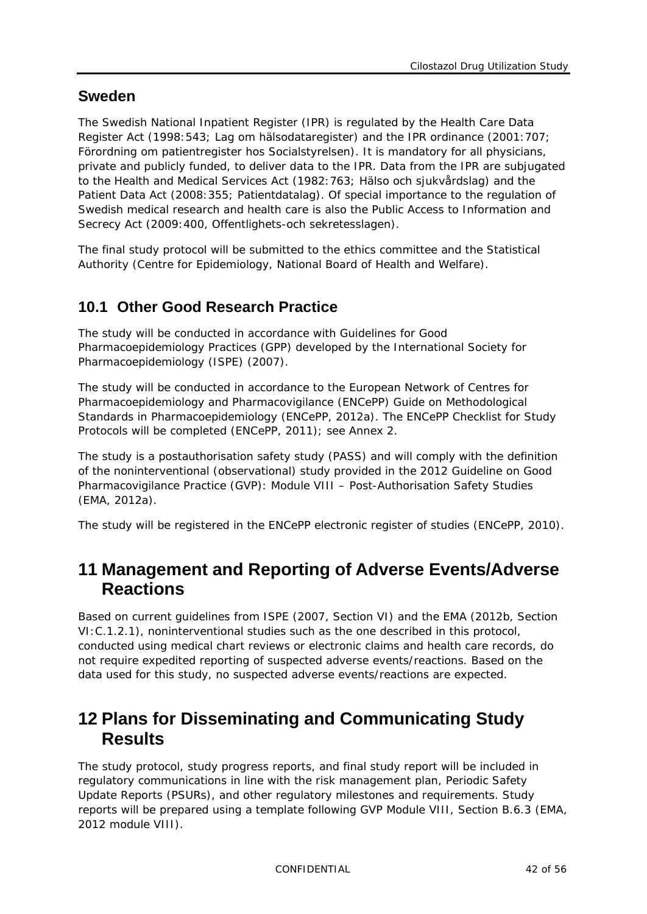## Sweden

The Swedish National Inpatient Register (IPR) is regulated by the Health Care Data Register Act (1998:543; Lag om hälsodataregister) and the IPR ordinance (2001:707; Förordning om patientregister hos Socialstyrelsen). It is mandatory for all physicians, private and publicly funded, to deliver data to the IPR. Data from the IPR are subjugated to the Health and Medical Services Act (1982:763; Hälso och sjukvårdslag) and the Patient Data Act (2008:355; Patientdatalag). Of special importance to the regulation of Swedish medical research and health care is also the Public Access to Information and Secrecy Act (2009:400, Offentlighets-och sekretesslagen).

The final study protocol will be submitted to the ethics committee and the Statistical Authority (Centre for Epidemiology, National Board of Health and Welfare).

## 10.1 Other Good Research Practice

The study will be conducted in accordance with Guidelines for Good Pharmacoepidemiology Practices (GPP) developed by the International Society for Pharmacoepidemiology (ISPE) (2007).

The study will be conducted in accordance to the European Network of Centres for Pharmacoepidemiology and Pharmacovigilance (ENCePP) Guide on Methodological Standards in Pharmacoepidemiology (ENCePP, 2012a). The ENCePP Checklist for Study Protocols will be completed (ENCePP, 2011); see Annex 2.

The study is a postauthorisation safety study (PASS) and will comply with the definition of the noninterventional (observational) study provided in the 2012 Guideline on Good Pharmacovigilance Practice (GVP): Module VIII – Post-Authorisation Safety Studies (EMA, 2012a).

The study will be registered in the ENCePP electronic register of studies (ENCePP, 2010).

# 11 Management and Reporting of Adverse Events/Adverse Reactions

Based on current guidelines from ISPE (2007, Section VI) and the EMA (2012b, Section VI:C.1.2.1), noninterventional studies such as the one described in this protocol, conducted using medical chart reviews or electronic claims and health care records, do not require expedited reporting of suspected adverse events/reactions. Based on the data used for this study, no suspected adverse events/reactions are expected.

# 12 Plans for Disseminating and Communicating Study Results

The study protocol, study progress reports, and final study report will be included in regulatory communications in line with the risk management plan, Periodic Safety Update Reports (PSURs), and other regulatory milestones and requirements. Study reports will be prepared using a template following GVP Module VIII, Section B.6.3 (EMA, 2012 module VIII).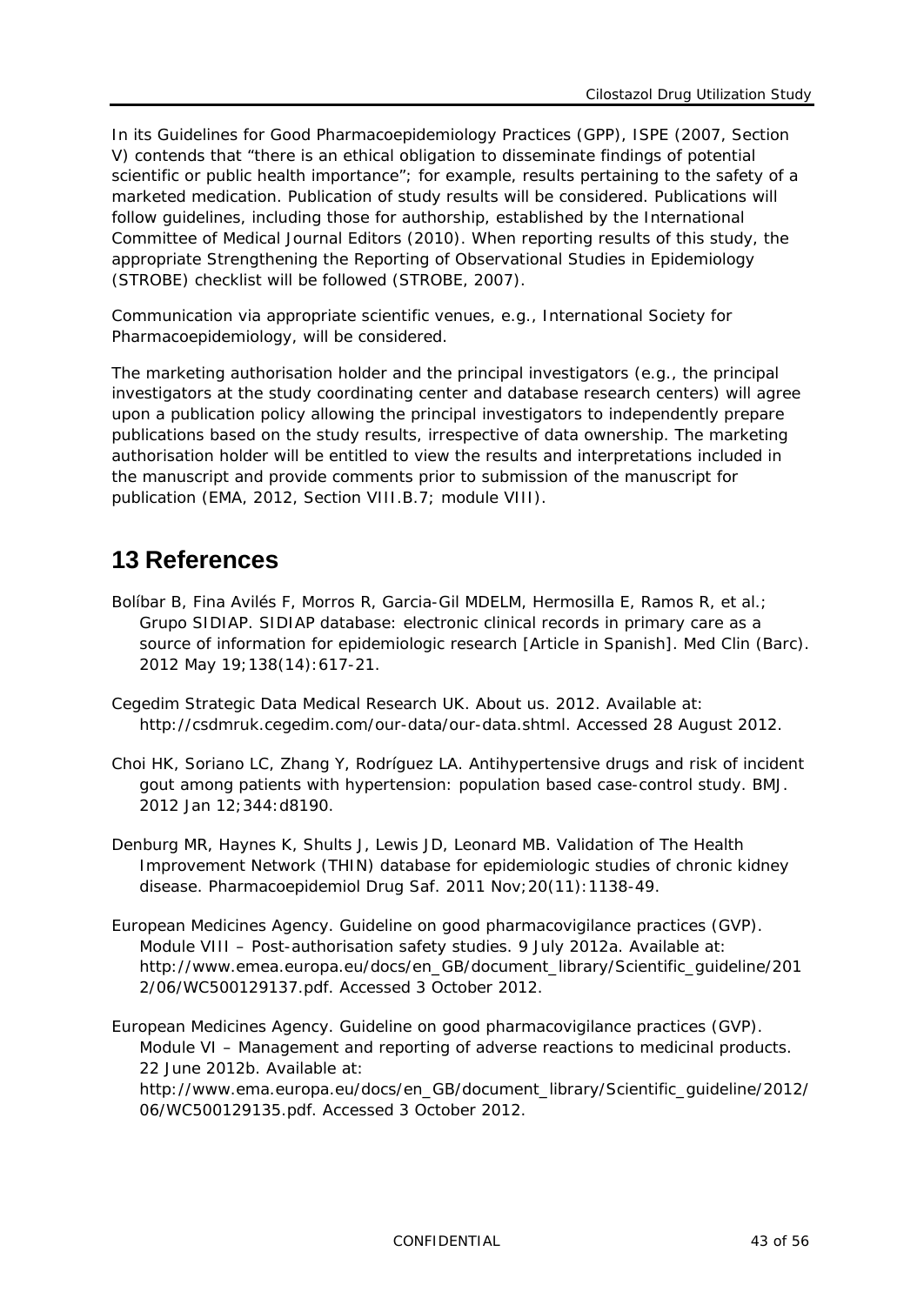In its Guidelines for Good Pharmacoepidemiology Practices (GPP), ISPE (2007, Section V) contends that "there is an ethical obligation to disseminate findings of potential scientific or public health importance"; for example, results pertaining to the safety of a marketed medication. Publication of study results will be considered. Publications will follow guidelines, including those for authorship, established by the International Committee of Medical Journal Editors (2010). When reporting results of this study, the appropriate Strengthening the Reporting of Observational Studies in Epidemiology (STROBE) checklist will be followed (STROBE, 2007).

Communication via appropriate scientific venues, e.g., International Society for Pharmacoepidemiology, will be considered.

The marketing authorisation holder and the principal investigators (e.g., the principal investigators at the study coordinating center and database research centers) will agree upon a publication policy allowing the principal investigators to independently prepare publications based on the study results, irrespective of data ownership. The marketing authorisation holder will be entitled to view the results and interpretations included in the manuscript and provide comments prior to submission of the manuscript for publication (EMA, 2012, Section VIII.B.7; module VIII).

# 13 References

Bolíbar B, Fina Avilés F, Morros R, Garcia-Gil MDELM, Hermosilla E, Ramos R, et al.; Grupo SIDIAP. SIDIAP database: electronic clinical records in primary care as a source of information for epidemiologic research [Article in Spanish]. Med Clin (Barc). 2012 May 19;138(14):617-21.

Cegedim Strategic Data Medical Research UK. About us. 2012. Available at: http://csdmruk.cegedim.com/our-data/our-data.shtml. Accessed 28 August 2012.

Choi HK, Soriano LC, Zhang Y, Rodríguez LA. Antihypertensive drugs and risk of incident gout among patients with hypertension: population based case-control study. BMJ. 2012 Jan 12;344:d8190.

Denburg MR, Haynes K, Shults J, Lewis JD, Leonard MB. Validation of The Health Improvement Network (THIN) database for epidemiologic studies of chronic kidney disease. Pharmacoepidemiol Drug Saf. 2011 Nov;20(11):1138-49.

European Medicines Agency. Guideline on good pharmacovigilance practices (GVP). Module VIII – Post-authorisation safety studies. 9 July 2012a. Available at: http://www.emea.europa.eu/docs/en_GB/document_library/Scientific_guideline/2012/06/WC500129137.pdf. Accessed 3 October 2012.

European Medicines Agency. Guideline on good pharmacovigilance practices (GVP). Module VI – Management and reporting of adverse reactions to medicinal products. 22 June 2012b. Available at: http://www.ema.europa.eu/docs/en_GB/document_library/Scientific_guideline/2012/06/WC500129135.pdf. Accessed 3 October 2012.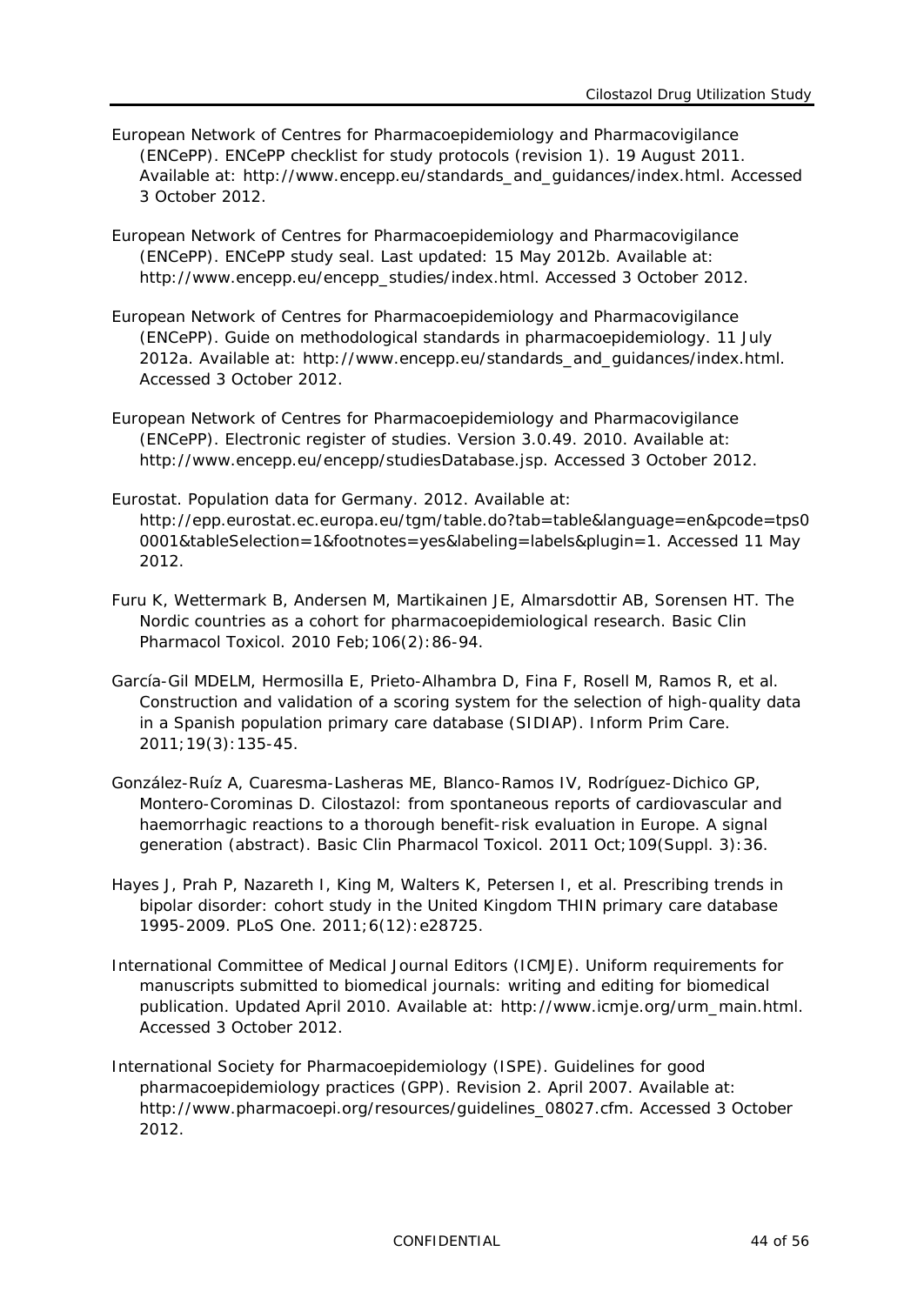European Network of Centres for Pharmacoepidemiology and Pharmacovigilance (ENCePP). ENCePP checklist for study protocols (revision 1). 19 August 2011. Available at: http://www.encepp.eu/standards_and_guidances/index.html. Accessed 3 October 2012.

European Network of Centres for Pharmacoepidemiology and Pharmacovigilance (ENCePP). ENCePP study seal. Last updated: 15 May 2012b. Available at: http://www.encepp.eu/encepp_studies/index.html. Accessed 3 October 2012.

European Network of Centres for Pharmacoepidemiology and Pharmacovigilance (ENCePP). Guide on methodological standards in pharmacoepidemiology. 11 July 2012a. Available at: http://www.encepp.eu/standards_and_guidances/index.html. Accessed 3 October 2012.

European Network of Centres for Pharmacoepidemiology and Pharmacovigilance (ENCePP). Electronic register of studies. Version 3.0.49. 2010. Available at: http://www.encepp.eu/encepp/studiesDatabase.jsp. Accessed 3 October 2012.

Eurostat. Population data for Germany. 2012. Available at: http://epp.eurostat.ec.europa.eu/tgm/table.do?tab=table&language=en&pcode=tps00001&tableSelection=1&footnotes=yes&labeling=labels&plugin=1. Accessed 11 May 2012.

Furu K, Wettermark B, Andersen M, Martikainen JE, Almarsdottir AB, Sorensen HT. The Nordic countries as a cohort for pharmacoepidemiological research. Basic Clin Pharmacol Toxicol. 2010 Feb;106(2):86-94.

García-Gil MDELM, Hermosilla E, Prieto-Alhambra D, Fina F, Rosell M, Ramos R, et al. Construction and validation of a scoring system for the selection of high-quality data in a Spanish population primary care database (SIDIAP). Inform Prim Care. 2011;19(3):135-45.

González-Ruíz A, Cuaresma-Lasheras ME, Blanco-Ramos IV, Rodríguez-Dichico GP, Montero-Corominas D. Cilostazol: from spontaneous reports of cardiovascular and haemorrhagic reactions to a thorough benefit-risk evaluation in Europe. A signal generation (abstract). Basic Clin Pharmacol Toxicol. 2011 Oct;109(Suppl. 3):36.

Hayes J, Prah P, Nazareth I, King M, Walters K, Petersen I, et al. Prescribing trends in bipolar disorder: cohort study in the United Kingdom THIN primary care database 1995-2009. PLoS One. 2011;6(12):e28725.

International Committee of Medical Journal Editors (ICMJE). Uniform requirements for manuscripts submitted to biomedical journals: writing and editing for biomedical publication. Updated April 2010. Available at: http://www.icmje.org/urm_main.html. Accessed 3 October 2012.

International Society for Pharmacoepidemiology (ISPE). Guidelines for good pharmacoepidemiology practices (GPP). Revision 2. April 2007. Available at: http://www.pharmacoepi.org/resources/guidelines_08027.cfm. Accessed 3 October 2012.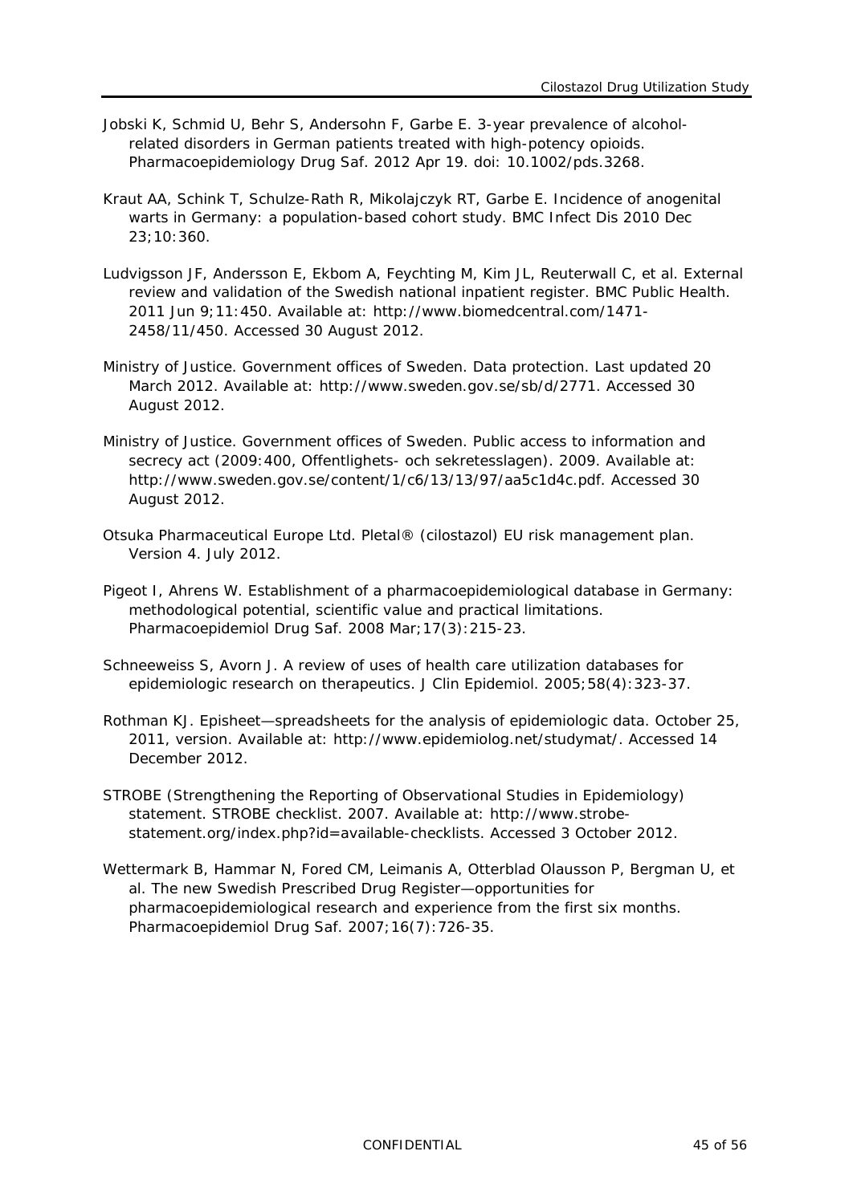Jobski K, Schmid U, Behr S, Andersohn F, Garbe E. 3-year prevalence of alcohol-related disorders in German patients treated with high-potency opioids. Pharmacoepidemiology Drug Saf. 2012 Apr 19. doi: 10.1002/pds.3268.

Kraut AA, Schink T, Schulze-Rath R, Mikolajczyk RT, Garbe E. Incidence of anogenital warts in Germany: a population-based cohort study. BMC Infect Dis 2010 Dec 23;10:360.

Ludvigsson JF, Andersson E, Ekbom A, Feychting M, Kim JL, Reuterwall C, et al. External review and validation of the Swedish national inpatient register. BMC Public Health. 2011 Jun 9;11:450. Available at: http://www.biomedcentral.com/1471-2458/11/450. Accessed 30 August 2012.

Ministry of Justice. Government offices of Sweden. Data protection. Last updated 20 March 2012. Available at: http://www.sweden.gov.se/sb/d/2771. Accessed 30 August 2012.

Ministry of Justice. Government offices of Sweden. Public access to information and secrecy act (2009:400, Offentlighets- och sekretesslagen). 2009. Available at: http://www.sweden.gov.se/content/1/c6/13/13/97/aa5c1d4c.pdf. Accessed 30 August 2012.

Otsuka Pharmaceutical Europe Ltd. Pletal® (cilostazol) EU risk management plan. Version 4. July 2012.

Pigeot I, Ahrens W. Establishment of a pharmacoepidemiological database in Germany: methodological potential, scientific value and practical limitations. Pharmacoepidemiol Drug Saf. 2008 Mar;17(3):215-23.

Schneeweiss S, Avorn J. A review of uses of health care utilization databases for epidemiologic research on therapeutics. J Clin Epidemiol. 2005;58(4):323-37.

Rothman KJ. Episheet—spreadsheets for the analysis of epidemiologic data. October 25, 2011, version. Available at: http://www.epidemiolog.net/studymat/. Accessed 14 December 2012.

STROBE (Strengthening the Reporting of Observational Studies in Epidemiology) statement. STROBE checklist. 2007. Available at: http://www.strobe-statement.org/index.php?id=available-checklists. Accessed 3 October 2012.

Wettermark B, Hammar N, Fored CM, Leimanis A, Otterblad Olausson P, Bergman U, et al. The new Swedish Prescribed Drug Register—opportunities for pharmacoepidemiological research and experience from the first six months. Pharmacoepidemiol Drug Saf. 2007;16(7):726-35.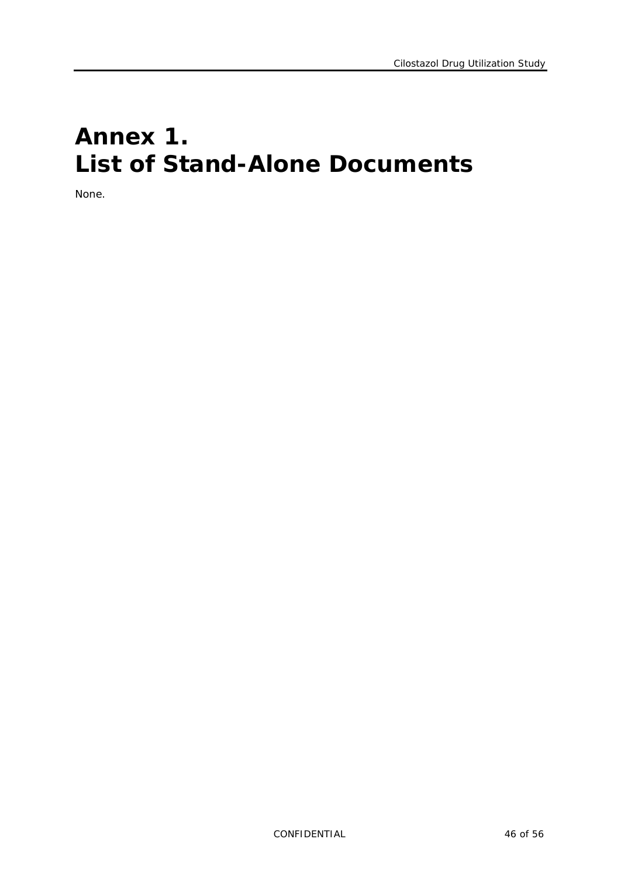# Annex 1.
# List of Stand-Alone Documents

None.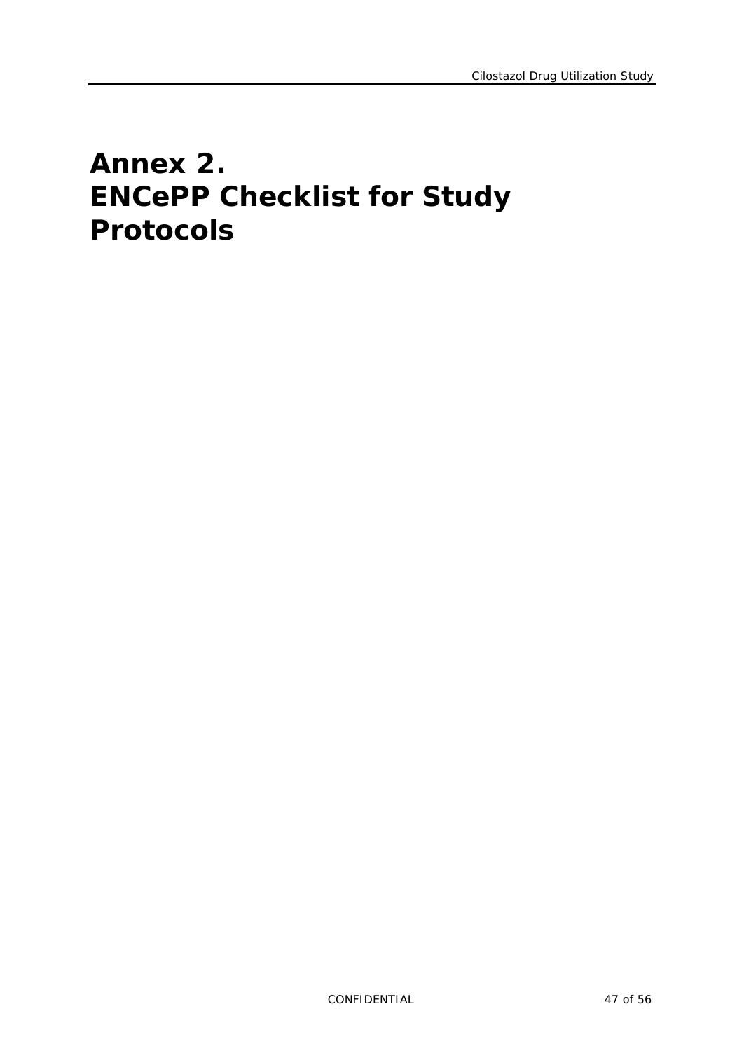# Annex 2. ENCePP Checklist for Study Protocols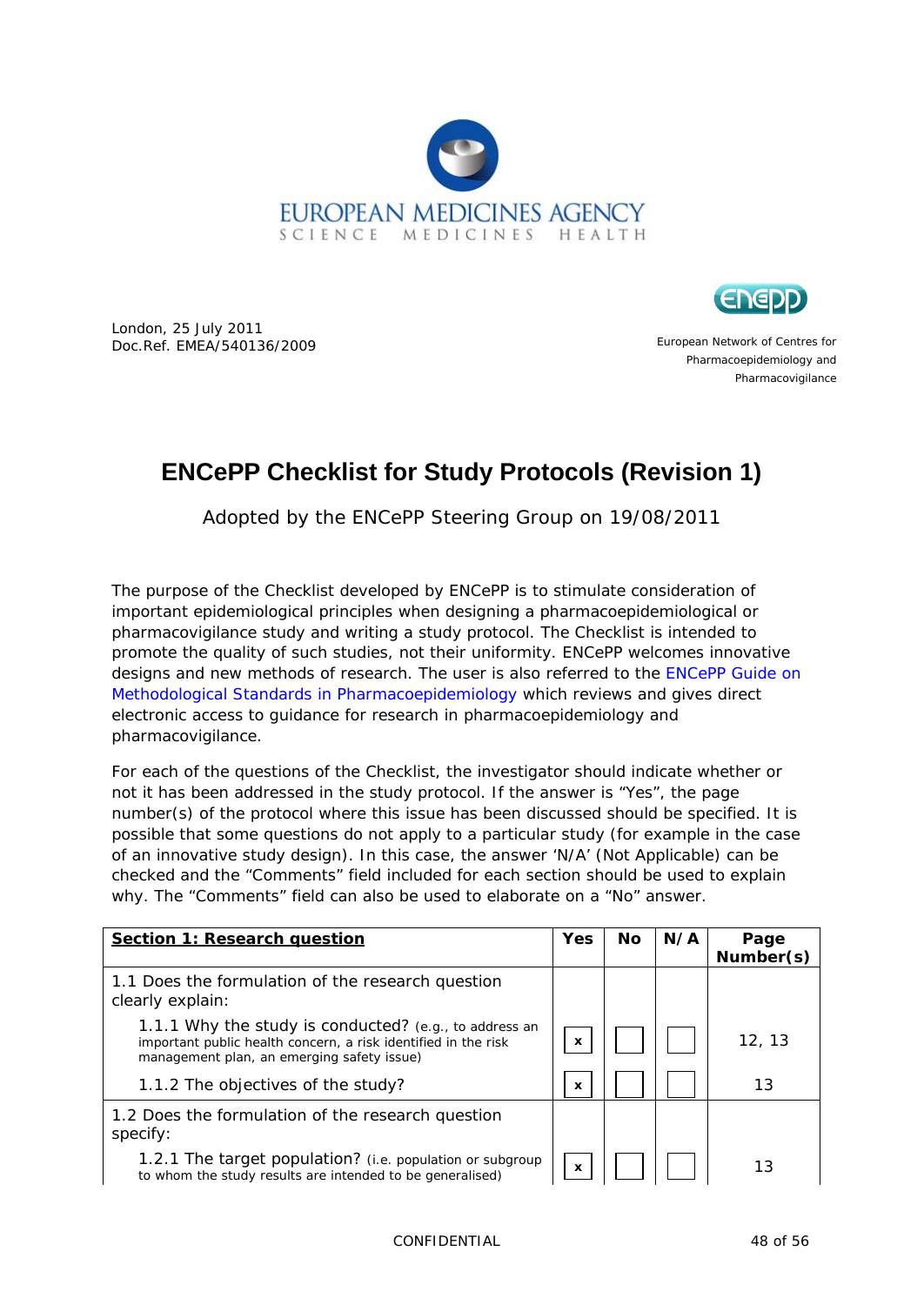EUROPEAN MEDICINES AGENCY
SCIENCE MEDICINES HEALTH

London, 25 July 2011
Doc.Ref. EMEA/540136/2009

European Network of Centres for Pharmacoepidemiology and Pharmacovigilance

# ENCePP Checklist for Study Protocols (Revision 1)

Adopted by the ENCePP Steering Group on 19/08/2011

The purpose of the Checklist developed by ENCePP is to stimulate consideration of important epidemiological principles when designing a pharmacoepidemiological or pharmacovigilance study and writing a study protocol. The Checklist is intended to promote the quality of such studies, not their uniformity. ENCePP welcomes innovative designs and new methods of research. The user is also referred to the ENCePP Guide on Methodological Standards in Pharmacoepidemiology which reviews and gives direct electronic access to guidance for research in pharmacoepidemiology and pharmacovigilance.

For each of the questions of the Checklist, the investigator should indicate whether or not it has been addressed in the study protocol. If the answer is "Yes", the page number(s) of the protocol where this issue has been discussed should be specified. It is possible that some questions do not apply to a particular study (for example in the case of an innovative study design). In this case, the answer 'N/A' (Not Applicable) can be checked and the "Comments" field included for each section should be used to explain why. The "Comments" field can also be used to elaborate on a "No" answer.

| **Section 1: Research question** | Yes | No | N/A | Page Number(s) |
|---|---|---|---|---|
| 1.1 Does the formulation of the research question clearly explain: | | | | |
| 1.1.1 Why the study is conducted? (e.g., to address an important public health concern, a risk identified in the risk management plan, an emerging safety issue) | x | | | 12, 13 |
| 1.1.2 The objectives of the study? | x | | | 13 |
| 1.2 Does the formulation of the research question specify: | | | | |
| 1.2.1 The target population? (i.e. population or subgroup to whom the study results are intended to be generalised) | x | | | 13 |

CONFIDENTIAL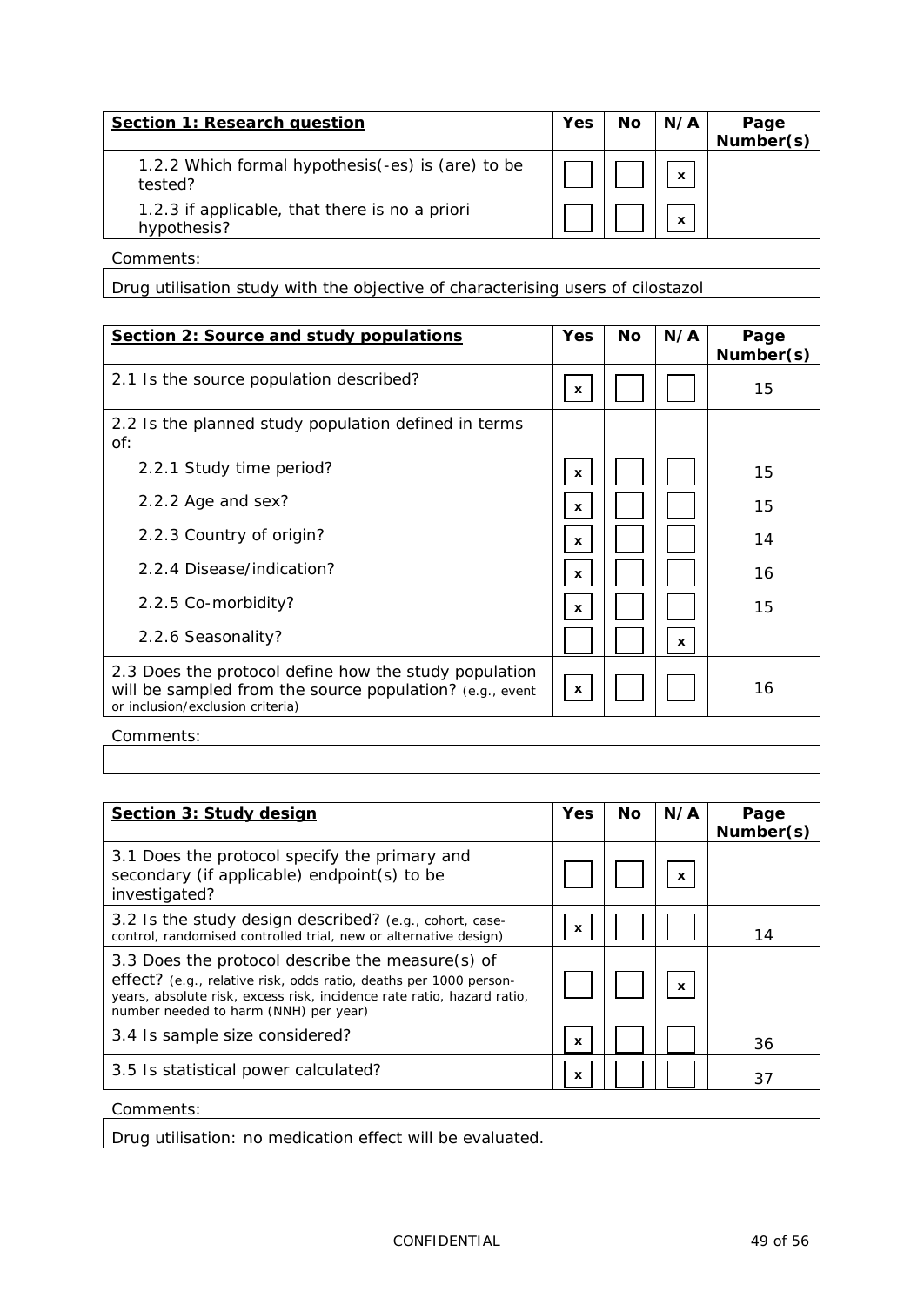| **Section 1: Research question** | **Yes** | **No** | **N/A** | **Page Number(s)** |
|---|---|---|---|---|
| 1.2.2 Which formal hypothesis(-es) is (are) to be tested? | | | x | |
| 1.2.3 if applicable, that there is no a priori hypothesis? | | | x | |

Comments:

Drug utilisation study with the objective of characterising users of cilostazol

| **Section 2: Source and study populations** | **Yes** | **No** | **N/A** | **Page Number(s)** |
|---|---|---|---|---|
| 2.1 Is the source population described? | x | | | 15 |
| 2.2 Is the planned study population defined in terms of: | | | | |
| 2.2.1 Study time period? | x | | | 15 |
| 2.2.2 Age and sex? | x | | | 15 |
| 2.2.3 Country of origin? | x | | | 14 |
| 2.2.4 Disease/indication? | x | | | 16 |
| 2.2.5 Co-morbidity? | x | | | 15 |
| 2.2.6 Seasonality? | | | x | |
| 2.3 Does the protocol define how the study population will be sampled from the source population? (e.g., event or inclusion/exclusion criteria) | x | | | 16 |

Comments:

| **Section 3: Study design** | **Yes** | **No** | **N/A** | **Page Number(s)** |
|---|---|---|---|---|
| 3.1 Does the protocol specify the primary and secondary (if applicable) endpoint(s) to be investigated? | | | x | |
| 3.2 Is the study design described? (e.g., cohort, case-control, randomised controlled trial, new or alternative design) | x | | | 14 |
| 3.3 Does the protocol describe the measure(s) of effect? (e.g., relative risk, odds ratio, deaths per 1000 person-years, absolute risk, excess risk, incidence rate ratio, hazard ratio, number needed to harm (NNH) per year) | | | x | |
| 3.4 Is sample size considered? | x | | | 36 |
| 3.5 Is statistical power calculated? | x | | | 37 |

Comments:

Drug utilisation: no medication effect will be evaluated.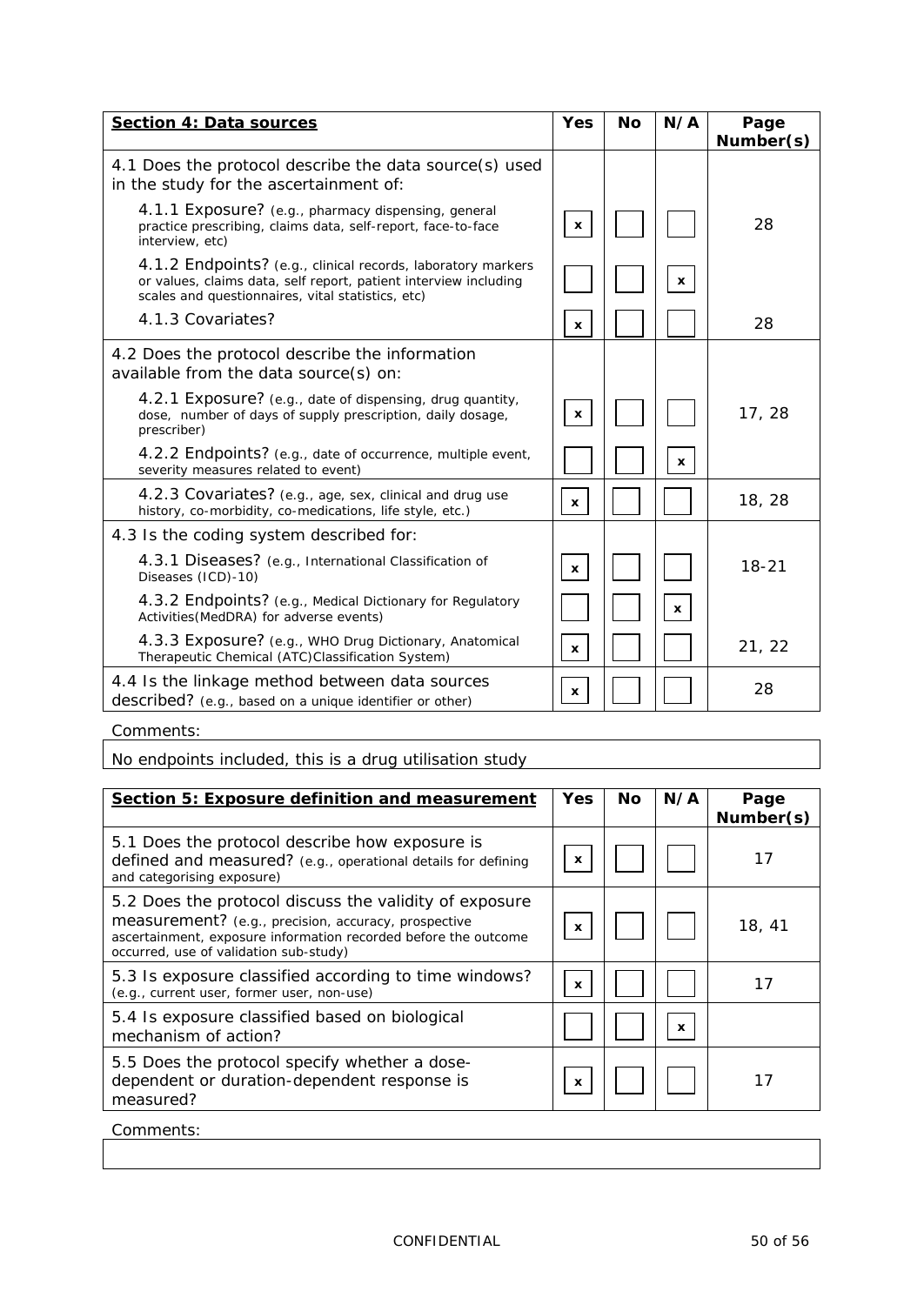| **Section 4: Data sources** | **Yes** | **No** | **N/A** | **Page Number(s)** |
|---|---|---|---|---|
| 4.1 Does the protocol describe the data source(s) used in the study for the ascertainment of: | | | | |
| 4.1.1 Exposure? (e.g., pharmacy dispensing, general practice prescribing, claims data, self-report, face-to-face interview, etc) | x | | | 28 |
| 4.1.2 Endpoints? (e.g., clinical records, laboratory markers or values, claims data, self report, patient interview including scales and questionnaires, vital statistics, etc) | | | x | |
| 4.1.3 Covariates? | x | | | 28 |
| 4.2 Does the protocol describe the information available from the data source(s) on: | | | | |
| 4.2.1 Exposure? (e.g., date of dispensing, drug quantity, dose, number of days of supply prescription, daily dosage, prescriber) | x | | | 17, 28 |
| 4.2.2 Endpoints? (e.g., date of occurrence, multiple event, severity measures related to event) | | | x | |
| 4.2.3 Covariates? (e.g., age, sex, clinical and drug use history, co-morbidity, co-medications, life style, etc.) | x | | | 18, 28 |
| 4.3 Is the coding system described for: | | | | |
| 4.3.1 Diseases? (e.g., International Classification of Diseases (ICD)-10) | x | | | 18-21 |
| 4.3.2 Endpoints? (e.g., Medical Dictionary for Regulatory Activities(MedDRA) for adverse events) | | | x | |
| 4.3.3 Exposure? (e.g., WHO Drug Dictionary, Anatomical Therapeutic Chemical (ATC)Classification System) | x | | | 21, 22 |
| 4.4 Is the linkage method between data sources described? (e.g., based on a unique identifier or other) | x | | | 28 |

Comments:

No endpoints included, this is a drug utilisation study

| **Section 5: Exposure definition and measurement** | **Yes** | **No** | **N/A** | **Page Number(s)** |
|---|---|---|---|---|
| 5.1 Does the protocol describe how exposure is defined and measured? (e.g., operational details for defining and categorising exposure) | x | | | 17 |
| 5.2 Does the protocol discuss the validity of exposure measurement? (e.g., precision, accuracy, prospective ascertainment, exposure information recorded before the outcome occurred, use of validation sub-study) | x | | | 18, 41 |
| 5.3 Is exposure classified according to time windows? (e.g., current user, former user, non-use) | x | | | 17 |
| 5.4 Is exposure classified based on biological mechanism of action? | | | x | |
| 5.5 Does the protocol specify whether a dose-dependent or duration-dependent response is measured? | x | | | 17 |

Comments: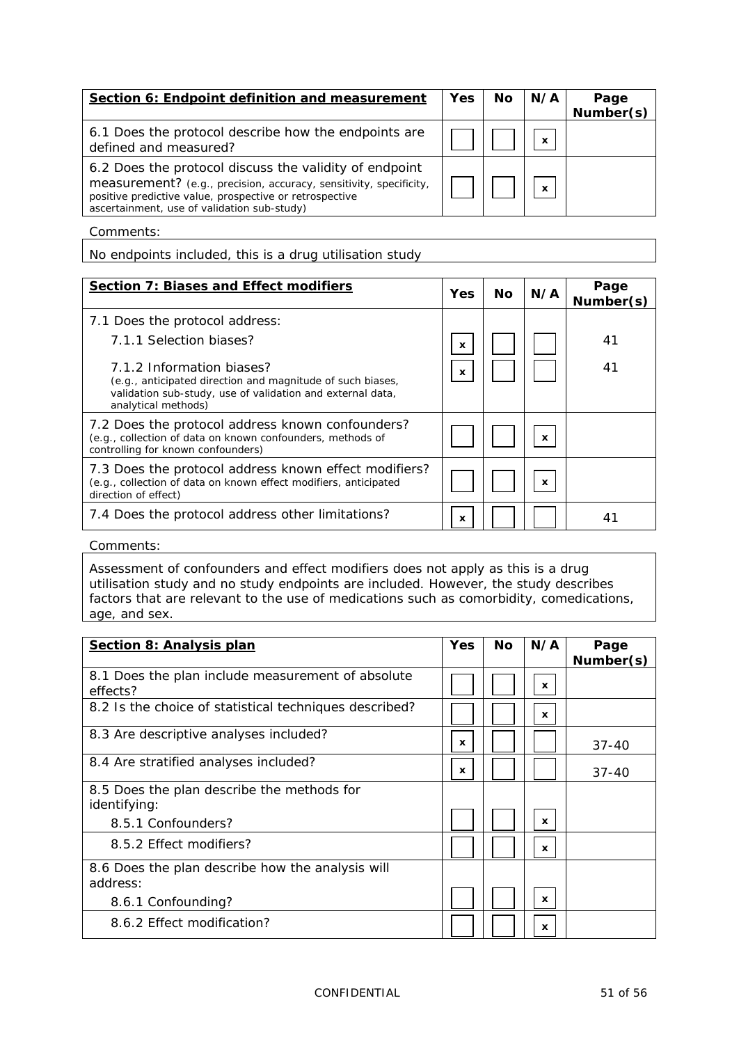| **Section 6: Endpoint definition and measurement** | Yes | No | N/A | Page Number(s) |
|---|---|---|---|---|
| 6.1 Does the protocol describe how the endpoints are defined and measured? | | | x | |
| 6.2 Does the protocol discuss the validity of endpoint measurement? (e.g., precision, accuracy, sensitivity, specificity, positive predictive value, prospective or retrospective ascertainment, use of validation sub-study) | | | x | |

Comments:

No endpoints included, this is a drug utilisation study

| **Section 7: Biases and Effect modifiers** | Yes | No | N/A | Page Number(s) |
|---|---|---|---|---|
| 7.1 Does the protocol address: | | | | |
| 7.1.1 Selection biases? | x | | | 41 |
| 7.1.2 Information biases? (e.g., anticipated direction and magnitude of such biases, validation sub-study, use of validation and external data, analytical methods) | x | | | 41 |
| 7.2 Does the protocol address known confounders? (e.g., collection of data on known confounders, methods of controlling for known confounders) | | | x | |
| 7.3 Does the protocol address known effect modifiers? (e.g., collection of data on known effect modifiers, anticipated direction of effect) | | | x | |
| 7.4 Does the protocol address other limitations? | x | | | 41 |

Comments:

Assessment of confounders and effect modifiers does not apply as this is a drug utilisation study and no study endpoints are included. However, the study describes factors that are relevant to the use of medications such as comorbidity, comedications, age, and sex.

| **Section 8: Analysis plan** | Yes | No | N/A | Page Number(s) |
|---|---|---|---|---|
| 8.1 Does the plan include measurement of absolute effects? | | | x | |
| 8.2 Is the choice of statistical techniques described? | | | x | |
| 8.3 Are descriptive analyses included? | x | | | 37-40 |
| 8.4 Are stratified analyses included? | x | | | 37-40 |
| 8.5 Does the plan describe the methods for identifying: | | | | |
| 8.5.1 Confounders? | | | x | |
| 8.5.2 Effect modifiers? | | | x | |
| 8.6 Does the plan describe how the analysis will address: | | | | |
| 8.6.1 Confounding? | | | x | |
| 8.6.2 Effect modification? | | | x | |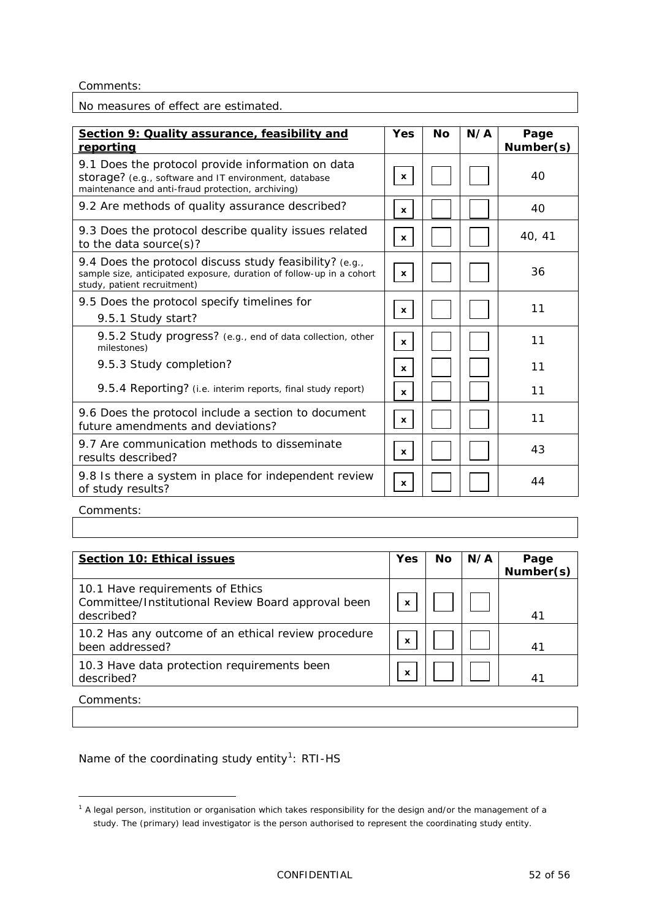Comments:

No measures of effect are estimated.

| **Section 9: Quality assurance, feasibility and reporting** | **Yes** | **No** | **N/A** | **Page Number(s)** |
|---|---|---|---|---|
| 9.1 Does the protocol provide information on data storage? (e.g., software and IT environment, database maintenance and anti-fraud protection, archiving) | x | | | 40 |
| 9.2 Are methods of quality assurance described? | x | | | 40 |
| 9.3 Does the protocol describe quality issues related to the data source(s)? | x | | | 40, 41 |
| 9.4 Does the protocol discuss study feasibility? (e.g., sample size, anticipated exposure, duration of follow-up in a cohort study, patient recruitment) | x | | | 36 |
| 9.5 Does the protocol specify timelines for<br>9.5.1 Study start? | x | | | 11 |
| 9.5.2 Study progress? (e.g., end of data collection, other milestones) | x | | | 11 |
| 9.5.3 Study completion? | x | | | 11 |
| 9.5.4 Reporting? (i.e. interim reports, final study report) | x | | | 11 |
| 9.6 Does the protocol include a section to document future amendments and deviations? | x | | | 11 |
| 9.7 Are communication methods to disseminate results described? | x | | | 43 |
| 9.8 Is there a system in place for independent review of study results? | x | | | 44 |

Comments:

| **Section 10: Ethical issues** | **Yes** | **No** | **N/A** | **Page Number(s)** |
|---|---|---|---|---|
| 10.1 Have requirements of Ethics Committee/Institutional Review Board approval been described? | x | | | 41 |
| 10.2 Has any outcome of an ethical review procedure been addressed? | x | | | 41 |
| 10.3 Have data protection requirements been described? | x | | | 41 |

Comments:

Name of the coordinating study entity[1]: RTI-HS

[1] A legal person, institution or organisation which takes responsibility for the design and/or the management of a study. The (primary) lead investigator is the person authorised to represent the coordinating study entity.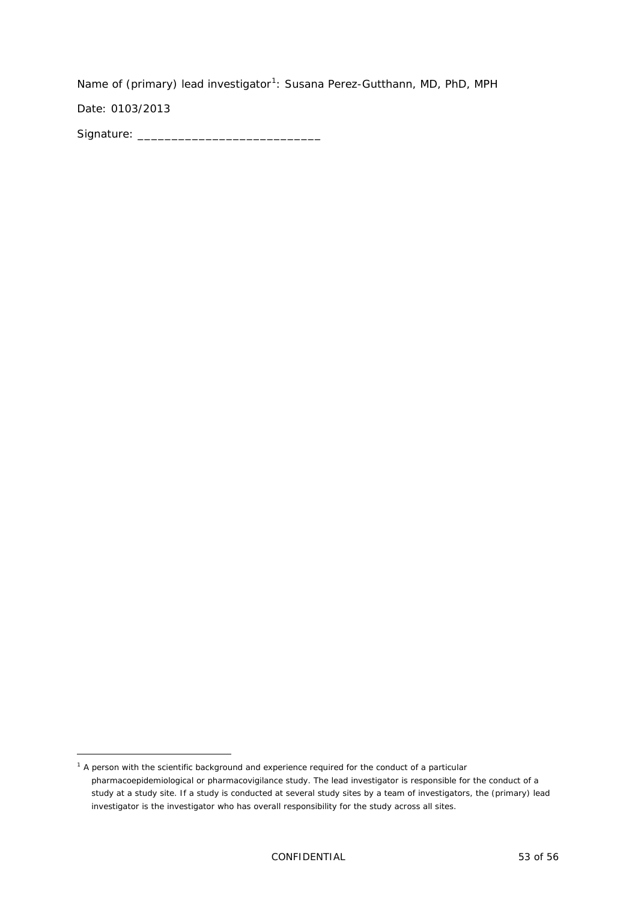Name of (primary) lead investigator[1]: Susana Perez-Gutthann, MD, PhD, MPH

Date: 0103/2013

Signature: ___________________________

[1] A person with the scientific background and experience required for the conduct of a particular pharmacoepidemiological or pharmacovigilance study. The lead investigator is responsible for the conduct of a study at a study site. If a study is conducted at several study sites by a team of investigators, the (primary) lead investigator is the investigator who has overall responsibility for the study across all sites.

CONFIDENTIAL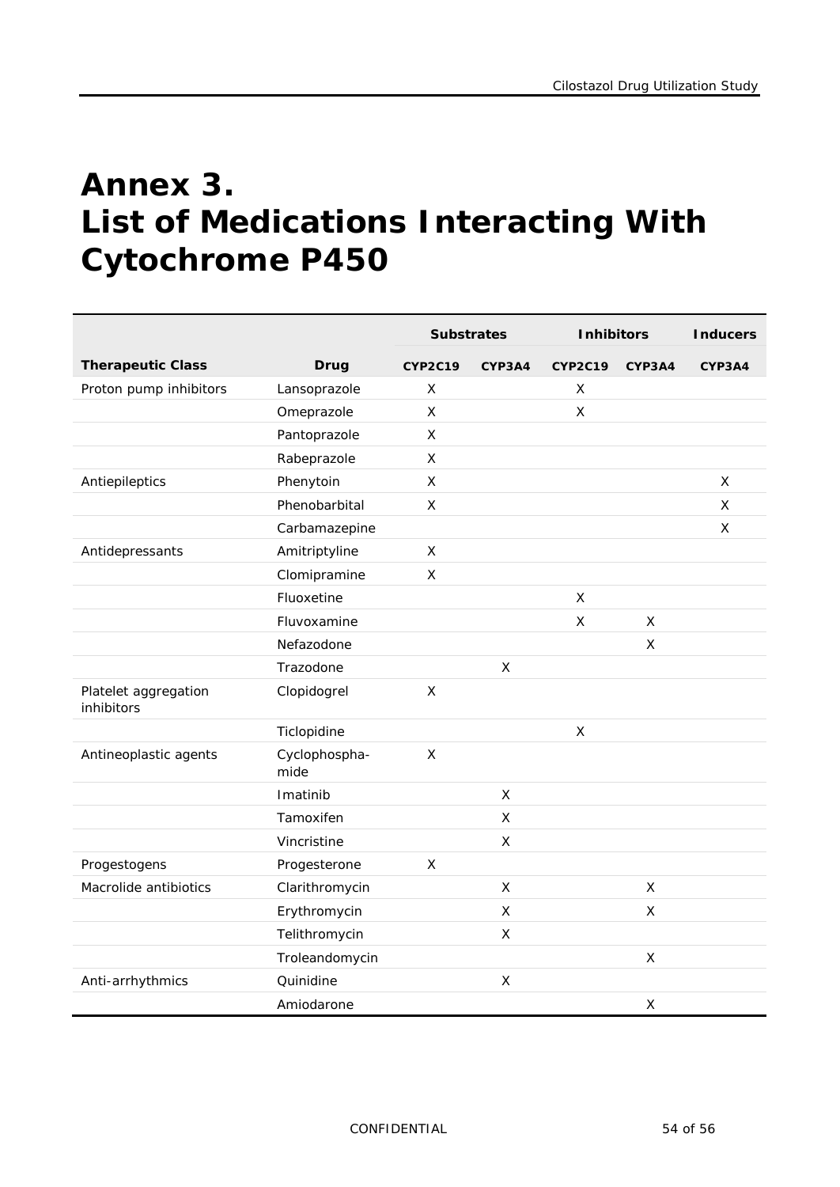# Annex 3. List of Medications Interacting With Cytochrome P450

| | | Substrates | | Inhibitors | | Inducers |
|---|---|---|---|---|---|---|
| **Therapeutic Class** | **Drug** | **CYP2C19** | **CYP3A4** | **CYP2C19** | **CYP3A4** | **CYP3A4** |
| Proton pump inhibitors | Lansoprazole | X | | X | | |
| | Omeprazole | X | | X | | |
| | Pantoprazole | X | | | | |
| | Rabeprazole | X | | | | |
| Antiepileptics | Phenytoin | X | | | | X |
| | Phenobarbital | X | | | | X |
| | Carbamazepine | | | | | X |
| Antidepressants | Amitriptyline | X | | | | |
| | Clomipramine | X | | | | |
| | Fluoxetine | | | X | | |
| | Fluvoxamine | | | X | X | |
| | Nefazodone | | | | X | |
| | Trazodone | | X | | | |
| Platelet aggregation inhibitors | Clopidogrel | X | | | | |
| | Ticlopidine | | | X | | |
| Antineoplastic agents | Cyclophospha-mide | X | | | | |
| | Imatinib | | X | | | |
| | Tamoxifen | | X | | | |
| | Vincristine | | X | | | |
| Progestogens | Progesterone | X | | | | |
| Macrolide antibiotics | Clarithromycin | | X | | X | |
| | Erythromycin | | X | | X | |
| | Telithromycin | | X | | | |
| | Troleandomycin | | | | X | |
| Anti-arrhythmics | Quinidine | | X | | | |
| | Amiodarone | | | | X | |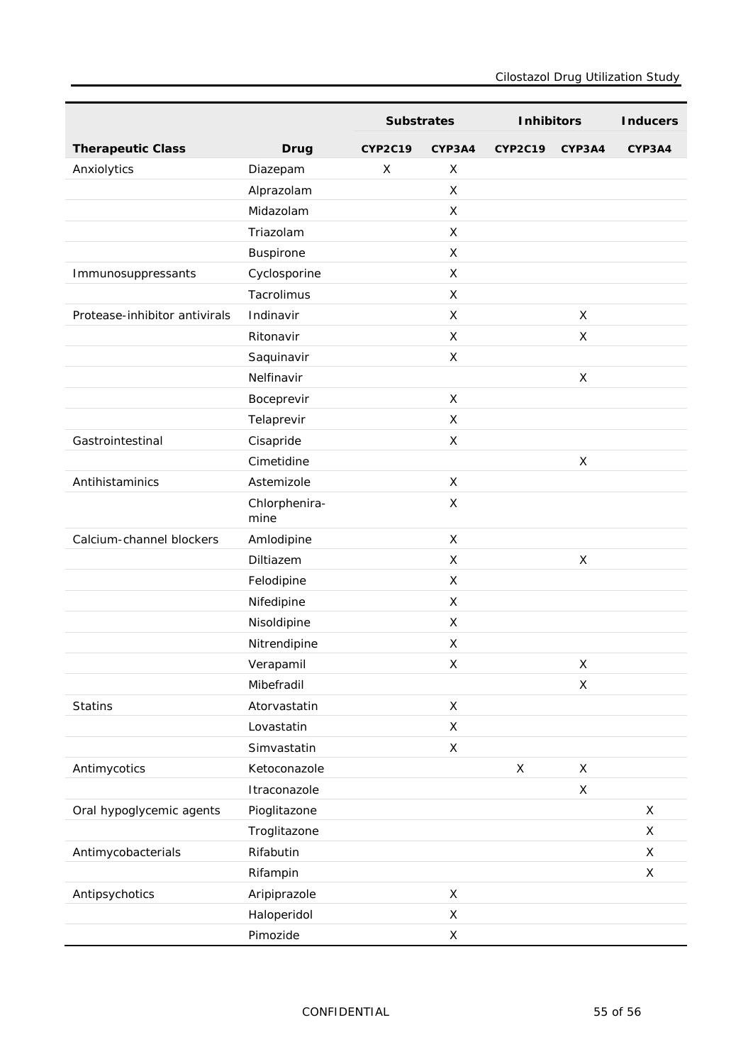| | | Substrates | | Inhibitors | | Inducers |
|---|---|---|---|---|---|---|
| **Therapeutic Class** | **Drug** | **CYP2C19** | **CYP3A4** | **CYP2C19** | **CYP3A4** | **CYP3A4** |
| Anxiolytics | Diazepam | X | X | | | |
| | Alprazolam | | X | | | |
| | Midazolam | | X | | | |
| | Triazolam | | X | | | |
| | Buspirone | | X | | | |
| Immunosuppressants | Cyclosporine | | X | | | |
| | Tacrolimus | | X | | | |
| Protease-inhibitor antivirals | Indinavir | | X | | X | |
| | Ritonavir | | X | | X | |
| | Saquinavir | | X | | | |
| | Nelfinavir | | | | X | |
| | Boceprevir | | X | | | |
| | Telaprevir | | X | | | |
| Gastrointestinal | Cisapride | | X | | | |
| | Cimetidine | | | | X | |
| Antihistaminics | Astemizole | | X | | | |
| | Chlorphenira-mine | | X | | | |
| Calcium-channel blockers | Amlodipine | | X | | | |
| | Diltiazem | | X | | X | |
| | Felodipine | | X | | | |
| | Nifedipine | | X | | | |
| | Nisoldipine | | X | | | |
| | Nitrendipine | | X | | | |
| | Verapamil | | X | | X | |
| | Mibefradil | | | | X | |
| Statins | Atorvastatin | | X | | | |
| | Lovastatin | | X | | | |
| | Simvastatin | | X | | | |
| Antimycotics | Ketoconazole | | | X | X | |
| | Itraconazole | | | | X | |
| Oral hypoglycemic agents | Pioglitazone | | | | | X |
| | Troglitazone | | | | | X |
| Antimycobacterials | Rifabutin | | | | | X |
| | Rifampin | | | | | X |
| Antipsychotics | Aripiprazole | | X | | | |
| | Haloperidol | | X | | | |
| | Pimozide | | X | | | |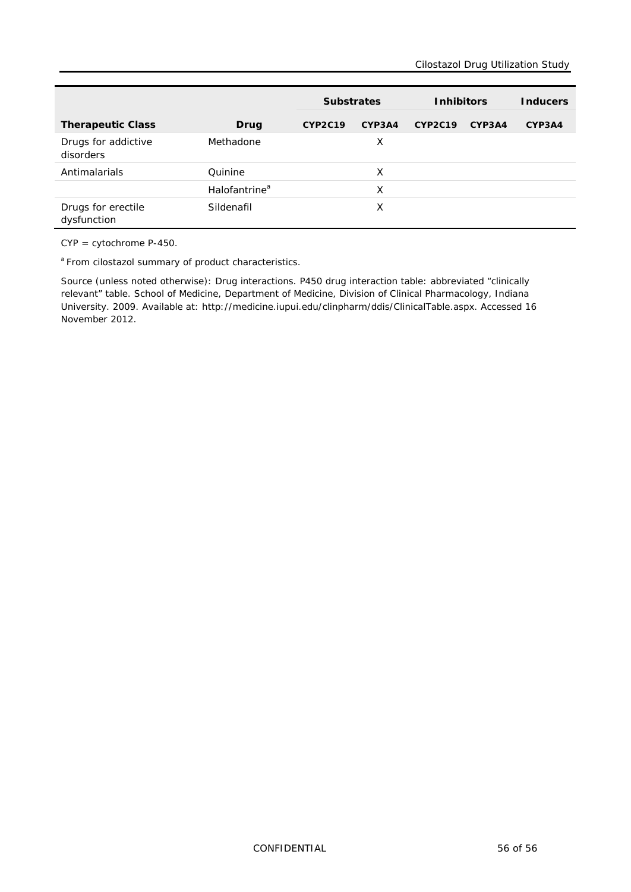| | | Substrates | | Inhibitors | | Inducers |
|---|---|---|---|---|---|---|
| **Therapeutic Class** | **Drug** | **CYP2C19** | **CYP3A4** | **CYP2C19** | **CYP3A4** | **CYP3A4** |
| Drugs for addictive disorders | Methadone | | X | | | |
| Antimalarials | Quinine | | X | | | |
| | Halofantrine[a] | | X | | | |
| Drugs for erectile dysfunction | Sildenafil | | X | | | |

CYP = cytochrome P-450.

[a] From cilostazol summary of product characteristics.

Source (unless noted otherwise): Drug interactions. P450 drug interaction table: abbreviated "clinically relevant" table. School of Medicine, Department of Medicine, Division of Clinical Pharmacology, Indiana University. 2009. Available at: http://medicine.iupui.edu/clinpharm/ddis/ClinicalTable.aspx. Accessed 16 November 2012.